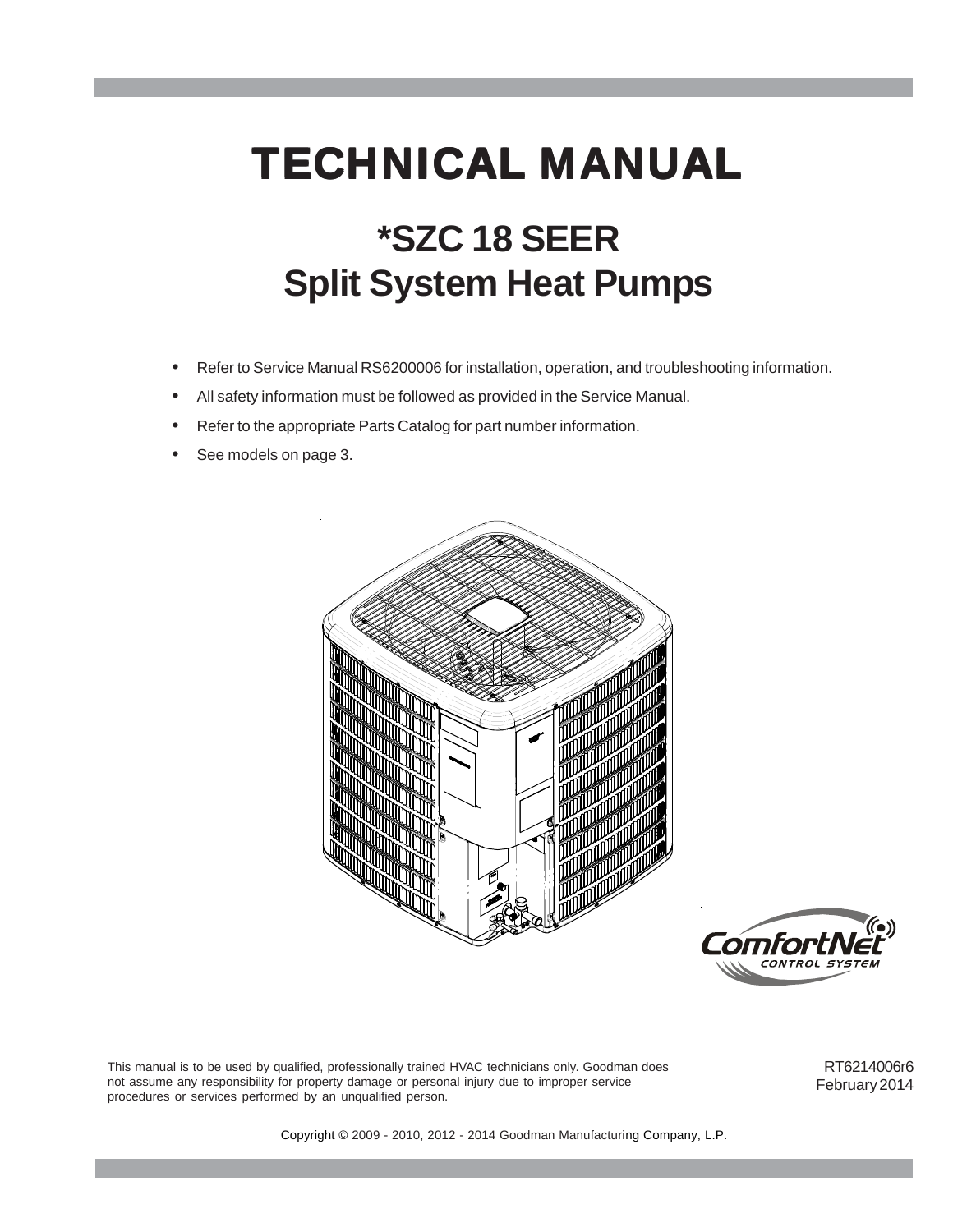# TECHNICAL MANUAL

## *SZC 18 SEER
## Split System Heat Pumps

- Refer to Service Manual RS6200006 for installation, operation, and troubleshooting information.
- All safety information must be followed as provided in the Service Manual.
- Refer to the appropriate Parts Catalog for part number information.
- See models on page 3.

ComfortNet CONTROL SYSTEM

This manual is to be used by qualified, professionally trained HVAC technicians only. Goodman does not assume any responsibility for property damage or personal injury due to improper service procedures or services performed by an unqualified person.

RT6214006r6
February 2014

Copyright © 2009 - 2010, 2012 - 2014 Goodman Manufacturing Company, L.P.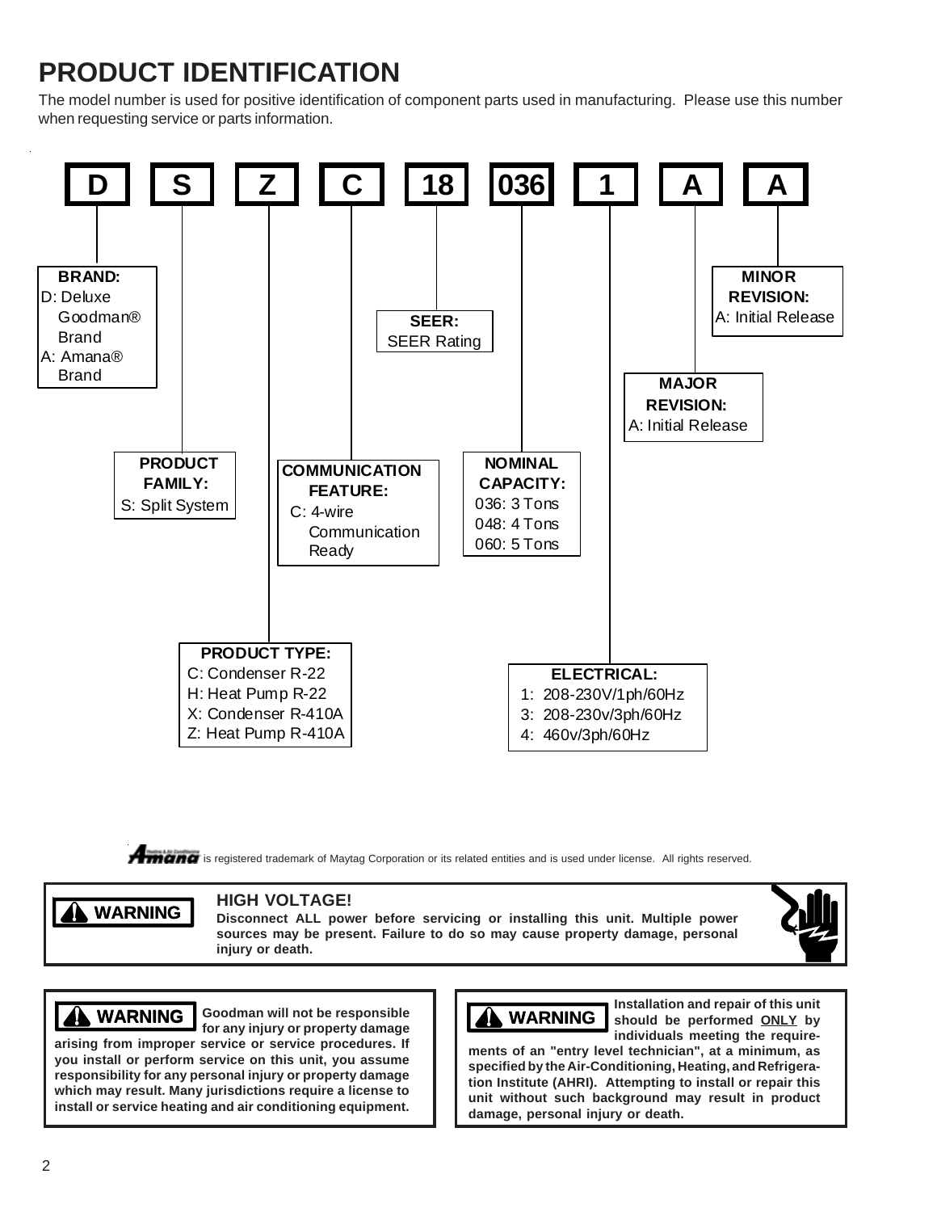# PRODUCT IDENTIFICATION

The model number is used for positive identification of component parts used in manufacturing. Please use this number when requesting service or parts information.

| D | S | Z | C | 18 | 036 | 1 | A | A |
|---|---|---|---|---|---|---|---|---|

**BRAND:**
- D: Deluxe Goodman® Brand
- A: Amana® Brand

**PRODUCT FAMILY:**
- S: Split System

**PRODUCT TYPE:**
- C: Condenser R-22
- H: Heat Pump R-22
- X: Condenser R-410A
- Z: Heat Pump R-410A

**COMMUNICATION FEATURE:**
- C: 4-wire Communication Ready

**SEER:**
- SEER Rating

**NOMINAL CAPACITY:**
- 036: 3 Tons
- 048: 4 Tons
- 060: 5 Tons

**ELECTRICAL:**
- 1: 208-230V/1ph/60Hz
- 3: 208-230v/3ph/60Hz
- 4: 460v/3ph/60Hz

**MAJOR REVISION:**
- A: Initial Release

**MINOR REVISION:**
- A: Initial Release

Amana is registered trademark of Maytag Corporation or its related entities and is used under license. All rights reserved.

**WARNING**

**HIGH VOLTAGE!**
**Disconnect ALL power before servicing or installing this unit. Multiple power sources may be present. Failure to do so may cause property damage, personal injury or death.**

**WARNING**

**Goodman will not be responsible for any injury or property damage arising from improper service or service procedures. If you install or perform service on this unit, you assume responsibility for any personal injury or property damage which may result. Many jurisdictions require a license to install or service heating and air conditioning equipment.**

**WARNING**

**Installation and repair of this unit should be performed ONLY by individuals meeting the requirements of an "entry level technician", at a minimum, as specified by the Air-Conditioning, Heating, and Refrigeration Institute (AHRI). Attempting to install or repair this unit without such background may result in product damage, personal injury or death.**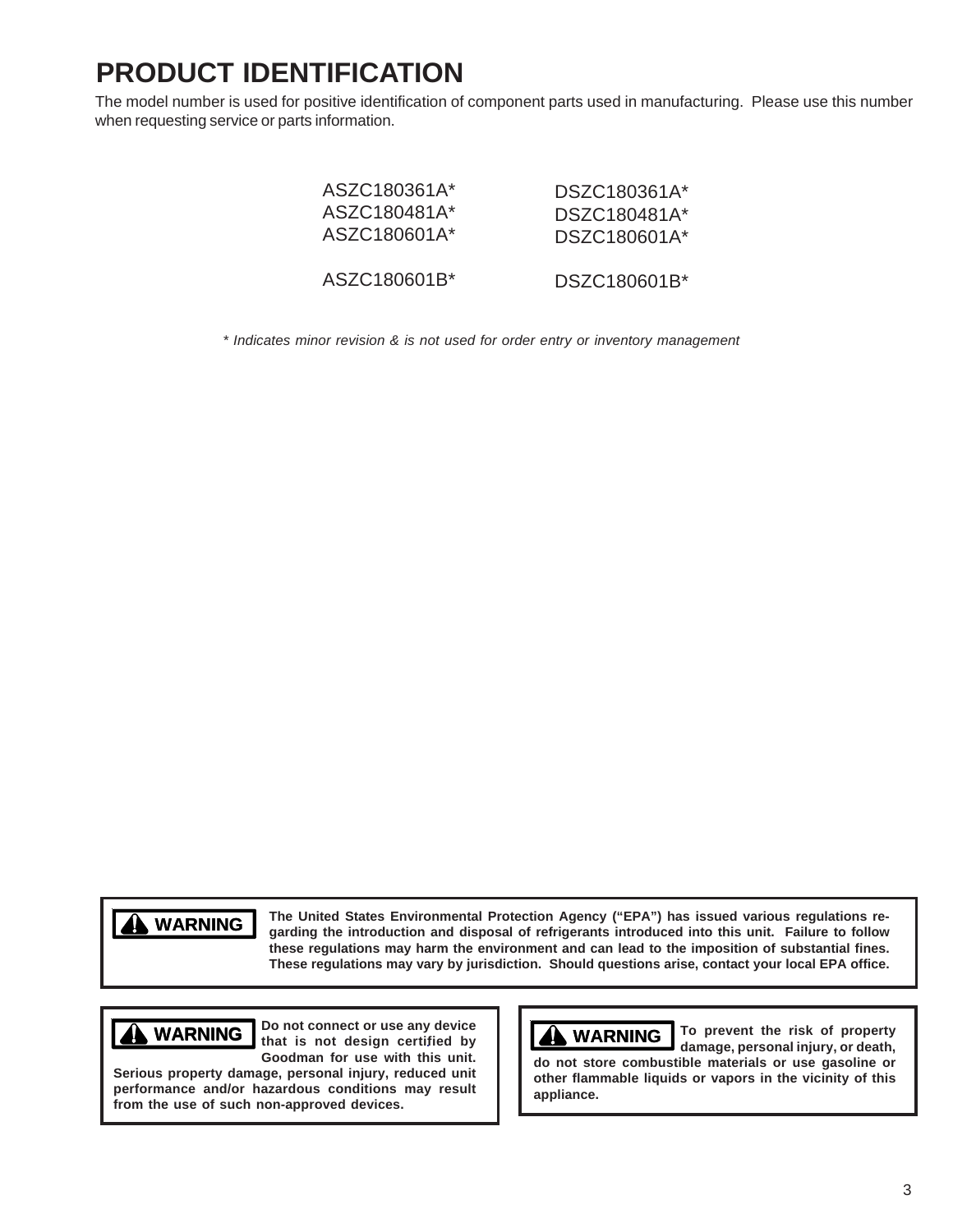# PRODUCT IDENTIFICATION

The model number is used for positive identification of component parts used in manufacturing. Please use this number when requesting service or parts information.

| | |
|---|---|
| ASZC180361A* | DSZC180361A* |
| ASZC180481A* | DSZC180481A* |
| ASZC180601A* | DSZC180601A* |
| ASZC180601B* | DSZC180601B* |

*\* Indicates minor revision & is not used for order entry or inventory management*

**⚠ WARNING**

**The United States Environmental Protection Agency ("EPA") has issued various regulations regarding the introduction and disposal of refrigerants introduced into this unit. Failure to follow these regulations may harm the environment and can lead to the imposition of substantial fines. These regulations may vary by jurisdiction. Should questions arise, contact your local EPA office.**

**⚠ WARNING**

**Do not connect or use any device that is not design certified by Goodman for use with this unit. Serious property damage, personal injury, reduced unit performance and/or hazardous conditions may result from the use of such non-approved devices.**

**⚠ WARNING**

**To prevent the risk of property damage, personal injury, or death, do not store combustible materials or use gasoline or other flammable liquids or vapors in the vicinity of this appliance.**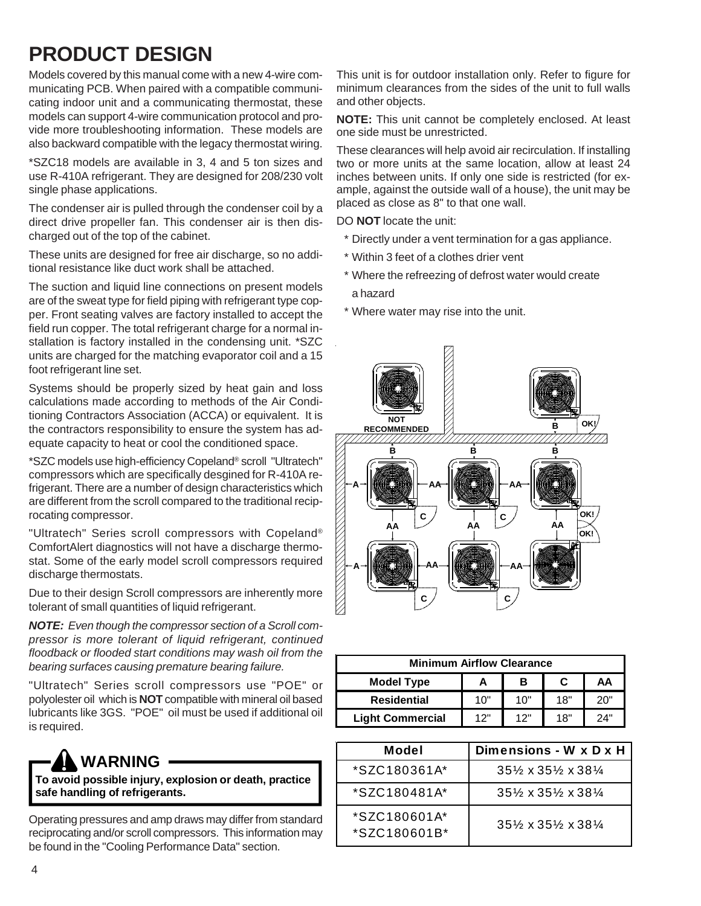# PRODUCT DESIGN

Models covered by this manual come with a new 4-wire communicating PCB. When paired with a compatible communicating indoor unit and a communicating thermostat, these models can support 4-wire communication protocol and provide more troubleshooting information. These models are also backward compatible with the legacy thermostat wiring.

*SZC18 models are available in 3, 4 and 5 ton sizes and use R-410A refrigerant. They are designed for 208/230 volt single phase applications.

The condenser air is pulled through the condenser coil by a direct drive propeller fan. This condenser air is then discharged out of the top of the cabinet.

These units are designed for free air discharge, so no additional resistance like duct work shall be attached.

The suction and liquid line connections on present models are of the sweat type for field piping with refrigerant type copper. Front seating valves are factory installed to accept the field run copper. The total refrigerant charge for a normal installation is factory installed in the condensing unit. *SZC units are charged for the matching evaporator coil and a 15 foot refrigerant line set.

Systems should be properly sized by heat gain and loss calculations made according to methods of the Air Conditioning Contractors Association (ACCA) or equivalent. It is the contractors responsibility to ensure the system has adequate capacity to heat or cool the conditioned space.

*SZC models use high-efficiency Copeland® scroll "Ultratech" compressors which are specifically desgined for R-410A refrigerant. There are a number of design characteristics which are different from the scroll compared to the traditional reciprocating compressor.

"Ultratech" Series scroll compressors with Copeland® ComfortAlert diagnostics will not have a discharge thermostat. Some of the early model scroll compressors required discharge thermostats.

Due to their design Scroll compressors are inherently more tolerant of small quantities of liquid refrigerant.

***NOTE:*** *Even though the compressor section of a Scroll compressor is more tolerant of liquid refrigerant, continued floodback or flooded start conditions may wash oil from the bearing surfaces causing premature bearing failure.*

"Ultratech" Series scroll compressors use "POE" or polyolester oil which is **NOT** compatible with mineral oil based lubricants like 3GS. "POE" oil must be used if additional oil is required.

**WARNING**

**To avoid possible injury, explosion or death, practice safe handling of refrigerants.**

Operating pressures and amp draws may differ from standard reciprocating and/or scroll compressors. This information may be found in the "Cooling Performance Data" section.

This unit is for outdoor installation only. Refer to figure for minimum clearances from the sides of the unit to full walls and other objects.

**NOTE:** This unit cannot be completely enclosed. At least one side must be unrestricted.

These clearances will help avoid air recirculation. If installing two or more units at the same location, allow at least 24 inches between units. If only one side is restricted (for example, against the outside wall of a house), the unit may be placed as close as 8" to that one wall.

DO **NOT** locate the unit:

* Directly under a vent termination for a gas appliance.
* Within 3 feet of a clothes drier vent
* Where the refreezing of defrost water would create a hazard
* Where water may rise into the unit.

| Minimum Airflow Clearance | | | | |
|---|---|---|---|---|
| Model Type | A | B | C | AA |
| Residential | 10" | 10" | 18" | 20" |
| Light Commercial | 12" | 12" | 18" | 24" |

| Model | Dimensions - W x D x H |
|---|---|
| *SZC180361A* | 35½ x 35½ x 38¼ |
| *SZC180481A* | 35½ x 35½ x 38¼ |
| *SZC180601A* *SZC180601B* | 35½ x 35½ x 38¼ |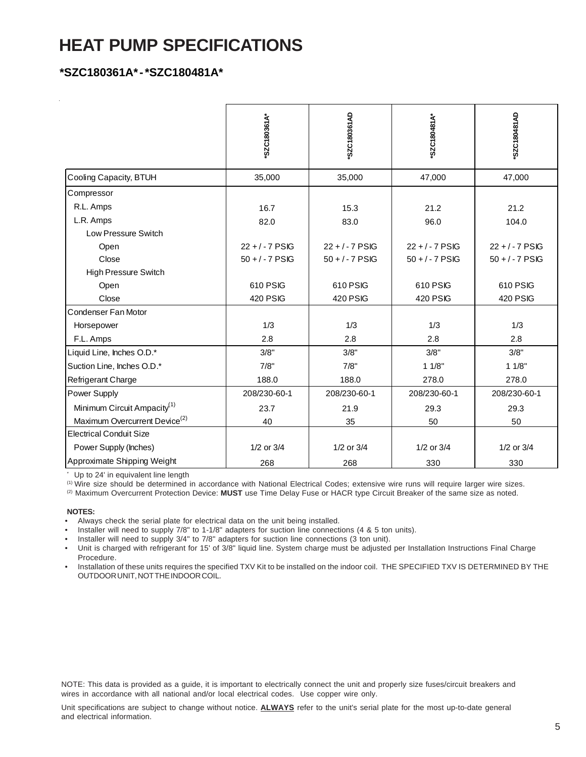# HEAT PUMP SPECIFICATIONS

## *SZC180361A* - *SZC180481A*

| | *SZC180361A* | *SZC180361AD | *SZC180481A* | *SZC180481AD |
|---|---|---|---|---|
| Cooling Capacity, BTUH | 35,000 | 35,000 | 47,000 | 47,000 |
| Compressor | | | | |
| R.L. Amps | 16.7 | 15.3 | 21.2 | 21.2 |
| L.R. Amps | 82.0 | 83.0 | 96.0 | 104.0 |
| Low Pressure Switch | | | | |
| Open | 22 + / - 7 PSIG | 22 + / - 7 PSIG | 22 + / - 7 PSIG | 22 + / - 7 PSIG |
| Close | 50 + / - 7 PSIG | 50 + / - 7 PSIG | 50 + / - 7 PSIG | 50 + / - 7 PSIG |
| High Pressure Switch | | | | |
| Open | 610 PSIG | 610 PSIG | 610 PSIG | 610 PSIG |
| Close | 420 PSIG | 420 PSIG | 420 PSIG | 420 PSIG |
| Condenser Fan Motor | | | | |
| Horsepower | 1/3 | 1/3 | 1/3 | 1/3 |
| F.L. Amps | 2.8 | 2.8 | 2.8 | 2.8 |
| Liquid Line, Inches O.D.* | 3/8" | 3/8" | 3/8" | 3/8" |
| Suction Line, Inches O.D.* | 7/8" | 7/8" | 1 1/8" | 1 1/8" |
| Refrigerant Charge | 188.0 | 188.0 | 278.0 | 278.0 |
| Power Supply | 208/230-60-1 | 208/230-60-1 | 208/230-60-1 | 208/230-60-1 |
| Minimum Circuit Ampacity(1) | 23.7 | 21.9 | 29.3 | 29.3 |
| Maximum Overcurrent Device(2) | 40 | 35 | 50 | 50 |
| Electrical Conduit Size | | | | |
| Power Supply (Inches) | 1/2 or 3/4 | 1/2 or 3/4 | 1/2 or 3/4 | 1/2 or 3/4 |
| Approximate Shipping Weight | 268 | 268 | 330 | 330 |

\* Up to 24' in equivalent line length

(1) Wire size should be determined in accordance with National Electrical Codes; extensive wire runs will require larger wire sizes.

(2) Maximum Overcurrent Protection Device: **MUST** use Time Delay Fuse or HACR type Circuit Breaker of the same size as noted.

**NOTES:**

- Always check the serial plate for electrical data on the unit being installed.
- Installer will need to supply 7/8" to 1-1/8" adapters for suction line connections (4 & 5 ton units).
- Installer will need to supply 3/4" to 7/8" adapters for suction line connections (3 ton unit).
- Unit is charged with refrigerant for 15' of 3/8" liquid line. System charge must be adjusted per Installation Instructions Final Charge Procedure.
- Installation of these units requires the specified TXV Kit to be installed on the indoor coil. THE SPECIFIED TXV IS DETERMINED BY THE OUTDOOR UNIT, NOT THE INDOOR COIL.

NOTE: This data is provided as a guide, it is important to electrically connect the unit and properly size fuses/circuit breakers and wires in accordance with all national and/or local electrical codes. Use copper wire only.

Unit specifications are subject to change without notice. **ALWAYS** refer to the unit's serial plate for the most up-to-date general and electrical information.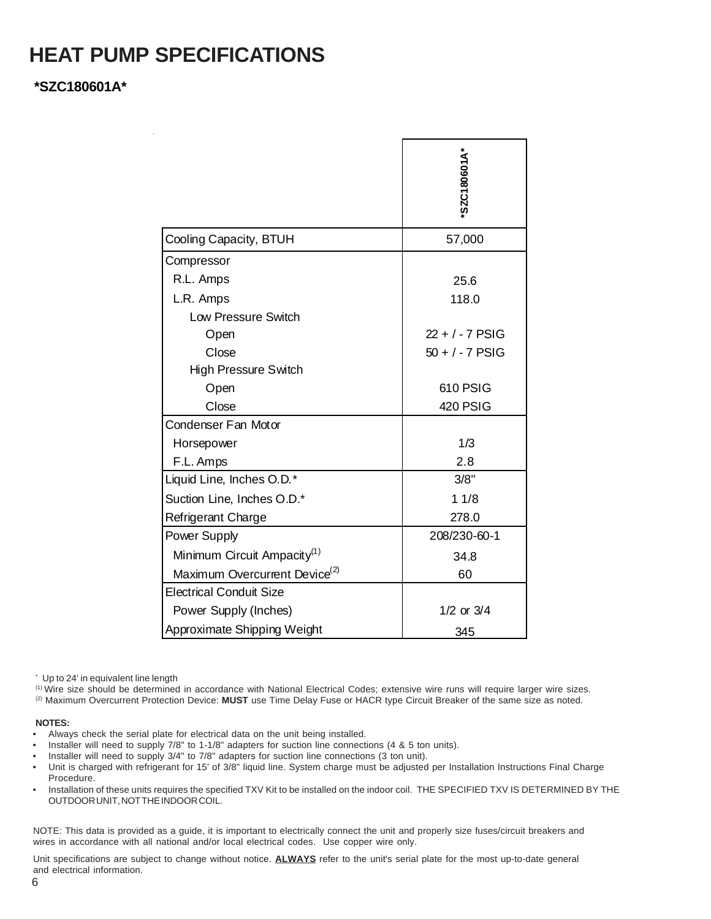# HEAT PUMP SPECIFICATIONS

**\*SZC180601A\***

| | *SZC180601A* |
|---|---|
| Cooling Capacity, BTUH | 57,000 |
| Compressor | |
| R.L. Amps | 25.6 |
| L.R. Amps | 118.0 |
| Low Pressure Switch | |
| Open | 22 + / - 7 PSIG |
| Close | 50 + / - 7 PSIG |
| High Pressure Switch | |
| Open | 610 PSIG |
| Close | 420 PSIG |
| Condenser Fan Motor | |
| Horsepower | 1/3 |
| F.L. Amps | 2.8 |
| Liquid Line, Inches O.D.* | 3/8" |
| Suction Line, Inches O.D.* | 1 1/8 |
| Refrigerant Charge | 278.0 |
| Power Supply | 208/230-60-1 |
| Minimum Circuit Ampacity(1) | 34.8 |
| Maximum Overcurrent Device(2) | 60 |
| Electrical Conduit Size | |
| Power Supply (Inches) | 1/2 or 3/4 |
| Approximate Shipping Weight | 345 |

\* Up to 24' in equivalent line length

(1) Wire size should be determined in accordance with National Electrical Codes; extensive wire runs will require larger wire sizes.

(2) Maximum Overcurrent Protection Device: **MUST** use Time Delay Fuse or HACR type Circuit Breaker of the same size as noted.

**NOTES:**

- Always check the serial plate for electrical data on the unit being installed.
- Installer will need to supply 7/8" to 1-1/8" adapters for suction line connections (4 & 5 ton units).
- Installer will need to supply 3/4" to 7/8" adapters for suction line connections (3 ton unit).
- Unit is charged with refrigerant for 15' of 3/8" liquid line. System charge must be adjusted per Installation Instructions Final Charge Procedure.
- Installation of these units requires the specified TXV Kit to be installed on the indoor coil. THE SPECIFIED TXV IS DETERMINED BY THE OUTDOOR UNIT, NOT THE INDOOR COIL.

NOTE: This data is provided as a guide, it is important to electrically connect the unit and properly size fuses/circuit breakers and wires in accordance with all national and/or local electrical codes. Use copper wire only.

Unit specifications are subject to change without notice. **ALWAYS** refer to the unit's serial plate for the most up-to-date general and electrical information.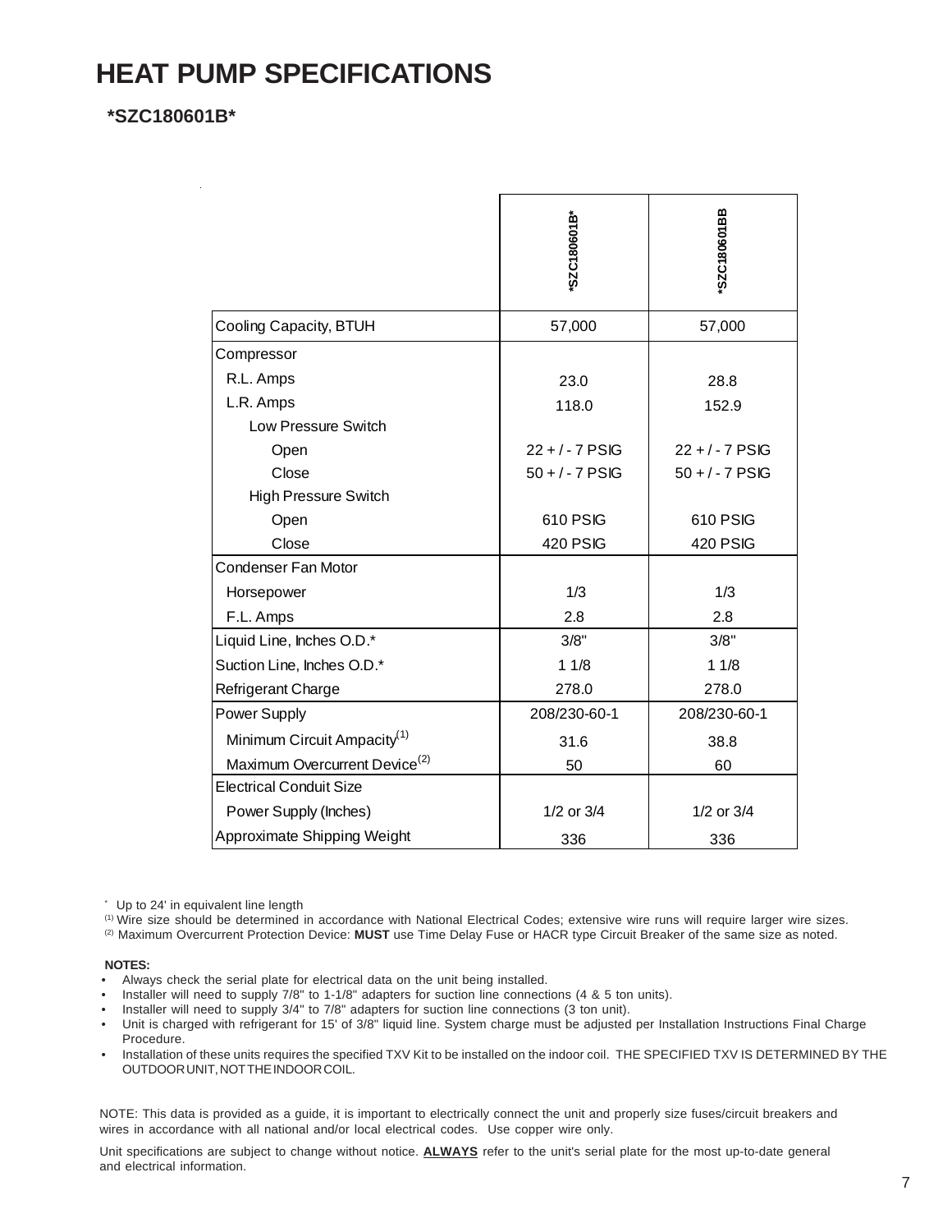# HEAT PUMP SPECIFICATIONS

## *SZC180601B*

| | *SZC180601B* | *SZC180601BB |
|---|---|---|
| Cooling Capacity, BTUH | 57,000 | 57,000 |
| Compressor | | |
| R.L. Amps | 23.0 | 28.8 |
| L.R. Amps | 118.0 | 152.9 |
| Low Pressure Switch | | |
| Open | 22 + / - 7 PSIG | 22 + / - 7 PSIG |
| Close | 50 + / - 7 PSIG | 50 + / - 7 PSIG |
| High Pressure Switch | | |
| Open | 610 PSIG | 610 PSIG |
| Close | 420 PSIG | 420 PSIG |
| Condenser Fan Motor | | |
| Horsepower | 1/3 | 1/3 |
| F.L. Amps | 2.8 | 2.8 |
| Liquid Line, Inches O.D.* | 3/8" | 3/8" |
| Suction Line, Inches O.D.* | 1 1/8 | 1 1/8 |
| Refrigerant Charge | 278.0 | 278.0 |
| Power Supply | 208/230-60-1 | 208/230-60-1 |
| Minimum Circuit Ampacity(1) | 31.6 | 38.8 |
| Maximum Overcurrent Device(2) | 50 | 60 |
| Electrical Conduit Size | | |
| Power Supply (Inches) | 1/2 or 3/4 | 1/2 or 3/4 |
| Approximate Shipping Weight | 336 | 336 |

\* Up to 24' in equivalent line length

(1) Wire size should be determined in accordance with National Electrical Codes; extensive wire runs will require larger wire sizes.

(2) Maximum Overcurrent Protection Device: **MUST** use Time Delay Fuse or HACR type Circuit Breaker of the same size as noted.

**NOTES:**

- Always check the serial plate for electrical data on the unit being installed.
- Installer will need to supply 7/8" to 1-1/8" adapters for suction line connections (4 & 5 ton units).
- Installer will need to supply 3/4" to 7/8" adapters for suction line connections (3 ton unit).
- Unit is charged with refrigerant for 15' of 3/8" liquid line. System charge must be adjusted per Installation Instructions Final Charge Procedure.
- Installation of these units requires the specified TXV Kit to be installed on the indoor coil. THE SPECIFIED TXV IS DETERMINED BY THE OUTDOOR UNIT, NOT THE INDOOR COIL.

NOTE: This data is provided as a guide, it is important to electrically connect the unit and properly size fuses/circuit breakers and wires in accordance with all national and/or local electrical codes. Use copper wire only.

Unit specifications are subject to change without notice. **ALWAYS** refer to the unit's serial plate for the most up-to-date general and electrical information.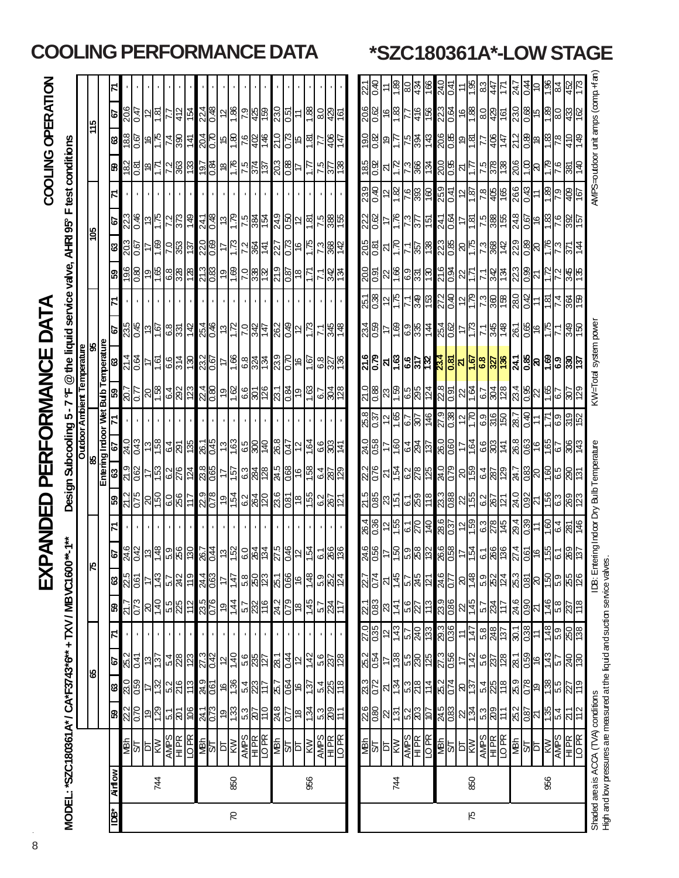# COOLING PERFORMANCE DATA

# *SZC180361A*-LOW STAGE

## EXPANDED PERFORMANCE DATA

**COOLING OPERATION**

**MODEL: *SZC180361A* / CA*F3743*6** + TXV / MBVC1600**-1****

**Design Subcooling 5 - 7 °F @ the liquid service valve, AHRI 95° F test conditions**

| | | | Outdoor Ambient Temperature | | | | | | | | | | | | | | | | | | | | | | | |
|---|---|---|---|---|---|---|---|---|---|---|---|---|---|---|---|---|---|---|---|---|---|---|---|---|---|---|
| | | | 65 | | | | 75 | | | | 85 | | | | 95 | | | | 105 | | | | 115 | | | |
| | | | Entering Indoor Wet Bulb Temperature | | | | | | | | | | | | | | | | | | | | | | | |
| IDB* | Airflow | | 59 | 63 | 67 | 71 | 59 | 63 | 67 | 71 | 59 | 63 | 67 | 71 | 59 | 63 | 67 | 71 | 59 | 63 | 67 | 71 | 59 | 63 | 67 | 71 |
| 70 | 744 | MBh | 22.2 | 23.0 | 25.2 | - | 21.7 | 22.5 | 24.6 | - | 21.2 | 21.9 | 24.0 | - | 20.7 | 21.4 | 23.5 | - | 19.6 | 20.3 | 22.3 | - | 18.2 | 18.8 | 20.6 | - |
| | | S/T | 0.70 | 0.59 | 0.41 | - | 0.73 | 0.61 | 0.42 | - | 0.75 | 0.62 | 0.43 | - | 0.77 | 0.64 | 0.45 | - | 0.80 | 0.67 | 0.46 | - | 0.81 | 0.67 | 0.47 | - |
| | | DT | 19 | 17 | 13 | - | 20 | 17 | 13 | - | 20 | 17 | 13 | - | 20 | 17 | 13 | - | 19 | 17 | 13 | - | 18 | 16 | 12 | - |
| | | KW | 1.29 | 1.32 | 1.37 | - | 1.40 | 1.43 | 1.48 | - | 1.50 | 1.53 | 1.58 | - | 1.58 | 1.61 | 1.67 | - | 1.65 | 1.69 | 1.75 | - | 1.71 | 1.75 | 1.81 | - |
| | | AMPS | 5.1 | 5.2 | 5.4 | - | 5.5 | 5.7 | 5.9 | - | 6.0 | 6.2 | 6.4 | - | 6.4 | 6.6 | 6.8 | - | 6.8 | 7.0 | 7.2 | - | 7.2 | 7.4 | 7.7 | - |
| | | HI PR | 201 | 216 | 228 | - | 225 | 242 | 256 | - | 256 | 276 | 291 | - | 292 | 314 | 331 | - | 328 | 353 | 373 | - | 363 | 390 | 412 | - |
| | | LO PR | 106 | 113 | 123 | - | 112 | 119 | 130 | - | 117 | 124 | 135 | - | 123 | 130 | 142 | - | 128 | 137 | 149 | - | 133 | 141 | 154 | - |
| | 850 | MBh | 24.1 | 24.9 | 27.3 | - | 23.5 | 24.4 | 26.7 | - | 22.9 | 23.8 | 26.1 | - | 22.4 | 23.2 | 25.4 | - | 21.3 | 22.0 | 24.1 | - | 19.7 | 20.4 | 22.4 | - |
| | | S/T | 0.73 | 0.61 | 0.42 | - | 0.76 | 0.63 | 0.44 | - | 0.78 | 0.65 | 0.45 | - | 0.80 | 0.67 | 0.46 | - | 0.83 | 0.69 | 0.48 | - | 0.84 | 0.70 | 0.48 | - |
| | | DT | 19 | 16 | 12 | - | 19 | 17 | 13 | - | 19 | 17 | 13 | - | 19 | 17 | 13 | - | 19 | 17 | 13 | - | 18 | 15 | 12 | - |
| | | KW | 1.33 | 1.36 | 1.40 | - | 1.44 | 1.47 | 1.52 | - | 1.54 | 1.57 | 1.63 | - | 1.62 | 1.66 | 1.72 | - | 1.69 | 1.73 | 1.79 | - | 1.76 | 1.80 | 1.86 | - |
| | | AMPS | 5.3 | 5.4 | 5.6 | - | 5.7 | 5.8 | 6.0 | - | 6.2 | 6.3 | 6.5 | - | 6.6 | 6.8 | 7.0 | - | 7.0 | 7.2 | 7.5 | - | 7.5 | 7.6 | 7.9 | - |
| | | HI PR | 207 | 223 | 235 | - | 232 | 250 | 264 | - | 264 | 284 | 300 | - | 301 | 324 | 342 | - | 338 | 364 | 384 | - | 374 | 402 | 425 | - |
| | | LO PR | 110 | 117 | 127 | - | 116 | 123 | 134 | - | 120 | 128 | 140 | - | 126 | 134 | 147 | - | 132 | 141 | 154 | - | 137 | 146 | 159 | - |
| | 956 | MBh | 24.8 | 25.7 | 28.1 | - | 24.2 | 25.1 | 27.5 | - | 23.6 | 24.5 | 26.8 | - | 23.1 | 23.9 | 26.2 | - | 21.9 | 22.7 | 24.9 | - | 20.3 | 21.0 | 23.0 | - |
| | | S/T | 0.77 | 0.64 | 0.44 | - | 0.79 | 0.66 | 0.46 | - | 0.81 | 0.68 | 0.47 | - | 0.84 | 0.70 | 0.49 | - | 0.87 | 0.73 | 0.50 | - | 0.88 | 0.73 | 0.51 | - |
| | | DT | 18 | 16 | 12 | - | 18 | 16 | 12 | - | 18 | 16 | 12 | - | 19 | 16 | 12 | - | 18 | 16 | 12 | - | 17 | 15 | 11 | - |
| | | KW | 1.34 | 1.37 | 1.42 | - | 1.45 | 1.48 | 1.54 | - | 1.55 | 1.58 | 1.64 | - | 1.63 | 1.67 | 1.73 | - | 1.71 | 1.75 | 1.81 | - | 1.77 | 1.81 | 1.88 | - |
| | | AMPS | 5.3 | 5.4 | 5.6 | - | 5.7 | 5.9 | 6.1 | - | 6.2 | 6.4 | 6.6 | - | 6.7 | 6.8 | 7.1 | - | 7.1 | 7.3 | 7.5 | - | 7.5 | 7.7 | 8.0 | - |
| | | HI PR | 209 | 225 | 237 | - | 234 | 252 | 266 | - | 267 | 287 | 303 | - | 304 | 327 | 345 | - | 342 | 368 | 388 | - | 377 | 406 | 429 | - |
| | | LO PR | 111 | 118 | 128 | - | 117 | 124 | 136 | - | 121 | 129 | 141 | - | 128 | 136 | 148 | - | 134 | 142 | 155 | - | 138 | 147 | 161 | - |
| 75 | 744 | MBh | 22.6 | 23.3 | 25.2 | 27.0 | 22.1 | 22.7 | 24.6 | 26.4 | 21.5 | 22.2 | 24.0 | 25.8 | 21.0 | **21.6** | 23.4 | 25.1 | 20.0 | 20.5 | 22.2 | 23.9 | 18.5 | 19.0 | 20.6 | 22.1 |
| | | S/T | 0.80 | 0.72 | 0.54 | 0.35 | 0.83 | 0.74 | 0.56 | 0.36 | 0.85 | 0.76 | 0.58 | 0.37 | 0.88 | **0.79** | 0.59 | 0.38 | 0.91 | 0.81 | 0.62 | 0.40 | 0.92 | 0.82 | 0.62 | 0.40 |
| | | DT | 22 | 21 | 17 | 12 | 23 | 21 | 17 | 12 | 23 | 21 | 17 | 12 | 23 | **21** | 17 | 12 | 22 | 21 | 17 | 12 | 21 | 19 | 16 | 11 |
| | | KW | 1.31 | 1.34 | 1.38 | 1.43 | 1.41 | 1.45 | 1.50 | 1.55 | 1.51 | 1.54 | 1.60 | 1.65 | 1.59 | **1.63** | 1.69 | 1.75 | 1.66 | 1.70 | 1.76 | 1.82 | 1.72 | 1.77 | 1.83 | 1.89 |
| | | AMPS | 5.2 | 5.3 | 5.5 | 5.7 | 5.6 | 5.7 | 5.9 | 6.1 | 6.1 | 6.2 | 6.4 | 6.7 | 6.5 | **6.6** | 6.9 | 7.1 | 6.9 | 7.1 | 7.3 | 7.6 | 7.3 | 7.5 | 7.7 | 8.0 |
| | | HI PR | 203 | 218 | 230 | 240 | 227 | 245 | 258 | 270 | 259 | 278 | 294 | 307 | 295 | **317** | 335 | 349 | 331 | 357 | 377 | 393 | 366 | 394 | 416 | 434 |
| | | LO PR | 107 | 114 | 125 | 133 | 113 | 121 | 132 | 140 | 118 | 125 | 137 | 146 | 124 | **132** | 144 | 153 | 130 | 138 | 151 | 160 | 134 | 143 | 156 | 166 |
| | 850 | MBh | 24.5 | 25.2 | 27.3 | 29.3 | 23.9 | 24.6 | 26.6 | 28.6 | 23.3 | 24.0 | 26.0 | 27.9 | 22.8 | **23.4** | 25.4 | 27.2 | 21.6 | 22.3 | 24.1 | 25.9 | 20.0 | 20.6 | 22.3 | 24.0 |
| | | S/T | 0.83 | 0.74 | 0.56 | 0.36 | 0.86 | 0.77 | 0.58 | 0.37 | 0.88 | 0.79 | 0.60 | 0.38 | 0.91 | **0.81** | 0.62 | 0.40 | 0.94 | 0.85 | 0.64 | 0.41 | 0.95 | 0.85 | 0.64 | 0.41 |
| | | DT | 22 | 20 | 17 | 11 | 22 | 20 | 17 | 12 | 22 | 20 | 17 | 12 | 22 | **21** | 17 | 12 | 22 | 20 | 17 | 12 | 21 | 19 | 16 | 11 |
| | | KW | 1.34 | 1.37 | 1.42 | 1.47 | 1.45 | 1.48 | 1.54 | 1.59 | 1.55 | 1.59 | 1.64 | 1.70 | 1.64 | **1.67** | 1.73 | 1.79 | 1.71 | 1.75 | 1.81 | 1.87 | 1.77 | 1.81 | 1.88 | 1.95 |
| | | AMPS | 5.3 | 5.4 | 5.6 | 5.8 | 5.7 | 5.9 | 6.1 | 6.3 | 6.2 | 6.4 | 6.6 | 6.9 | 6.7 | **6.8** | 7.1 | 7.3 | 7.1 | 7.3 | 7.5 | 7.8 | 7.5 | 7.7 | 8.0 | 8.3 |
| | | HI PR | 209 | 225 | 237 | 248 | 234 | 252 | 266 | 278 | 267 | 287 | 303 | 316 | 304 | **327** | 345 | 360 | 342 | 368 | 388 | 405 | 378 | 406 | 429 | 447 |
| | | LO PR | 111 | 118 | 128 | 137 | 117 | 124 | 136 | 145 | 121 | 129 | 141 | 150 | 128 | **136** | 148 | 158 | 134 | 142 | 155 | 165 | 138 | 147 | 161 | 171 |
| | 956 | MBh | 25.2 | 25.9 | 28.1 | 30.1 | 24.6 | 25.3 | 27.4 | 29.4 | 24.0 | 24.7 | 26.8 | 28.7 | 23.4 | **24.1** | 26.1 | 28.0 | 22.3 | 22.9 | 24.8 | 26.6 | 20.6 | 21.2 | 23.0 | 24.7 |
| | | S/T | 0.87 | 0.78 | 0.59 | 0.38 | 0.90 | 0.81 | 0.61 | 0.39 | 0.92 | 0.83 | 0.63 | 0.40 | 0.95 | **0.85** | 0.65 | 0.42 | 0.99 | 0.89 | 0.67 | 0.43 | 1.00 | 0.89 | 0.68 | 0.44 |
| | | DT | 21 | 19 | 16 | 11 | 21 | 20 | 16 | 11 | 21 | 20 | 16 | 11 | 22 | **20** | 16 | 11 | 21 | 20 | 16 | 11 | 20 | 18 | 15 | 10 |
| | | KW | 1.35 | 1.38 | 1.43 | 1.48 | 1.46 | 1.50 | 1.55 | 1.60 | 1.56 | 1.60 | 1.65 | 1.71 | 1.65 | **1.69** | 1.75 | 1.81 | 1.72 | 1.76 | 1.83 | 1.89 | 1.79 | 1.83 | 1.89 | 1.96 |
| | | AMPS | 5.4 | 5.5 | 5.7 | 5.9 | 5.8 | 5.9 | 6.1 | 6.4 | 6.3 | 6.5 | 6.7 | 6.9 | 6.7 | **6.9** | 7.1 | 7.4 | 7.2 | 7.3 | 7.6 | 7.9 | 7.6 | 7.8 | 8.0 | 8.4 |
| | | HI PR | 211 | 227 | 240 | 250 | 237 | 255 | 269 | 281 | 269 | 290 | 306 | 319 | 307 | **330** | 349 | 364 | 345 | 371 | 392 | 409 | 381 | 410 | 433 | 452 |
| | | LO PR | 112 | 119 | 130 | 138 | 118 | 126 | 137 | 146 | 123 | 131 | 143 | 152 | 129 | **137** | 150 | 159 | 135 | 144 | 157 | 167 | 140 | 149 | 162 | 173 |

Shaded area is ACCA (TVA) conditions

High and low pressures are measured at the liquid and suction service valves.

IDB: Entering Indoor Dry Bulb Temperature

KW=Total system power

AMPS=outdoor unit amps (comp.+fan)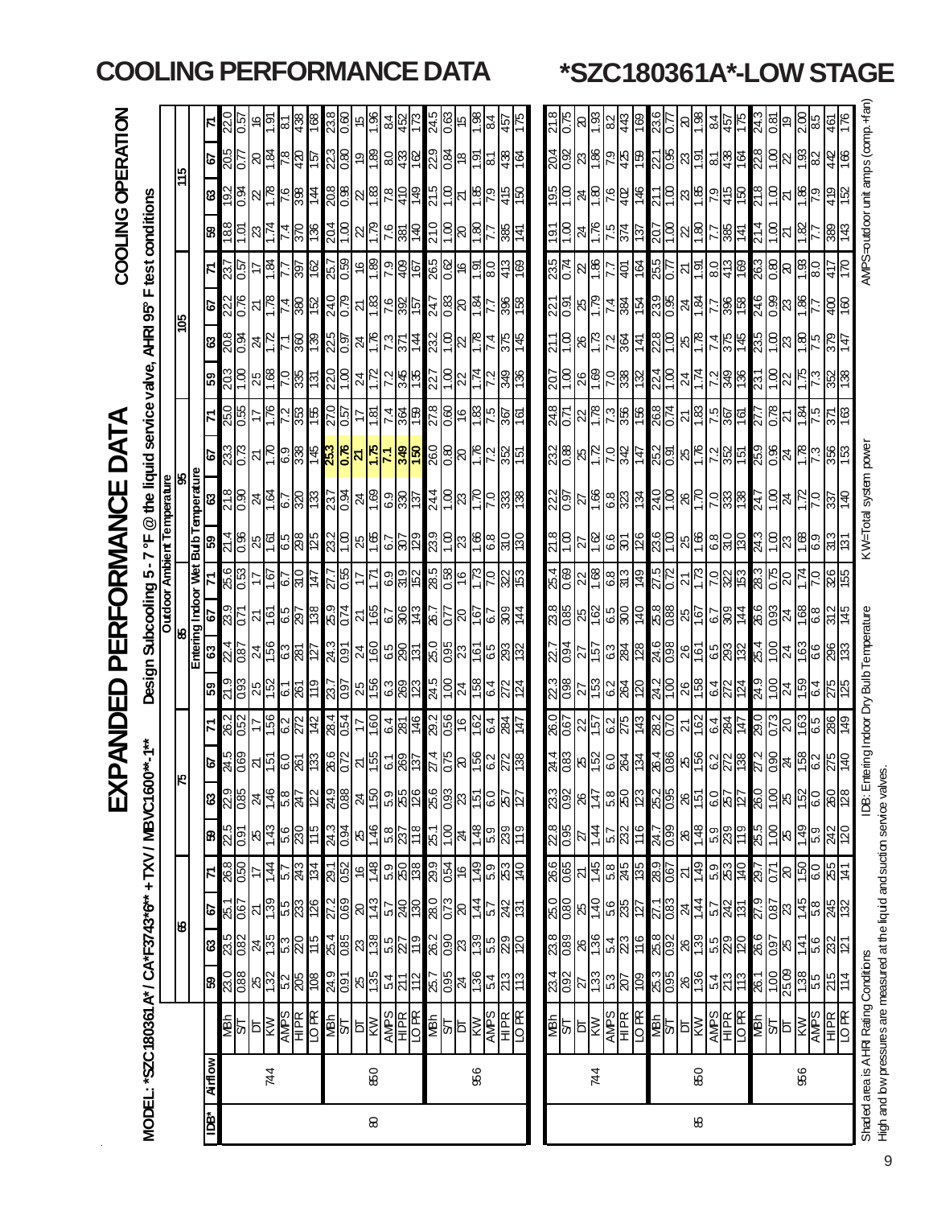# EXPANDED PERFORMANCE DATA

## COOLING PERFORMANCE DATA — *SZC180361A*-LOW STAGE

### COOLING OPERATION

**MODEL: *SZC180361A* / CA*F3743*6** + TXV / MBVC1600**-1****

**Design Subcooling 5 - 7 °F @ the liquid service valve, AHRI 95° F test conditions**

| IDB* | Airflow | | Outdoor Ambient Temperature | | | | | | | | | | | | | | | | | | | | | | | |
|---|---|---|---|---|---|---|---|---|---|---|---|---|---|---|---|---|---|---|---|---|---|---|---|---|---|---|
| | | | 65 | | | | 75 | | | | 85 | | | | 95 | | | | 105 | | | | 115 | | | |
| | | | Entering Indoor Wet Bulb Temperature | | | | | | | | | | | | | | | | | | | | | | | |
| | | | 59 | 63 | 67 | 71 | 59 | 63 | 67 | 71 | 59 | 63 | 67 | 71 | 59 | 63 | 67 | 71 | 59 | 63 | 67 | 71 | 59 | 63 | 67 | 71 |
| 80 | 744 | MBh | 23.0 | 23.5 | 25.1 | 26.8 | 22.5 | 22.9 | 24.5 | 26.2 | 21.9 | 22.4 | 23.9 | 25.6 | 21.4 | 21.8 | 23.3 | 25.0 | 20.3 | 20.8 | 22.2 | 23.7 | 18.8 | 19.2 | 20.5 | 22.0 |
| | | S/T | 0.88 | 0.82 | 0.67 | 0.50 | 0.91 | 0.85 | 0.69 | 0.52 | 0.93 | 0.87 | 0.71 | 0.53 | 0.96 | 0.90 | 0.73 | 0.55 | 1.00 | 0.94 | 0.76 | 0.57 | 1.01 | 0.94 | 0.77 | 0.57 |
| | | DT | 25 | 24 | 21 | 17 | 25 | 24 | 21 | 17 | 25 | 24 | 21 | 17 | 25 | 24 | 21 | 17 | 25 | 24 | 21 | 17 | 23 | 22 | 20 | 16 |
| | | KW | 1.32 | 1.35 | 1.39 | 1.44 | 1.43 | 1.46 | 1.51 | 1.56 | 1.52 | 1.56 | 1.61 | 1.67 | 1.61 | 1.64 | 1.70 | 1.76 | 1.68 | 1.72 | 1.78 | 1.84 | 1.74 | 1.78 | 1.84 | 1.91 |
| | | AMPS | 5.2 | 5.3 | 5.5 | 5.7 | 5.6 | 5.8 | 6.0 | 6.2 | 6.1 | 6.3 | 6.5 | 6.7 | 6.5 | 6.7 | 6.9 | 7.2 | 7.0 | 7.1 | 7.4 | 7.7 | 7.4 | 7.6 | 7.8 | 8.1 |
| | | HI PR | 205 | 220 | 233 | 243 | 230 | 247 | 261 | 272 | 261 | 281 | 297 | 310 | 298 | 320 | 338 | 353 | 335 | 360 | 380 | 397 | 370 | 398 | 420 | 438 |
| | | LO PR | 108 | 115 | 126 | 134 | 115 | 122 | 133 | 142 | 119 | 127 | 138 | 147 | 125 | 133 | 145 | 155 | 131 | 139 | 152 | 162 | 136 | 144 | 157 | 168 |
| | 850 | MBh | 24.9 | 25.4 | 27.2 | 29.1 | 24.3 | 24.9 | 26.6 | 28.4 | 23.7 | 24.3 | 25.9 | 27.7 | 23.2 | 23.7 | 25.3 | 27.0 | 22.0 | 22.5 | 24.0 | 25.7 | 20.4 | 20.8 | 22.3 | 23.8 |
| | | S/T | 0.91 | 0.85 | 0.69 | 0.52 | 0.94 | 0.88 | 0.72 | 0.54 | 0.97 | 0.91 | 0.74 | 0.55 | 1.00 | 0.94 | 0.76 | 0.57 | 1.00 | 0.97 | 0.79 | 0.59 | 1.00 | 0.98 | 0.80 | 0.60 |
| | | DT | 25 | 23 | 20 | 16 | 25 | 24 | 21 | 17 | 25 | 24 | 21 | 17 | 25 | 24 | 21 | 17 | 24 | 24 | 21 | 16 | 22 | 22 | 19 | 15 |
| | | KW | 1.35 | 1.38 | 1.43 | 1.48 | 1.46 | 1.50 | 1.55 | 1.60 | 1.56 | 1.60 | 1.65 | 1.71 | 1.65 | 1.69 | 1.75 | 1.81 | 1.72 | 1.76 | 1.83 | 1.89 | 1.79 | 1.83 | 1.89 | 1.96 |
| | | AMPS | 5.4 | 5.5 | 5.7 | 5.9 | 5.8 | 5.9 | 6.1 | 6.4 | 6.3 | 6.5 | 6.7 | 6.9 | 6.7 | 6.9 | 7.1 | 7.4 | 7.2 | 7.3 | 7.6 | 7.9 | 7.6 | 7.8 | 8.0 | 8.4 |
| | | HI PR | 211 | 227 | 240 | 250 | 237 | 255 | 269 | 281 | 269 | 290 | 306 | 319 | 307 | 330 | 349 | 364 | 345 | 371 | 392 | 409 | 381 | 410 | 433 | 452 |
| | | LO PR | 112 | 119 | 130 | 138 | 118 | 126 | 137 | 146 | 123 | 131 | 143 | 152 | 129 | 137 | 150 | 159 | 135 | 144 | 157 | 167 | 140 | 149 | 162 | 173 |
| | 956 | MBh | 25.7 | 26.2 | 28.0 | 29.9 | 25.1 | 25.6 | 27.4 | 29.2 | 24.5 | 25.0 | 26.7 | 28.5 | 23.9 | 24.4 | 26.0 | 27.8 | 22.7 | 23.2 | 24.7 | 26.5 | 21.0 | 21.5 | 22.9 | 24.5 |
| | | S/T | 0.95 | 0.90 | 0.73 | 0.54 | 1.00 | 0.93 | 0.75 | 0.56 | 1.00 | 0.95 | 0.77 | 0.58 | 1.00 | 1.00 | 0.80 | 0.60 | 1.00 | 1.00 | 0.83 | 0.62 | 1.00 | 1.00 | 0.84 | 0.63 |
| | | DT | 24 | 23 | 20 | 16 | 24 | 23 | 20 | 16 | 24 | 23 | 20 | 16 | 23 | 23 | 20 | 16 | 22 | 22 | 20 | 16 | 20 | 21 | 18 | 15 |
| | | KW | 1.36 | 1.39 | 1.44 | 1.49 | 1.48 | 1.51 | 1.56 | 1.62 | 1.58 | 1.61 | 1.67 | 1.73 | 1.66 | 1.70 | 1.76 | 1.83 | 1.74 | 1.78 | 1.84 | 1.91 | 1.80 | 1.85 | 1.91 | 1.98 |
| | | AMPS | 5.4 | 5.5 | 5.7 | 5.9 | 5.9 | 6.0 | 6.2 | 6.4 | 6.4 | 6.5 | 6.7 | 7.0 | 6.8 | 7.0 | 7.2 | 7.5 | 7.2 | 7.4 | 7.7 | 8.0 | 7.7 | 7.9 | 8.1 | 8.4 |
| | | HI PR | 213 | 229 | 242 | 253 | 239 | 257 | 272 | 284 | 272 | 293 | 309 | 322 | 310 | 333 | 352 | 367 | 349 | 375 | 396 | 413 | 385 | 415 | 438 | 457 |
| | | LO PR | 113 | 120 | 131 | 140 | 119 | 127 | 138 | 147 | 124 | 132 | 144 | 153 | 130 | 138 | 151 | 161 | 136 | 145 | 158 | 169 | 141 | 150 | 164 | 175 |
| 85 | 744 | MBh | 23.4 | 23.8 | 25.0 | 26.6 | 22.8 | 23.3 | 24.4 | 26.0 | 22.3 | 22.7 | 23.8 | 25.4 | 21.8 | 22.2 | 23.2 | 24.8 | 20.7 | 21.1 | 22.1 | 23.5 | 19.1 | 19.5 | 20.4 | 21.8 |
| | | S/T | 0.92 | 0.89 | 0.80 | 0.65 | 0.95 | 0.92 | 0.83 | 0.67 | 0.98 | 0.94 | 0.85 | 0.69 | 1.00 | 0.97 | 0.88 | 0.71 | 1.00 | 1.00 | 0.91 | 0.74 | 1.00 | 1.00 | 0.92 | 0.75 |
| | | DT | 27 | 26 | 25 | 21 | 27 | 26 | 25 | 22 | 27 | 27 | 25 | 22 | 27 | 27 | 25 | 22 | 26 | 26 | 25 | 22 | 24 | 24 | 23 | 20 |
| | | KW | 1.33 | 1.36 | 1.40 | 1.45 | 1.44 | 1.47 | 1.52 | 1.57 | 1.53 | 1.57 | 1.62 | 1.68 | 1.62 | 1.66 | 1.72 | 1.78 | 1.69 | 1.73 | 1.79 | 1.86 | 1.76 | 1.80 | 1.86 | 1.93 |
| | | AMPS | 5.3 | 5.4 | 5.6 | 5.8 | 5.7 | 5.8 | 6.0 | 6.2 | 6.2 | 6.3 | 6.5 | 6.8 | 6.6 | 6.8 | 7.0 | 7.3 | 7.0 | 7.2 | 7.4 | 7.7 | 7.5 | 7.6 | 7.9 | 8.2 |
| | | HI PR | 207 | 223 | 235 | 245 | 232 | 250 | 264 | 275 | 264 | 284 | 300 | 313 | 301 | 323 | 342 | 356 | 338 | 364 | 384 | 401 | 374 | 402 | 425 | 443 |
| | | LO PR | 109 | 116 | 127 | 135 | 116 | 123 | 134 | 143 | 120 | 128 | 140 | 149 | 126 | 134 | 147 | 156 | 132 | 141 | 154 | 164 | 137 | 146 | 159 | 169 |
| | 850 | MBh | 25.3 | 25.8 | 27.1 | 28.9 | 24.7 | 25.2 | 26.4 | 28.2 | 24.2 | 24.6 | 25.8 | 27.5 | 23.6 | 24.0 | 25.2 | 26.8 | 22.4 | 22.8 | 23.9 | 25.5 | 20.7 | 21.1 | 22.1 | 23.6 |
| | | S/T | 0.95 | 0.92 | 0.83 | 0.67 | 0.99 | 0.95 | 0.86 | 0.70 | 1.00 | 0.98 | 0.88 | 0.72 | 1.00 | 1.00 | 0.91 | 0.74 | 1.00 | 1.00 | 0.95 | 0.77 | 1.00 | 1.00 | 0.95 | 0.77 |
| | | DT | 26 | 26 | 24 | 21 | 26 | 26 | 25 | 21 | 26 | 26 | 25 | 21 | 25 | 26 | 25 | 21 | 24 | 25 | 24 | 21 | 22 | 23 | 23 | 20 |
| | | KW | 1.36 | 1.39 | 1.44 | 1.49 | 1.48 | 1.51 | 1.56 | 1.61 | 1.58 | 1.61 | 1.67 | 1.73 | 1.66 | 1.70 | 1.76 | 1.83 | 1.74 | 1.78 | 1.84 | 1.91 | 1.80 | 1.85 | 1.91 | 1.98 |
| | | AMPS | 5.4 | 5.5 | 5.7 | 5.9 | 5.9 | 6.0 | 6.2 | 6.4 | 6.4 | 6.5 | 6.7 | 7.0 | 6.8 | 7.0 | 7.2 | 7.5 | 7.2 | 7.4 | 7.7 | 8.0 | 7.7 | 7.9 | 8.1 | 8.4 |
| | | HI PR | 213 | 229 | 242 | 253 | 239 | 257 | 272 | 284 | 272 | 293 | 309 | 322 | 310 | 333 | 352 | 367 | 349 | 375 | 396 | 413 | 385 | 415 | 438 | 457 |
| | | LO PR | 113 | 120 | 131 | 140 | 119 | 127 | 138 | 147 | 124 | 132 | 144 | 153 | 130 | 138 | 151 | 161 | 136 | 145 | 158 | 169 | 141 | 150 | 164 | 175 |
| | 956 | MBh | 26.1 | 26.6 | 27.9 | 29.7 | 25.5 | 26.0 | 27.2 | 29.0 | 24.9 | 25.4 | 26.6 | 28.3 | 24.3 | 24.7 | 25.9 | 27.7 | 23.1 | 23.5 | 24.6 | 26.3 | 21.4 | 21.8 | 22.8 | 24.3 |
| | | S/T | 1.00 | 0.97 | 0.87 | 0.71 | 1.00 | 1.00 | 0.90 | 0.73 | 1.00 | 1.00 | 0.93 | 0.75 | 1.00 | 1.00 | 0.96 | 0.78 | 1.00 | 1.00 | 0.99 | 0.80 | 1.00 | 1.00 | 1.00 | 0.81 |
| | | DT | 25.09 | 25 | 23 | 20 | 25 | 25 | 24 | 20 | 24 | 24 | 24 | 20 | 23 | 24 | 24 | 21 | 22 | 23 | 23 | 20 | 21 | 21 | 22 | 19 |
| | | KW | 1.38 | 1.41 | 1.45 | 1.50 | 1.49 | 1.52 | 1.58 | 1.63 | 1.59 | 1.63 | 1.68 | 1.74 | 1.68 | 1.72 | 1.78 | 1.84 | 1.75 | 1.80 | 1.86 | 1.93 | 1.82 | 1.86 | 1.93 | 2.00 |
| | | AMPS | 5.5 | 5.6 | 5.8 | 6.0 | 5.9 | 6.0 | 6.2 | 6.5 | 6.4 | 6.6 | 6.8 | 7.0 | 6.9 | 7.0 | 7.3 | 7.5 | 7.3 | 7.5 | 7.7 | 8.0 | 7.7 | 7.9 | 8.2 | 8.5 |
| | | HI PR | 215 | 232 | 245 | 255 | 242 | 260 | 275 | 286 | 275 | 296 | 312 | 326 | 313 | 337 | 356 | 371 | 352 | 379 | 400 | 417 | 389 | 419 | 442 | 461 |
| | | LO PR | 114 | 121 | 132 | 141 | 120 | 128 | 140 | 149 | 125 | 133 | 145 | 155 | 131 | 140 | 153 | 163 | 138 | 147 | 160 | 170 | 143 | 152 | 166 | 176 |

Shaded area is AHRI Rating Conditions

High and low pressures are measured at the liquid and suction service valves.

IDB: Entering Indoor Dry Bulb Temperature

KW=Total system power

AMPS=outdoor unit amps (comp.+fan)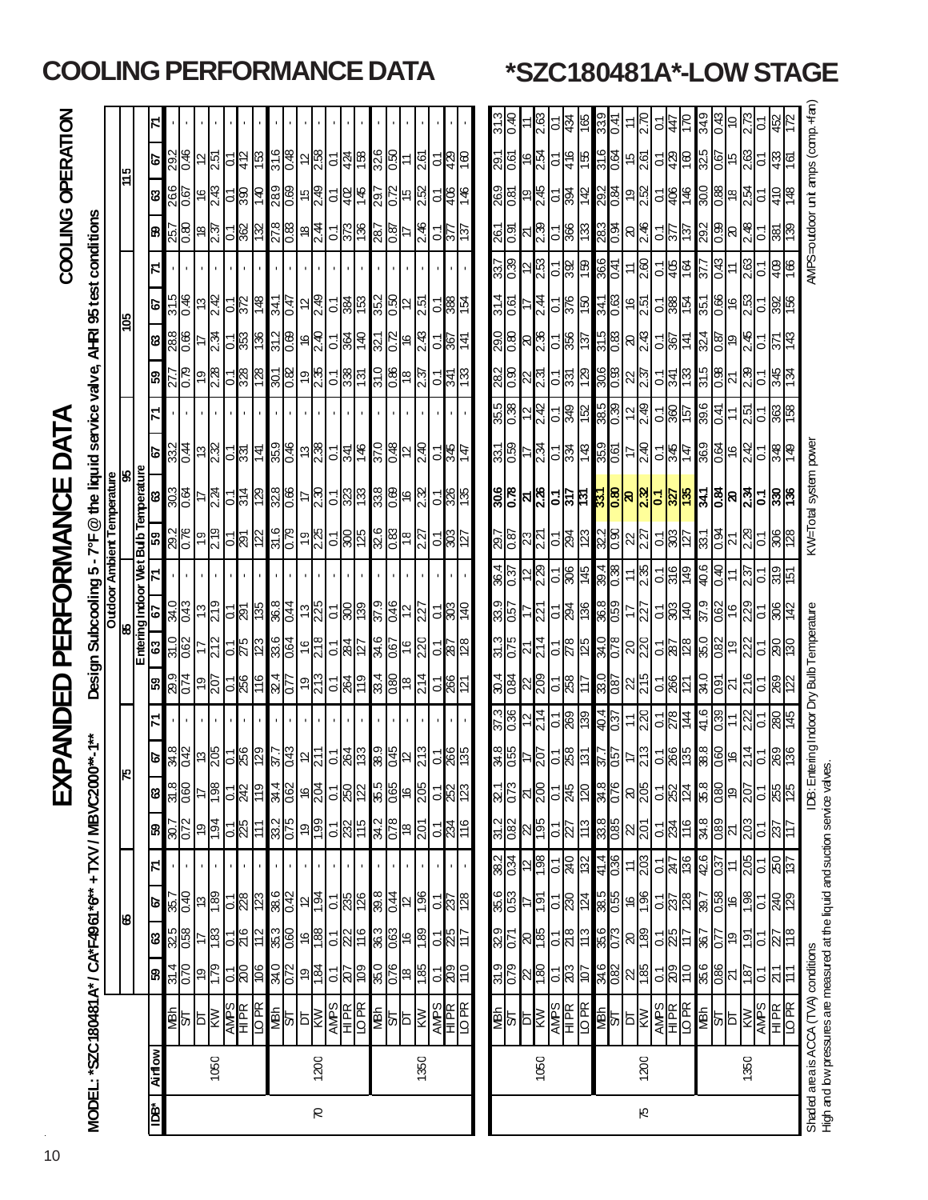# COOLING PERFORMANCE DATA *SZC180481A*-LOW STAGE

## EXPANDED PERFORMANCE DATA

**COOLING OPERATION**

**MODEL: *SZC180481A* / CA*F4961*6** + TXV / MBVC2000**-1****

**Design Subcooling 5 - 7°F @ the liquid service valve, AHRI 95 test conditions**

| | | | Outdoor Ambient Temperature | | | | | | | | | | | | | | | | | | | | | | | |
|---|---|---|---|---|---|---|---|---|---|---|---|---|---|---|---|---|---|---|---|---|---|---|---|---|---|---|
| | | | 65 | | | | 75 | | | | 85 | | | | 95 | | | | 105 | | | | 115 | | | |
| | | | Entering Indoor Wet Bulb Temperature | | | | | | | | | | | | | | | | | | | | | | | |
| IDB* | Airflow | | 59 | 63 | 67 | 71 | 59 | 63 | 67 | 71 | 59 | 63 | 67 | 71 | 59 | 63 | 67 | 71 | 59 | 63 | 67 | 71 | 59 | 63 | 67 | 71 |
| 70 | 1050 | MBh | 31.4 | 32.5 | 35.7 | - | 30.7 | 31.8 | 34.8 | - | 29.9 | 31.0 | 34.0 | - | 29.2 | 30.3 | 33.2 | - | 27.7 | 28.8 | 31.5 | - | 25.7 | 26.6 | 29.2 | - |
| | | S/T | 0.70 | 0.58 | 0.40 | - | 0.72 | 0.60 | 0.42 | - | 0.74 | 0.62 | 0.43 | - | 0.76 | 0.64 | 0.44 | - | 0.79 | 0.66 | 0.46 | - | 0.80 | 0.67 | 0.46 | - |
| | | DT | 19 | 17 | 13 | - | 19 | 17 | 13 | - | 19 | 17 | 13 | - | 19 | 17 | 13 | - | 19 | 17 | 13 | - | 18 | 16 | 12 | - |
| | | KW | 1.79 | 1.83 | 1.89 | - | 1.94 | 1.98 | 2.05 | - | 2.07 | 2.12 | 2.19 | - | 2.19 | 2.24 | 2.32 | - | 2.28 | 2.34 | 2.42 | - | 2.37 | 2.43 | 2.51 | - |
| | | AMPS | 0.1 | 0.1 | 0.1 | - | 0.1 | 0.1 | 0.1 | - | 0.1 | 0.1 | 0.1 | - | 0.1 | 0.1 | 0.1 | - | 0.1 | 0.1 | 0.1 | - | 0.1 | 0.1 | 0.1 | - |
| | | HI PR | 200 | 216 | 228 | - | 225 | 242 | 256 | - | 256 | 275 | 291 | - | 291 | 314 | 331 | - | 328 | 353 | 372 | - | 362 | 390 | 412 | - |
| | | LO PR | 106 | 112 | 123 | - | 111 | 119 | 129 | - | 116 | 123 | 135 | - | 122 | 129 | 141 | - | 128 | 136 | 148 | - | 132 | 140 | 153 | - |
| | 1200 | MBh | 34.0 | 35.3 | 38.6 | - | 33.2 | 34.4 | 37.7 | - | 32.4 | 33.6 | 36.8 | - | 31.6 | 32.8 | 35.9 | - | 30.1 | 31.2 | 34.1 | - | 27.8 | 28.9 | 31.6 | - |
| | | S/T | 0.72 | 0.60 | 0.42 | - | 0.75 | 0.62 | 0.43 | - | 0.77 | 0.64 | 0.44 | - | 0.79 | 0.66 | 0.46 | - | 0.82 | 0.69 | 0.47 | - | 0.83 | 0.69 | 0.48 | - |
| | | DT | 19 | 16 | 12 | - | 19 | 16 | 12 | - | 19 | 16 | 13 | - | 19 | 17 | 13 | - | 19 | 16 | 12 | - | 18 | 15 | 12 | - |
| | | KW | 1.84 | 1.88 | 1.94 | - | 1.99 | 2.04 | 2.11 | - | 2.13 | 2.18 | 2.25 | - | 2.25 | 2.30 | 2.38 | - | 2.35 | 2.40 | 2.49 | - | 2.44 | 2.49 | 2.58 | - |
| | | AMPS | 0.1 | 0.1 | 0.1 | - | 0.1 | 0.1 | 0.1 | - | 0.1 | 0.1 | 0.1 | - | 0.1 | 0.1 | 0.1 | - | 0.1 | 0.1 | 0.1 | - | 0.1 | 0.1 | 0.1 | - |
| | | HI PR | 207 | 222 | 235 | - | 232 | 250 | 264 | - | 264 | 284 | 300 | - | 300 | 323 | 341 | - | 338 | 364 | 384 | - | 373 | 402 | 424 | - |
| | | LO PR | 109 | 116 | 126 | - | 115 | 122 | 133 | - | 119 | 127 | 139 | - | 125 | 133 | 146 | - | 131 | 140 | 153 | - | 136 | 145 | 158 | - |
| | 1350 | MBh | 35.0 | 36.3 | 39.8 | - | 34.2 | 35.5 | 38.9 | - | 33.4 | 34.6 | 37.9 | - | 32.6 | 33.8 | 37.0 | - | 31.0 | 32.1 | 35.2 | - | 28.7 | 29.7 | 32.6 | - |
| | | S/T | 0.76 | 0.63 | 0.44 | - | 0.78 | 0.65 | 0.45 | - | 0.80 | 0.67 | 0.46 | - | 0.83 | 0.69 | 0.48 | - | 0.86 | 0.72 | 0.50 | - | 0.87 | 0.72 | 0.50 | - |
| | | DT | 18 | 16 | 12 | - | 18 | 16 | 12 | - | 18 | 16 | 12 | - | 18 | 16 | 12 | - | 18 | 16 | 12 | - | 17 | 15 | 11 | - |
| | | KW | 1.85 | 1.89 | 1.96 | - | 2.01 | 2.05 | 2.13 | - | 2.14 | 2.20 | 2.27 | - | 2.27 | 2.32 | 2.40 | - | 2.37 | 2.43 | 2.51 | - | 2.46 | 2.52 | 2.61 | - |
| | | AMPS | 0.1 | 0.1 | 0.1 | - | 0.1 | 0.1 | 0.1 | - | 0.1 | 0.1 | 0.1 | - | 0.1 | 0.1 | 0.1 | - | 0.1 | 0.1 | 0.1 | - | 0.1 | 0.1 | 0.1 | - |
| | | HI PR | 209 | 225 | 237 | - | 234 | 252 | 266 | - | 266 | 287 | 303 | - | 303 | 326 | 345 | - | 341 | 367 | 388 | - | 377 | 406 | 429 | - |
| | | LO PR | 110 | 117 | 128 | - | 116 | 123 | 135 | - | 121 | 128 | 140 | - | 127 | 135 | 147 | - | 133 | 141 | 154 | - | 137 | 146 | 160 | - |
| 75 | 1050 | MBh | 31.9 | 32.9 | 35.6 | 38.2 | 31.2 | 32.1 | 34.8 | 37.3 | 30.4 | 31.3 | 33.9 | 36.4 | 29.7 | 30.6 | 33.1 | 35.5 | 28.2 | 29.0 | 31.4 | 33.7 | 26.1 | 26.9 | 29.1 | 31.3 |
| | | S/T | 0.79 | 0.71 | 0.53 | 0.34 | 0.82 | 0.73 | 0.55 | 0.36 | 0.84 | 0.75 | 0.57 | 0.37 | 0.87 | 0.78 | 0.59 | 0.38 | 0.90 | 0.80 | 0.61 | 0.39 | 0.91 | 0.81 | 0.61 | 0.40 |
| | | DT | 22 | 20 | 17 | 12 | 22 | 21 | 17 | 12 | 22 | 21 | 17 | 12 | 23 | 21 | 17 | 12 | 22 | 20 | 17 | 12 | 21 | 19 | 16 | 11 |
| | | KW | 1.80 | 1.85 | 1.91 | 1.98 | 1.95 | 2.00 | 2.07 | 2.14 | 2.09 | 2.14 | 2.21 | 2.29 | 2.21 | 2.26 | 2.34 | 2.42 | 2.31 | 2.36 | 2.44 | 2.53 | 2.39 | 2.45 | 2.54 | 2.63 |
| | | AMPS | 0.1 | 0.1 | 0.1 | 0.1 | 0.1 | 0.1 | 0.1 | 0.1 | 0.1 | 0.1 | 0.1 | 0.1 | 0.1 | 0.1 | 0.1 | 0.1 | 0.1 | 0.1 | 0.1 | 0.1 | 0.1 | 0.1 | 0.1 | 0.1 |
| | | HI PR | 203 | 218 | 230 | 240 | 227 | 245 | 258 | 269 | 258 | 278 | 294 | 306 | 294 | 317 | 334 | 349 | 331 | 356 | 376 | 392 | 366 | 394 | 416 | 434 |
| | | LO PR | 107 | 113 | 124 | 132 | 113 | 120 | 131 | 139 | 117 | 125 | 136 | 145 | 123 | 131 | 143 | 152 | 129 | 137 | 150 | 159 | 133 | 142 | 155 | 165 |
| | 1200 | MBh | 34.6 | 35.6 | 38.5 | 41.4 | 33.8 | 34.8 | 37.7 | 40.4 | 33.0 | 34.0 | 36.8 | 39.4 | 32.2 | 33.1 | 35.9 | 38.5 | 30.6 | 31.5 | 34.1 | 36.6 | 28.3 | 29.2 | 31.6 | 33.9 |
| | | S/T | 0.82 | 0.73 | 0.55 | 0.36 | 0.85 | 0.76 | 0.57 | 0.37 | 0.87 | 0.78 | 0.59 | 0.38 | 0.90 | 0.80 | 0.61 | 0.39 | 0.93 | 0.83 | 0.63 | 0.41 | 0.94 | 0.84 | 0.64 | 0.41 |
| | | DT | 22 | 20 | 16 | 11 | 22 | 20 | 17 | 11 | 22 | 20 | 17 | 11 | 22 | 20 | 17 | 12 | 22 | 20 | 16 | 11 | 20 | 19 | 15 | 11 |
| | | KW | 1.85 | 1.89 | 1.96 | 2.03 | 2.01 | 2.05 | 2.13 | 2.20 | 2.15 | 2.20 | 2.27 | 2.35 | 2.27 | 2.32 | 2.40 | 2.49 | 2.37 | 2.43 | 2.51 | 2.60 | 2.46 | 2.52 | 2.61 | 2.70 |
| | | AMPS | 0.1 | 0.1 | 0.1 | 0.1 | 0.1 | 0.1 | 0.1 | 0.1 | 0.1 | 0.1 | 0.1 | 0.1 | 0.1 | 0.1 | 0.1 | 0.1 | 0.1 | 0.1 | 0.1 | 0.1 | 0.1 | 0.1 | 0.1 | 0.1 |
| | | HI PR | 209 | 225 | 237 | 247 | 234 | 252 | 266 | 278 | 266 | 287 | 303 | 316 | 303 | 327 | 345 | 360 | 341 | 367 | 388 | 405 | 377 | 406 | 429 | 447 |
| | | LO PR | 110 | 117 | 128 | 136 | 116 | 124 | 135 | 144 | 121 | 128 | 140 | 149 | 127 | 135 | 147 | 157 | 133 | 141 | 154 | 164 | 137 | 146 | 160 | 170 |
| | 1350 | MBh | 35.6 | 36.7 | 39.7 | 42.6 | 34.8 | 35.8 | 38.8 | 41.6 | 34.0 | 35.0 | 37.9 | 40.6 | 33.1 | 34.1 | 36.9 | 39.6 | 31.5 | 32.4 | 35.1 | 37.7 | 29.2 | 30.0 | 32.5 | 34.9 |
| | | S/T | 0.86 | 0.77 | 0.58 | 0.37 | 0.89 | 0.80 | 0.60 | 0.39 | 0.91 | 0.82 | 0.62 | 0.40 | 0.94 | 0.84 | 0.64 | 0.41 | 0.98 | 0.87 | 0.66 | 0.43 | 0.99 | 0.88 | 0.67 | 0.43 |
| | | DT | 21 | 19 | 16 | 11 | 21 | 19 | 16 | 11 | 21 | 19 | 16 | 11 | 21 | 20 | 16 | 11 | 21 | 19 | 16 | 11 | 20 | 18 | 15 | 10 |
| | | KW | 1.87 | 1.91 | 1.98 | 2.05 | 2.03 | 2.07 | 2.14 | 2.22 | 2.16 | 2.22 | 2.29 | 2.37 | 2.29 | 2.34 | 2.42 | 2.51 | 2.39 | 2.45 | 2.53 | 2.63 | 2.48 | 2.54 | 2.63 | 2.73 |
| | | AMPS | 0.1 | 0.1 | 0.1 | 0.1 | 0.1 | 0.1 | 0.1 | 0.1 | 0.1 | 0.1 | 0.1 | 0.1 | 0.1 | 0.1 | 0.1 | 0.1 | 0.1 | 0.1 | 0.1 | 0.1 | 0.1 | 0.1 | 0.1 | 0.1 |
| | | HI PR | 211 | 227 | 240 | 250 | 237 | 255 | 269 | 280 | 269 | 290 | 306 | 319 | 306 | 330 | 348 | 363 | 345 | 371 | 392 | 409 | 381 | 410 | 433 | 452 |
| | | LO PR | 111 | 118 | 129 | 137 | 117 | 125 | 136 | 145 | 122 | 130 | 142 | 151 | 128 | 136 | 149 | 158 | 134 | 143 | 156 | 166 | 139 | 148 | 161 | 172 |

Shaded area is ACCA (TVA) conditions

High and low pressures are measured at the liquid and suction service valves.

IDB: Entering Indoor Dry Bulb Temperature

KW=Total system power

AMPS=outdoor unit amps (comp.+fan)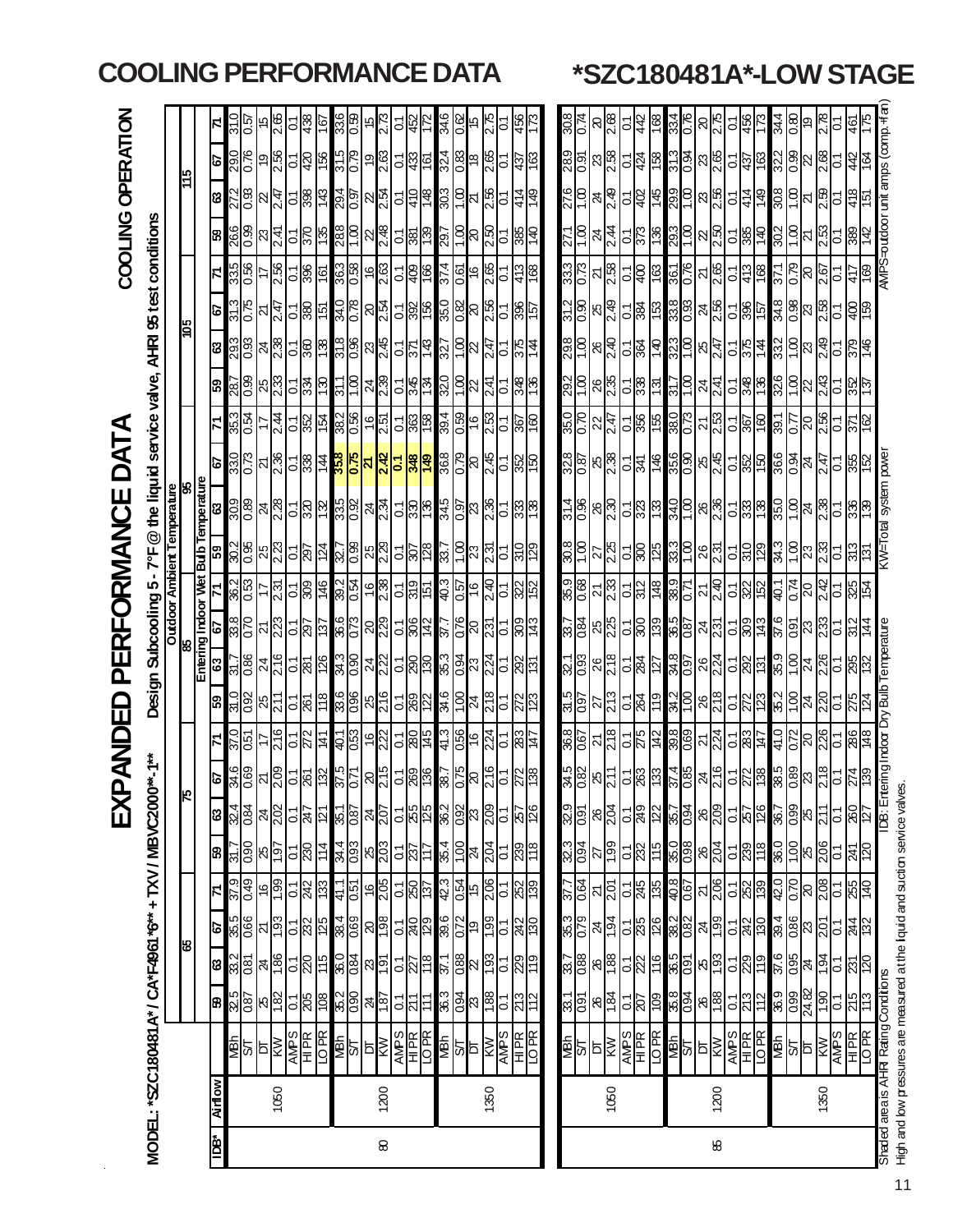# COOLING PERFORMANCE DATA — *SZC180481A*-LOW STAGE

## EXPANDED PERFORMANCE DATA

**COOLING OPERATION**

**MODEL: *SZC180481A* / CA*F4961*6** + TXV / MBVC2000**-1****

**Design Subcooling 5 - 7°F @ the liquid service valve, AHRI 95 test conditions**

| IDB* | Airflow | | Outdoor Ambient Temperature | | | | | | | | | | | | | | | | | | | | | |
|---|---|---|---|---|---|---|---|---|---|---|---|---|---|---|---|---|---|---|---|---|---|---|---|---|
| | | | 65 | | | | 75 | | | | 85 | | | | 95 | | | | 105 | | | | 115 | | | |
| | | | Entering Indoor Wet Bulb Temperature | | | | | | | | | | | | | | | | | | | | | | | |
| | | | 59 | 63 | 67 | 71 | 59 | 63 | 67 | 71 | 59 | 63 | 67 | 71 | 59 | 63 | 67 | 71 | 59 | 63 | 67 | 71 | 59 | 63 | 67 | 71 |
| 80 | 1050 | MBh | 32.5 | 33.2 | 35.5 | 37.9 | 31.7 | 32.4 | 34.6 | 37.0 | 31.0 | 31.7 | 33.8 | 36.2 | 30.2 | 30.9 | 33.0 | 35.3 | 28.7 | 29.3 | 31.3 | 33.5 | 26.6 | 27.2 | 29.0 | 31.0 |
| | | S/T | 0.87 | 0.81 | 0.66 | 0.49 | 0.90 | 0.84 | 0.69 | 0.51 | 0.92 | 0.86 | 0.70 | 0.53 | 0.95 | 0.89 | 0.73 | 0.54 | 0.99 | 0.93 | 0.75 | 0.56 | 0.99 | 0.93 | 0.76 | 0.57 |
| | | DT | 25 | 24 | 21 | 16 | 25 | 24 | 21 | 17 | 25 | 24 | 21 | 17 | 25 | 24 | 21 | 17 | 25 | 24 | 21 | 17 | 23 | 22 | 19 | 15 |
| | | KW | 1.82 | 1.86 | 1.93 | 1.99 | 1.97 | 2.02 | 2.09 | 2.16 | 2.11 | 2.16 | 2.23 | 2.31 | 2.23 | 2.28 | 2.36 | 2.44 | 2.33 | 2.38 | 2.47 | 2.56 | 2.41 | 2.47 | 2.56 | 2.65 |
| | | AMPS | 0.1 | 0.1 | 0.1 | 0.1 | 0.1 | 0.1 | 0.1 | 0.1 | 0.1 | 0.1 | 0.1 | 0.1 | 0.1 | 0.1 | 0.1 | 0.1 | 0.1 | 0.1 | 0.1 | 0.1 | 0.1 | 0.1 | 0.1 | 0.1 |
| | | HI PR | 205 | 220 | 232 | 242 | 230 | 247 | 261 | 272 | 261 | 281 | 297 | 309 | 297 | 320 | 338 | 352 | 334 | 360 | 380 | 396 | 370 | 398 | 420 | 438 |
| | | LO PR | 108 | 115 | 125 | 133 | 114 | 121 | 132 | 141 | 118 | 126 | 137 | 146 | 124 | 132 | 144 | 154 | 131 | 138 | 151 | 161 | 135 | 143 | 156 | 167 |
| | 1200 | MBh | 35.2 | 36.0 | 38.4 | 41.1 | 34.4 | 35.1 | 37.5 | 40.1 | 33.6 | 34.3 | 36.6 | 39.2 | 32.7 | 33.5 | 35.8 | 38.2 | 31.1 | 31.8 | 34.0 | 36.3 | 28.8 | 29.4 | 31.5 | 33.6 |
| | | S/T | 0.90 | 0.84 | 0.69 | 0.51 | 0.93 | 0.87 | 0.71 | 0.53 | 0.96 | 0.90 | 0.73 | 0.54 | 0.99 | 0.92 | 0.75 | 0.56 | 1.00 | 0.96 | 0.78 | 0.58 | 1.00 | 0.97 | 0.79 | 0.59 |
| | | DT | 24 | 23 | 20 | 16 | 25 | 24 | 20 | 16 | 25 | 24 | 20 | 16 | 25 | 24 | 21 | 16 | 24 | 23 | 20 | 16 | 22 | 22 | 19 | 15 |
| | | KW | 1.87 | 1.91 | 1.98 | 2.05 | 2.03 | 2.07 | 2.15 | 2.22 | 2.16 | 2.22 | 2.29 | 2.38 | 2.29 | 2.34 | 2.42 | 2.51 | 2.39 | 2.45 | 2.54 | 2.63 | 2.48 | 2.54 | 2.63 | 2.73 |
| | | AMPS | 0.1 | 0.1 | 0.1 | 0.1 | 0.1 | 0.1 | 0.1 | 0.1 | 0.1 | 0.1 | 0.1 | 0.1 | 0.1 | 0.1 | 0.1 | 0.1 | 0.1 | 0.1 | 0.1 | 0.1 | 0.1 | 0.1 | 0.1 | 0.1 |
| | | HI PR | 211 | 227 | 240 | 250 | 237 | 255 | 269 | 280 | 269 | 290 | 306 | 319 | 307 | 330 | 348 | 363 | 345 | 371 | 392 | 409 | 381 | 410 | 433 | 452 |
| | | LO PR | 111 | 118 | 129 | 137 | 117 | 125 | 136 | 145 | 122 | 130 | 142 | 151 | 128 | 136 | 149 | 158 | 134 | 143 | 156 | 166 | 139 | 148 | 161 | 172 |
| | 1350 | MBh | 36.3 | 37.1 | 39.6 | 42.3 | 35.4 | 36.2 | 38.7 | 41.3 | 34.6 | 35.3 | 37.7 | 40.3 | 33.7 | 34.5 | 36.8 | 39.4 | 32.0 | 32.7 | 35.0 | 37.4 | 29.7 | 30.3 | 32.4 | 34.6 |
| | | S/T | 0.94 | 0.88 | 0.72 | 0.54 | 1.00 | 0.92 | 0.75 | 0.56 | 1.00 | 0.94 | 0.76 | 0.57 | 1.00 | 0.97 | 0.79 | 0.59 | 1.00 | 1.00 | 0.82 | 0.61 | 1.00 | 1.00 | 0.83 | 0.62 |
| | | DT | 23 | 22 | 19 | 15 | 24 | 23 | 20 | 16 | 24 | 23 | 20 | 16 | 23 | 23 | 20 | 16 | 22 | 22 | 20 | 16 | 20 | 21 | 18 | 15 |
| | | KW | 1.88 | 1.93 | 1.99 | 2.06 | 2.04 | 2.09 | 2.16 | 2.24 | 2.18 | 2.24 | 2.31 | 2.40 | 2.31 | 2.36 | 2.45 | 2.53 | 2.41 | 2.47 | 2.56 | 2.65 | 2.50 | 2.56 | 2.65 | 2.75 |
| | | AMPS | 0.1 | 0.1 | 0.1 | 0.1 | 0.1 | 0.1 | 0.1 | 0.1 | 0.1 | 0.1 | 0.1 | 0.1 | 0.1 | 0.1 | 0.1 | 0.1 | 0.1 | 0.1 | 0.1 | 0.1 | 0.1 | 0.1 | 0.1 | 0.1 |
| | | HI PR | 213 | 229 | 242 | 252 | 239 | 257 | 272 | 283 | 272 | 292 | 309 | 322 | 310 | 333 | 352 | 367 | 348 | 375 | 396 | 413 | 385 | 414 | 437 | 456 |
| | | LO PR | 112 | 119 | 130 | 139 | 118 | 126 | 138 | 147 | 123 | 131 | 143 | 152 | 129 | 138 | 150 | 160 | 136 | 144 | 157 | 168 | 140 | 149 | 163 | 173 |
| 85 | 1050 | MBh | 33.1 | 33.7 | 35.3 | 37.7 | 32.3 | 32.9 | 34.5 | 36.8 | 31.5 | 32.1 | 33.7 | 35.9 | 30.8 | 31.4 | 32.8 | 35.0 | 29.2 | 29.8 | 31.2 | 33.3 | 27.1 | 27.6 | 28.9 | 30.8 |
| | | S/T | 0.91 | 0.88 | 0.79 | 0.64 | 0.94 | 0.91 | 0.82 | 0.67 | 0.97 | 0.93 | 0.84 | 0.68 | 1.00 | 0.96 | 0.87 | 0.70 | 1.00 | 1.00 | 0.90 | 0.73 | 1.00 | 1.00 | 0.91 | 0.74 |
| | | DT | 26 | 26 | 24 | 21 | 27 | 26 | 25 | 21 | 27 | 26 | 25 | 21 | 27 | 26 | 25 | 21 | 26 | 26 | 25 | 21 | 24 | 24 | 23 | 20 |
| | | KW | 1.84 | 1.88 | 1.94 | 2.01 | 1.99 | 2.04 | 2.11 | 2.18 | 2.13 | 2.18 | 2.25 | 2.33 | 2.25 | 2.30 | 2.38 | 2.47 | 2.35 | 2.40 | 2.49 | 2.58 | 2.44 | 2.49 | 2.58 | 2.68 |
| | | AMPS | 0.1 | 0.1 | 0.1 | 0.1 | 0.1 | 0.1 | 0.1 | 0.1 | 0.1 | 0.1 | 0.1 | 0.1 | 0.1 | 0.1 | 0.1 | 0.1 | 0.1 | 0.1 | 0.1 | 0.1 | 0.1 | 0.1 | 0.1 | 0.1 |
| | | HI PR | 207 | 222 | 235 | 245 | 232 | 249 | 263 | 275 | 264 | 284 | 300 | 312 | 300 | 323 | 341 | 356 | 338 | 364 | 384 | 400 | 373 | 402 | 424 | 442 |
| | | LO PR | 109 | 116 | 126 | 135 | 115 | 122 | 133 | 142 | 119 | 127 | 139 | 148 | 125 | 133 | 146 | 155 | 131 | 140 | 153 | 163 | 136 | 145 | 158 | 168 |
| | 1200 | MBh | 35.8 | 36.5 | 38.2 | 40.8 | 35.0 | 35.7 | 37.4 | 39.8 | 34.2 | 34.8 | 36.5 | 38.9 | 33.3 | 34.0 | 35.6 | 38.0 | 31.7 | 32.3 | 33.8 | 36.1 | 29.3 | 29.9 | 31.3 | 33.4 |
| | | S/T | 0.94 | 0.91 | 0.82 | 0.67 | 0.98 | 0.94 | 0.85 | 0.69 | 1.00 | 0.97 | 0.87 | 0.71 | 1.00 | 1.00 | 0.90 | 0.73 | 1.00 | 1.00 | 0.93 | 0.76 | 1.00 | 1.00 | 0.94 | 0.76 |
| | | DT | 26 | 25 | 24 | 21 | 26 | 26 | 24 | 21 | 26 | 26 | 24 | 21 | 26 | 26 | 25 | 21 | 24 | 25 | 24 | 21 | 22 | 23 | 23 | 20 |
| | | KW | 1.88 | 1.93 | 1.99 | 2.06 | 2.04 | 2.09 | 2.16 | 2.24 | 2.18 | 2.24 | 2.31 | 2.40 | 2.31 | 2.36 | 2.45 | 2.53 | 2.41 | 2.47 | 2.56 | 2.65 | 2.50 | 2.56 | 2.65 | 2.75 |
| | | AMPS | 0.1 | 0.1 | 0.1 | 0.1 | 0.1 | 0.1 | 0.1 | 0.1 | 0.1 | 0.1 | 0.1 | 0.1 | 0.1 | 0.1 | 0.1 | 0.1 | 0.1 | 0.1 | 0.1 | 0.1 | 0.1 | 0.1 | 0.1 | 0.1 |
| | | HI PR | 213 | 229 | 242 | 252 | 239 | 257 | 272 | 283 | 272 | 292 | 309 | 322 | 310 | 333 | 352 | 367 | 348 | 375 | 396 | 413 | 385 | 414 | 437 | 456 |
| | | LO PR | 112 | 119 | 130 | 139 | 118 | 126 | 138 | 147 | 123 | 131 | 143 | 152 | 129 | 138 | 150 | 160 | 136 | 144 | 157 | 168 | 140 | 149 | 163 | 173 |
| | 1350 | MBh | 36.9 | 37.6 | 39.4 | 42.0 | 36.0 | 36.7 | 38.5 | 41.0 | 35.2 | 35.9 | 37.6 | 40.1 | 34.3 | 35.0 | 36.6 | 39.1 | 32.6 | 33.2 | 34.8 | 37.1 | 30.2 | 30.8 | 32.2 | 34.4 |
| | | S/T | 0.99 | 0.95 | 0.86 | 0.70 | 1.00 | 0.99 | 0.89 | 0.72 | 1.00 | 1.00 | 0.91 | 0.74 | 1.00 | 1.00 | 0.94 | 0.77 | 1.00 | 1.00 | 0.98 | 0.79 | 1.00 | 1.00 | 0.99 | 0.80 |
| | | DT | 24.82 | 24 | 23 | 20 | 25 | 25 | 23 | 20 | 24 | 24 | 23 | 20 | 23 | 24 | 24 | 20 | 22 | 23 | 23 | 20 | 21 | 21 | 22 | 19 |
| | | KW | 1.90 | 1.94 | 2.01 | 2.08 | 2.06 | 2.11 | 2.18 | 2.26 | 2.20 | 2.26 | 2.33 | 2.42 | 2.33 | 2.38 | 2.47 | 2.56 | 2.43 | 2.49 | 2.58 | 2.67 | 2.53 | 2.59 | 2.68 | 2.78 |
| | | AMPS | 0.1 | 0.1 | 0.1 | 0.1 | 0.1 | 0.1 | 0.1 | 0.1 | 0.1 | 0.1 | 0.1 | 0.1 | 0.1 | 0.1 | 0.1 | 0.1 | 0.1 | 0.1 | 0.1 | 0.1 | 0.1 | 0.1 | 0.1 | 0.1 |
| | | HI PR | 215 | 231 | 244 | 255 | 241 | 260 | 274 | 286 | 275 | 295 | 312 | 325 | 313 | 336 | 355 | 371 | 352 | 379 | 400 | 417 | 389 | 418 | 442 | 461 |
| | | LO PR | 113 | 120 | 132 | 140 | 120 | 127 | 139 | 148 | 124 | 132 | 144 | 154 | 131 | 139 | 152 | 162 | 137 | 146 | 159 | 169 | 142 | 151 | 164 | 175 |

Shaded area is AHRI Rating Conditions

High and low pressures are measured at the liquid and suction service valves.

IDB: Entering Indoor Dry Bulb Temperature

KW=Total system power

AMPS=outdoor unit amps (comp.+fan)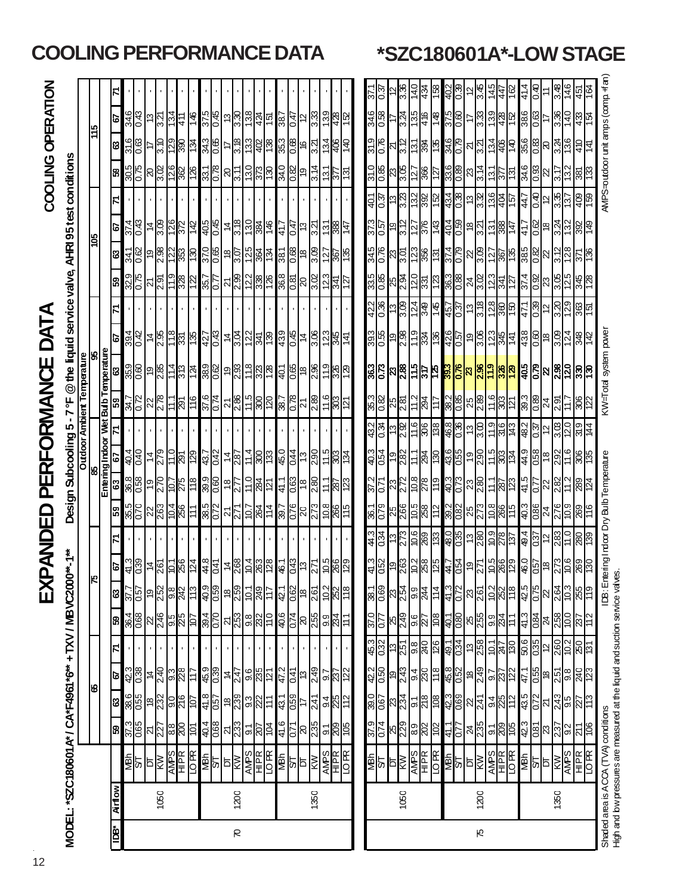# COOLING PERFORMANCE DATA *SZC180601A*-LOW STAGE

## EXPANDED PERFORMANCE DATA

**COOLING OPERATION**

**MODEL: *SZC180601A* / CA*F4961*6** + TXV / MBVC2000**-1****

Design Subcooling 5 - 7 °F @ the liquid service valve, AHRI 95 test conditions

| IDB* | Airflow | | Outdoor Ambient Temperature | | | | | | | | | | | | | | | | | | | | | | | |
|---|---|---|---|---|---|---|---|---|---|---|---|---|---|---|---|---|---|---|---|---|---|---|---|---|---|---|
| | | | 65 | | | | 75 | | | | 85 | | | | 95 | | | | 105 | | | | 115 | | | |
| | | | Entering Indoor Wet Bulb Temperature | | | | | | | | | | | | | | | | | | | | | | | |
| | | | 59 | 63 | 67 | 71 | 59 | 63 | 67 | 71 | 59 | 63 | 67 | 71 | 59 | 63 | 67 | 71 | 59 | 63 | 67 | 71 | 59 | 63 | 67 | 71 |
| 70 | 1050 | MBh | 37.3 | 38.6 | 42.3 | - | 36.4 | 37.7 | 41.3 | - | 35.5 | 36.8 | 40.4 | - | 34.7 | 35.9 | 39.4 | - | 32.9 | 34.1 | 37.4 | - | 30.5 | 31.6 | 34.6 | - |
| | | S/T | 0.65 | 0.55 | 0.38 | - | 0.68 | 0.57 | 0.39 | - | 0.70 | 0.58 | 0.40 | - | 0.72 | 0.60 | 0.42 | - | 0.75 | 0.62 | 0.43 | - | 0.75 | 0.63 | 0.43 | - |
| | | DT | 21 | 18 | 14 | - | 22 | 19 | 14 | - | 22 | 19 | 14 | - | 22 | 19 | 14 | - | 21 | 19 | 14 | - | 20 | 17 | 13 | - |
| | | KW | 2.27 | 2.32 | 2.40 | - | 2.46 | 2.52 | 2.61 | - | 2.63 | 2.70 | 2.79 | - | 2.78 | 2.85 | 2.95 | - | 2.91 | 2.98 | 3.09 | - | 3.02 | 3.10 | 3.21 | - |
| | | AMPS | 8.8 | 9.0 | 9.3 | - | 9.5 | 9.8 | 10.1 | - | 10.4 | 10.7 | 11.0 | - | 11.1 | 11.4 | 11.8 | - | 11.9 | 12.2 | 12.6 | - | 12.6 | 12.9 | 13.4 | - |
| | | HI PR | 200 | 216 | 228 | - | 225 | 242 | 256 | - | 256 | 275 | 291 | - | 291 | 313 | 331 | - | 328 | 353 | 372 | - | 362 | 390 | 411 | - |
| | | LO PR | 101 | 107 | 117 | - | 107 | 113 | 124 | - | 111 | 118 | 129 | - | 116 | 124 | 135 | - | 122 | 130 | 142 | - | 126 | 134 | 146 | - |
| | 1200 | MBh | 40.4 | 41.8 | 45.9 | - | 39.4 | 40.9 | 44.8 | - | 38.5 | 39.9 | 43.7 | - | 37.6 | 38.9 | 42.7 | - | 35.7 | 37.0 | 40.5 | - | 33.1 | 34.3 | 37.5 | - |
| | | S/T | 0.68 | 0.57 | 0.39 | - | 0.70 | 0.59 | 0.41 | - | 0.72 | 0.60 | 0.42 | - | 0.74 | 0.62 | 0.43 | - | 0.77 | 0.65 | 0.45 | - | 0.78 | 0.65 | 0.45 | - |
| | | DT | 21 | 18 | 14 | - | 21 | 18 | 14 | - | 21 | 18 | 14 | - | 21 | 19 | 14 | - | 21 | 18 | 14 | - | 20 | 17 | 13 | - |
| | | KW | 2.33 | 2.39 | 2.47 | - | 2.53 | 2.59 | 2.68 | - | 2.71 | 2.77 | 2.87 | - | 2.86 | 2.93 | 3.04 | - | 2.99 | 3.07 | 3.18 | - | 3.11 | 3.18 | 3.30 | - |
| | | AMPS | 9.1 | 9.3 | 9.6 | - | 9.8 | 10.1 | 10.4 | - | 10.7 | 11.0 | 11.4 | - | 11.5 | 11.8 | 12.2 | - | 12.2 | 12.5 | 13.0 | - | 13.0 | 13.3 | 13.8 | - |
| | | HI PR | 207 | 222 | 235 | - | 232 | 249 | 263 | - | 264 | 284 | 300 | - | 300 | 323 | 341 | - | 338 | 364 | 384 | - | 373 | 402 | 424 | - |
| | | LO PR | 104 | 111 | 121 | - | 110 | 117 | 128 | - | 114 | 121 | 133 | - | 120 | 128 | 139 | - | 126 | 134 | 146 | - | 130 | 138 | 151 | - |
| | 1350 | MBh | 41.6 | 43.1 | 47.2 | - | 40.6 | 42.1 | 46.1 | - | 39.7 | 41.1 | 45.0 | - | 38.7 | 40.1 | 43.9 | - | 36.8 | 38.1 | 41.7 | - | 34.0 | 35.3 | 38.7 | - |
| | | S/T | 0.71 | 0.59 | 0.41 | - | 0.74 | 0.62 | 0.43 | - | 0.76 | 0.63 | 0.44 | - | 0.78 | 0.65 | 0.45 | - | 0.81 | 0.68 | 0.47 | - | 0.82 | 0.68 | 0.47 | - |
| | | DT | 20 | 17 | 13 | - | 20 | 18 | 13 | - | 20 | 18 | 13 | - | 21 | 18 | 14 | - | 20 | 18 | 13 | - | 19 | 16 | 12 | - |
| | | KW | 2.35 | 2.41 | 2.49 | - | 2.55 | 2.61 | 2.71 | - | 2.73 | 2.80 | 2.90 | - | 2.89 | 2.96 | 3.06 | - | 3.02 | 3.09 | 3.21 | - | 3.14 | 3.21 | 3.33 | - |
| | | AMPS | 9.1 | 9.4 | 9.7 | - | 9.9 | 10.2 | 10.5 | - | 10.8 | 11.1 | 11.5 | - | 11.6 | 11.9 | 12.3 | - | 12.3 | 12.7 | 13.1 | - | 13.1 | 13.4 | 13.9 | - |
| | | HI PR | 209 | 225 | 237 | - | 234 | 252 | 266 | - | 266 | 287 | 303 | - | 303 | 326 | 345 | - | 341 | 367 | 388 | - | 377 | 406 | 428 | - |
| | | LO PR | 105 | 112 | 122 | - | 111 | 118 | 129 | - | 115 | 123 | 134 | - | 121 | 129 | 141 | - | 127 | 135 | 147 | - | 131 | 140 | 152 | - |
| 75 | 1050 | MBh | 37.9 | 39.0 | 42.2 | 45.3 | 37.0 | 38.1 | 41.3 | 44.3 | 36.1 | 37.2 | 40.3 | 43.2 | 35.3 | 36.3 | 39.3 | 42.2 | 33.5 | 34.5 | 37.3 | 40.1 | 31.0 | 31.9 | 34.6 | 37.1 |
| | | S/T | 0.74 | 0.67 | 0.50 | 0.32 | 0.77 | 0.69 | 0.52 | 0.34 | 0.79 | 0.71 | 0.54 | 0.34 | 0.82 | 0.73 | 0.55 | 0.36 | 0.85 | 0.76 | 0.57 | 0.37 | 0.85 | 0.76 | 0.58 | 0.37 |
| | | DT | 25 | 23 | 19 | 13 | 25 | 23 | 19 | 13 | 25 | 23 | 19 | 13 | 25 | 23 | 19 | 13 | 25 | 23 | 19 | 13 | 23 | 21 | 17 | 12 |
| | | KW | 2.29 | 2.34 | 2.43 | 2.51 | 2.49 | 2.54 | 2.63 | 2.73 | 2.66 | 2.72 | 2.82 | 2.92 | 2.81 | 2.88 | 2.98 | 3.09 | 2.94 | 3.01 | 3.12 | 3.23 | 3.05 | 3.12 | 3.24 | 3.36 |
| | | AMPS | 8.9 | 9.1 | 9.4 | 9.8 | 9.6 | 9.9 | 10.2 | 10.6 | 10.5 | 10.8 | 11.1 | 11.6 | 11.2 | 11.5 | 11.9 | 12.4 | 12.0 | 12.3 | 12.7 | 13.2 | 12.7 | 13.1 | 13.5 | 14.0 |
| | | HI PR | 202 | 218 | 230 | 240 | 227 | 244 | 258 | 269 | 258 | 278 | 294 | 306 | 294 | 317 | 334 | 349 | 331 | 356 | 376 | 392 | 366 | 394 | 416 | 434 |
| | | LO PR | 102 | 108 | 118 | 126 | 108 | 114 | 125 | 133 | 112 | 119 | 130 | 138 | 117 | 125 | 136 | 145 | 123 | 131 | 143 | 152 | 127 | 135 | 148 | 158 |
| | 1200 | MBh | 41.1 | 42.3 | 45.8 | 49.1 | 40.1 | 41.3 | 44.7 | 48.0 | 39.2 | 40.3 | 43.6 | 46.8 | 38.2 | 39.3 | 42.6 | 45.7 | 36.3 | 37.4 | 40.4 | 43.4 | 33.6 | 34.6 | 37.5 | 40.2 |
| | | S/T | 0.77 | 0.69 | 0.52 | 0.34 | 0.80 | 0.72 | 0.54 | 0.35 | 0.82 | 0.73 | 0.55 | 0.36 | 0.85 | 0.76 | 0.57 | 0.37 | 0.88 | 0.79 | 0.59 | 0.38 | 0.89 | 0.79 | 0.60 | 0.39 |
| | | DT | 24 | 22 | 18 | 13 | 25 | 23 | 19 | 13 | 25 | 23 | 19 | 13 | 25 | 23 | 19 | 13 | 24 | 22 | 18 | 13 | 23 | 21 | 17 | 12 |
| | | KW | 2.35 | 2.41 | 2.49 | 2.58 | 2.55 | 2.61 | 2.71 | 2.80 | 2.73 | 2.80 | 2.90 | 3.00 | 2.89 | 2.96 | 3.06 | 3.18 | 3.02 | 3.09 | 3.21 | 3.32 | 3.14 | 3.21 | 3.33 | 3.45 |
| | | AMPS | 9.1 | 9.4 | 9.7 | 10.1 | 9.9 | 10.2 | 10.5 | 10.9 | 10.8 | 11.1 | 11.5 | 11.9 | 11.6 | 11.9 | 12.3 | 12.8 | 12.3 | 12.7 | 13.1 | 13.6 | 13.1 | 13.4 | 13.9 | 14.5 |
| | | HI PR | 209 | 225 | 237 | 247 | 234 | 252 | 266 | 278 | 266 | 287 | 303 | 316 | 303 | 326 | 345 | 360 | 341 | 367 | 388 | 404 | 377 | 406 | 428 | 447 |
| | | LO PR | 105 | 112 | 122 | 130 | 111 | 118 | 129 | 137 | 115 | 123 | 134 | 143 | 121 | 129 | 141 | 150 | 127 | 135 | 147 | 157 | 131 | 140 | 152 | 162 |
| | 1350 | MBh | 42.3 | 43.5 | 47.1 | 50.6 | 41.3 | 42.5 | 46.0 | 49.4 | 40.3 | 41.5 | 44.9 | 48.2 | 39.3 | 40.5 | 43.8 | 47.1 | 37.4 | 38.5 | 41.7 | 44.7 | 34.6 | 35.6 | 38.6 | 41.4 |
| | | S/T | 0.81 | 0.72 | 0.55 | 0.35 | 0.84 | 0.75 | 0.57 | 0.37 | 0.86 | 0.77 | 0.58 | 0.37 | 0.89 | 0.79 | 0.60 | 0.39 | 0.92 | 0.82 | 0.62 | 0.40 | 0.93 | 0.83 | 0.63 | 0.40 |
| | | DT | 23 | 21 | 18 | 12 | 24 | 22 | 18 | 12 | 24 | 22 | 18 | 12 | 24 | 22 | 18 | 12 | 23 | 22 | 18 | 12 | 22 | 20 | 17 | 11 |
| | | KW | 2.37 | 2.43 | 2.51 | 2.60 | 2.58 | 2.64 | 2.73 | 2.83 | 2.76 | 2.82 | 2.92 | 3.03 | 2.91 | 2.98 | 3.09 | 3.20 | 3.05 | 3.12 | 3.24 | 3.35 | 3.17 | 3.24 | 3.36 | 3.48 |
| | | AMPS | 9.2 | 9.5 | 9.8 | 10.2 | 10.0 | 10.3 | 10.6 | 11.0 | 10.9 | 11.2 | 11.6 | 12.0 | 11.7 | 12.0 | 12.4 | 12.9 | 12.5 | 12.8 | 13.2 | 13.7 | 13.2 | 13.6 | 14.0 | 14.6 |
| | | HI PR | 211 | 227 | 240 | 250 | 237 | 255 | 269 | 280 | 269 | 289 | 306 | 319 | 306 | 330 | 348 | 363 | 345 | 371 | 392 | 409 | 381 | 410 | 433 | 451 |
| | | LO PR | 106 | 113 | 123 | 131 | 112 | 119 | 130 | 139 | 116 | 124 | 135 | 144 | 122 | 130 | 142 | 151 | 128 | 136 | 149 | 159 | 133 | 141 | 154 | 164 |

Shaded area is ACCA (TVA) conditions | IDB: Entering Indoor Dry Bulb Temperature | KW=Total system power | AMPS=outdoor unit amps (comp.+fan)

High and low pressures are measured at the liquid and suction service valves.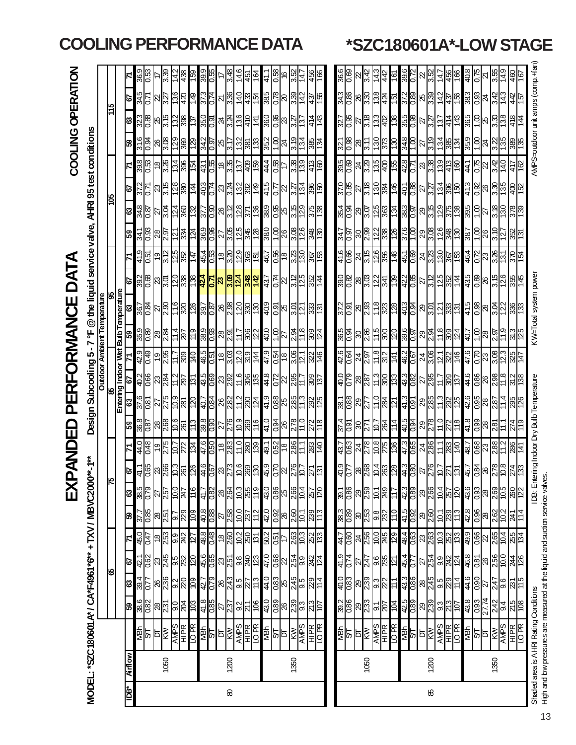# COOLING PERFORMANCE DATA

## *SZC180601A*-LOW STAGE

# EXPANDED PERFORMANCE DATA

## COOLING OPERATION

**MODEL: *SZC180601A* / CA*F4961*6** + TXV / MBVC2000**-1****

**Design Subcooling 5 - 7 °F @ the liquid service valve, AHRI 95 test conditions**

| | | | Outdoor Ambient Temperature | | | | | | | | | | | | | | | | | | | | | |
|---|---|---|---|---|---|---|---|---|---|---|---|---|---|---|---|---|---|---|---|---|---|---|---|---|
| | | | 65 | | | | 75 | | | | 85 | | | | 95 | | | | 105 | | | | 115 | | | |
| | | | Entering Indoor Wet Bulb Temperature | | | | | | | | | | | | | | | | | | | | | | | |
| IDB* | Airflow | | 59 | 63 | 67 | 71 | 59 | 63 | 67 | 71 | 59 | 63 | 67 | 71 | 59 | 63 | 67 | 71 | 59 | 63 | 67 | 71 | 59 | 63 | 67 | 71 |
| 80 | 1050 | MBh | 38.6 | 39.4 | 42.1 | 45.0 | 37.7 | 38.5 | 41.1 | 44.0 | 36.8 | 37.6 | 40.2 | 42.9 | 35.9 | 36.7 | 39.2 | 41.9 | 34.1 | 34.8 | 37.2 | 39.8 | 31.6 | 32.3 | 34.5 | 36.9 |
| | | S/T | 0.82 | 0.77 | 0.62 | 0.47 | 0.85 | 0.79 | 0.65 | 0.48 | 0.90 | 0.81 | 0.66 | 0.49 | 0.89 | 0.84 | 0.68 | 0.51 | 0.93 | 0.87 | 0.71 | 0.53 | 0.94 | 0.88 | 0.71 | 0.53 |
| | | DT | 28 | 26 | 23 | 18 | 28 | 27 | 23 | 19 | 28 | 27 | 23 | 19 | 28 | 27 | 23 | 19 | 28 | 27 | 23 | 18 | 26 | 25 | 22 | 17 |
| | | KW | 2.31 | 2.36 | 2.45 | 2.53 | 2.51 | 2.57 | 2.66 | 2.75 | 2.68 | 2.75 | 2.84 | 2.95 | 2.84 | 2.90 | 3.01 | 3.12 | 2.97 | 3.04 | 3.15 | 3.26 | 3.08 | 3.15 | 3.27 | 3.39 |
| | | AMPS | 9.0 | 9.2 | 9.5 | 9.9 | 9.7 | 10.0 | 10.3 | 10.7 | 10.6 | 10.9 | 11.2 | 11.7 | 11.4 | 11.6 | 12.0 | 12.5 | 12.1 | 12.4 | 12.8 | 13.4 | 12.9 | 13.2 | 13.6 | 14.2 |
| | | HI PR | 204 | 220 | 232 | 242 | 229 | 247 | 261 | 272 | 261 | 281 | 297 | 309 | 297 | 320 | 338 | 352 | 334 | 360 | 380 | 396 | 369 | 398 | 420 | 438 |
| | | LO PR | 103 | 109 | 120 | 127 | 109 | 116 | 126 | 134 | 113 | 120 | 131 | 140 | 119 | 126 | 138 | 147 | 124 | 132 | 144 | 154 | 129 | 137 | 149 | 159 |
| | 1200 | MBh | 41.8 | 42.7 | 45.6 | 48.8 | 40.8 | 41.7 | 44.6 | 47.6 | 39.8 | 40.7 | 43.5 | 46.5 | 38.9 | 39.7 | 42.4 | 45.4 | 36.9 | 37.7 | 40.3 | 43.1 | 34.2 | 35.0 | 37.3 | 39.9 |
| | | S/T | 0.85 | 0.79 | 0.65 | 0.48 | 0.88 | 0.82 | 0.67 | 0.50 | 0.90 | 0.84 | 0.69 | 0.51 | 0.93 | 0.87 | 0.71 | 0.53 | 0.96 | 0.90 | 0.74 | 0.55 | 0.97 | 0.91 | 0.74 | 0.55 |
| | | DT | 27 | 26 | 23 | 18 | 27 | 26 | 23 | 18 | 27 | 26 | 23 | 18 | 28 | 26 | 23 | 18 | 27 | 26 | 23 | 18 | 25 | 24 | 21 | 17 |
| | | KW | 2.37 | 2.43 | 2.51 | 2.60 | 2.58 | 2.64 | 2.73 | 2.83 | 2.76 | 2.82 | 2.92 | 3.03 | 2.91 | 2.98 | 3.09 | 3.20 | 3.05 | 3.12 | 3.24 | 3.35 | 3.17 | 3.24 | 3.36 | 3.48 |
| | | AMPS | 9.2 | 9.5 | 9.8 | 10.2 | 10.0 | 10.3 | 10.6 | 11.0 | 10.9 | 11.2 | 11.6 | 12.0 | 11.7 | 12.0 | 12.4 | 12.9 | 12.5 | 12.8 | 13.2 | 13.7 | 13.2 | 13.6 | 14.0 | 14.6 |
| | | HI PR | 211 | 227 | 240 | 250 | 237 | 255 | 269 | 280 | 269 | 290 | 306 | 319 | 306 | 330 | 348 | 363 | 345 | 371 | 392 | 409 | 381 | 410 | 433 | 451 |
| | | LO PR | 106 | 113 | 123 | 131 | 112 | 119 | 130 | 139 | 116 | 124 | 135 | 144 | 122 | 130 | 142 | 151 | 128 | 136 | 149 | 159 | 133 | 141 | 154 | 164 |
| | 1350 | MBh | 43.0 | 44.0 | 47.0 | 50.2 | 42.0 | 43.0 | 45.9 | 49.1 | 41.0 | 41.9 | 44.8 | 47.9 | 40.0 | 40.9 | 43.7 | 46.7 | 38.0 | 38.9 | 41.5 | 44.4 | 35.2 | 36.0 | 38.5 | 41.1 |
| | | S/T | 0.89 | 0.83 | 0.68 | 0.51 | 0.92 | 0.86 | 0.70 | 0.52 | 0.94 | 0.88 | 0.72 | 0.54 | 1.00 | 0.91 | 0.74 | 0.56 | 1.00 | 0.95 | 0.77 | 0.58 | 1.00 | 0.96 | 0.78 | 0.58 |
| | | DT | 26 | 25 | 22 | 17 | 26 | 25 | 22 | 18 | 26 | 25 | 22 | 18 | 27 | 25 | 22 | 18 | 26 | 25 | 22 | 17 | 24 | 23 | 20 | 16 |
| | | KW | 2.39 | 2.45 | 2.54 | 2.63 | 2.60 | 2.66 | 2.76 | 2.86 | 2.78 | 2.85 | 2.95 | 3.06 | 2.94 | 3.01 | 3.12 | 3.23 | 3.08 | 3.15 | 3.27 | 3.38 | 3.19 | 3.27 | 3.39 | 3.52 |
| | | AMPS | 9.3 | 9.5 | 9.9 | 10.3 | 10.1 | 10.4 | 10.7 | 11.1 | 11.0 | 11.3 | 11.7 | 12.1 | 11.8 | 12.1 | 12.5 | 13.0 | 12.6 | 12.9 | 13.4 | 13.9 | 13.4 | 13.7 | 14.2 | 14.7 |
| | | HI PR | 213 | 229 | 242 | 252 | 239 | 257 | 271 | 283 | 272 | 292 | 309 | 322 | 309 | 333 | 352 | 367 | 348 | 375 | 396 | 413 | 385 | 414 | 437 | 456 |
| | | LO PR | 107 | 114 | 124 | 133 | 113 | 120 | 131 | 140 | 118 | 125 | 137 | 146 | 124 | 131 | 144 | 153 | 130 | 138 | 150 | 160 | 134 | 143 | 156 | 166 |
| 85 | 1050 | MBh | 39.2 | 40.0 | 41.9 | 44.7 | 38.3 | 39.1 | 40.9 | 43.7 | 37.4 | 38.1 | 40.0 | 42.6 | 36.5 | 37.2 | 39.0 | 41.6 | 34.7 | 35.4 | 37.0 | 39.5 | 32.1 | 32.7 | 34.3 | 36.6 |
| | | S/T | 0.86 | 0.83 | 0.74 | 0.60 | 0.89 | 0.86 | 0.77 | 0.63 | 0.91 | 0.88 | 0.79 | 0.64 | 0.94 | 0.91 | 0.82 | 0.66 | 0.97 | 0.94 | 0.85 | 0.69 | 0.98 | 0.95 | 0.86 | 0.69 |
| | | DT | 29 | 29 | 27 | 24 | 30 | 29 | 28 | 24 | 30 | 29 | 28 | 24 | 30 | 29 | 28 | 24 | 30 | 29 | 28 | 24 | 28 | 27 | 26 | 22 |
| | | KW | 2.33 | 2.39 | 2.47 | 2.56 | 2.53 | 2.59 | 2.68 | 2.78 | 2.71 | 2.77 | 2.87 | 2.97 | 2.86 | 2.93 | 3.03 | 3.15 | 2.99 | 3.07 | 3.18 | 3.29 | 3.11 | 3.18 | 3.30 | 3.42 |
| | | AMPS | 9.1 | 9.3 | 9.6 | 10.0 | 9.8 | 10.1 | 10.4 | 10.8 | 10.7 | 11.0 | 11.3 | 11.8 | 11.5 | 11.8 | 12.2 | 12.6 | 12.2 | 12.5 | 13.0 | 13.5 | 13.0 | 13.3 | 13.8 | 14.3 |
| | | HI PR | 207 | 222 | 235 | 245 | 232 | 249 | 263 | 275 | 264 | 284 | 300 | 312 | 300 | 323 | 341 | 356 | 338 | 363 | 384 | 400 | 373 | 402 | 424 | 442 |
| | | LO PR | 104 | 111 | 121 | 129 | 110 | 117 | 128 | 136 | 114 | 121 | 133 | 141 | 120 | 128 | 139 | 148 | 126 | 134 | 146 | 155 | 130 | 138 | 151 | 161 |
| | 1200 | MBh | 42.5 | 43.3 | 45.4 | 48.4 | 41.5 | 42.3 | 44.3 | 47.3 | 40.5 | 41.3 | 43.3 | 46.2 | 39.6 | 40.3 | 42.2 | 45.1 | 37.6 | 38.3 | 40.1 | 42.8 | 34.8 | 35.5 | 37.2 | 39.6 |
| | | S/T | 0.89 | 0.86 | 0.77 | 0.63 | 0.92 | 0.89 | 0.80 | 0.65 | 0.94 | 0.91 | 0.82 | 0.67 | 0.97 | 0.94 | 0.85 | 0.69 | 1.00 | 0.97 | 0.88 | 0.71 | 1.00 | 0.98 | 0.89 | 0.72 |
| | | DT | 29 | 28 | 27 | 23 | 29 | 29 | 27 | 24 | 29 | 29 | 27 | 24 | 29 | 29 | 27 | 24 | 29 | 29 | 27 | 23 | 27 | 27 | 25 | 22 |
| | | KW | 2.39 | 2.45 | 2.54 | 2.63 | 2.60 | 2.66 | 2.76 | 2.86 | 2.78 | 2.85 | 2.95 | 3.06 | 2.94 | 3.01 | 3.12 | 3.23 | 3.08 | 3.15 | 3.27 | 3.38 | 3.19 | 3.27 | 3.39 | 3.52 |
| | | AMPS | 9.3 | 9.5 | 9.9 | 10.3 | 10.1 | 10.4 | 10.7 | 11.1 | 11.0 | 11.3 | 11.7 | 12.1 | 11.8 | 12.1 | 12.5 | 13.0 | 12.6 | 12.9 | 13.4 | 13.9 | 13.4 | 13.7 | 14.2 | 14.7 |
| | | HI PR | 213 | 229 | 242 | 252 | 239 | 257 | 271 | 283 | 272 | 292 | 309 | 322 | 309 | 333 | 352 | 367 | 348 | 375 | 396 | 413 | 385 | 414 | 437 | 456 |
| | | LO PR | 107 | 114 | 124 | 133 | 113 | 120 | 131 | 140 | 118 | 125 | 137 | 146 | 124 | 131 | 144 | 153 | 130 | 138 | 150 | 160 | 134 | 143 | 156 | 166 |
| | 1350 | MBh | 43.8 | 44.6 | 46.8 | 49.9 | 42.8 | 43.6 | 45.7 | 48.7 | 41.8 | 42.6 | 44.6 | 47.6 | 40.7 | 41.5 | 43.5 | 46.4 | 38.7 | 39.5 | 41.3 | 44.1 | 35.9 | 36.5 | 38.3 | 40.8 |
| | | S/T | 0.93 | 0.90 | 0.81 | 0.66 | 0.96 | 0.93 | 0.84 | 0.68 | 0.99 | 0.95 | 0.86 | 0.70 | 1.00 | 0.98 | 0.89 | 0.72 | 1.00 | 1.00 | 0.92 | 0.75 | 1.00 | 1.00 | 0.93 | 0.75 |
| | | DT | 27.74 | 27 | 26 | 22 | 28 | 28 | 26 | 23 | 28 | 28 | 26 | 23 | 28 | 28 | 26 | 23 | 26 | 27 | 26 | 22 | 24 | 25 | 24 | 21 |
| | | KW | 2.42 | 2.47 | 2.56 | 2.65 | 2.62 | 2.69 | 2.78 | 2.88 | 2.81 | 2.87 | 2.98 | 3.08 | 2.97 | 3.04 | 3.15 | 3.26 | 3.10 | 3.18 | 3.30 | 3.42 | 3.22 | 3.30 | 3.42 | 3.55 |
| | | AMPS | 9.4 | 9.6 | 10.0 | 10.4 | 10.2 | 10.5 | 10.8 | 11.2 | 11.1 | 11.4 | 11.8 | 12.3 | 11.9 | 12.2 | 12.6 | 13.1 | 12.7 | 13.0 | 13.5 | 14.0 | 13.5 | 13.8 | 14.3 | 14.9 |
| | | HI PR | 215 | 231 | 244 | 255 | 241 | 260 | 274 | 286 | 274 | 295 | 312 | 325 | 313 | 336 | 355 | 370 | 352 | 378 | 400 | 417 | 389 | 418 | 442 | 460 |
| | | LO PR | 108 | 115 | 126 | 134 | 114 | 122 | 133 | 141 | 119 | 126 | 138 | 147 | 125 | 133 | 145 | 154 | 131 | 139 | 152 | 162 | 135 | 144 | 157 | 167 |

Shaded area is AHRI Rating Conditions

High and low pressures are measured at the liquid and suction service valves.

IDB: Entering Indoor Dry Bulb Temperature

KW=Total system power

AMPS=outdoor unit amps (comp.+fan)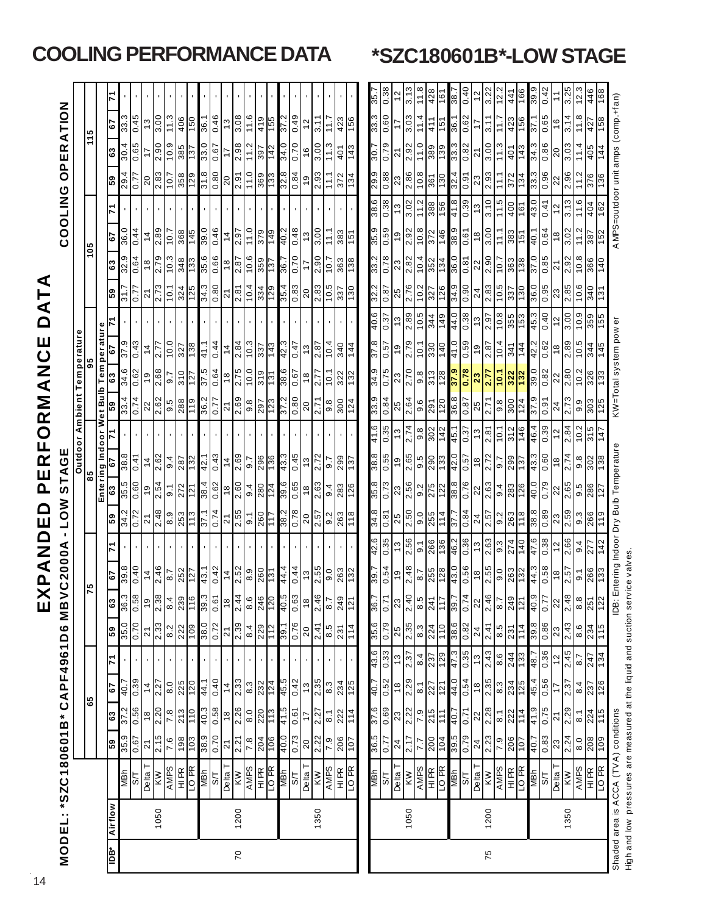# COOLING PERFORMANCE DATA

# *SZC180601B*-LOW STAGE

## EXPANDED PERFORMANCE DATA

**MODEL: *SZC180601B*CAPF4961D6 MBVC2000A - LOW STAGE**

**COOLING OPERATION**

| IDB* | Airflow | | Outdoor Ambient Temperature | | | | | | | | | | | | | | | | | | | | | | | |
|---|---|---|---|---|---|---|---|---|---|---|---|---|---|---|---|---|---|---|---|---|---|---|---|---|---|---|
| | | | 65 | | | | 75 | | | | 85 | | | | 95 | | | | 105 | | | | 115 | | | |
| | | | Entering Indoor Wet Bulb Temperature | | | | | | | | | | | | | | | | | | | | | | | |
| | | | 59 | 63 | 67 | 71 | 59 | 63 | 67 | 71 | 59 | 63 | 67 | 71 | 59 | 63 | 67 | 71 | 59 | 63 | 67 | 71 | 59 | 63 | 67 | 71 |
| 70 | 1050 | MBh | 35.9 | 37.2 | 40.7 | - | 35.0 | 36.3 | 39.8 | - | 34.2 | 35.5 | 38.8 | - | 33.4 | 34.6 | 37.9 | - | 31.7 | 32.9 | 36.0 | - | 29.4 | 30.4 | 33.3 | - |
| | | S/T | 0.67 | 0.56 | 0.39 | - | 0.70 | 0.58 | 0.40 | - | 0.72 | 0.60 | 0.41 | - | 0.74 | 0.62 | 0.43 | - | 0.77 | 0.64 | 0.44 | - | 0.77 | 0.65 | 0.45 | - |
| | | Delta T | 21 | 18 | 14 | - | 21 | 19 | 14 | - | 21 | 19 | 14 | - | 22 | 19 | 14 | - | 21 | 18 | 14 | - | 20 | 17 | 13 | - |
| | | KW | 2.15 | 2.20 | 2.27 | - | 2.33 | 2.38 | 2.46 | - | 2.48 | 2.54 | 2.62 | - | 2.62 | 2.68 | 2.77 | - | 2.73 | 2.79 | 2.89 | - | 2.83 | 2.90 | 3.00 | - |
| | | AMPS | 7.6 | 7.8 | 8.0 | - | 8.2 | 8.4 | 8.7 | - | 8.9 | 9.1 | 9.4 | - | 9.5 | 9.7 | 10.0 | - | 10.1 | 10.3 | 10.7 | - | 10.7 | 10.9 | 11.3 | - |
| | | HI PR | 198 | 213 | 225 | - | 222 | 239 | 252 | - | 253 | 272 | 287 | - | 288 | 310 | 327 | - | 324 | 348 | 368 | - | 358 | 385 | 406 | - |
| | | LO PR | 103 | 110 | 120 | - | 109 | 116 | 127 | - | 113 | 121 | 132 | - | 119 | 127 | 138 | - | 125 | 133 | 145 | - | 129 | 137 | 150 | - |
| | 1200 | MBh | 38.9 | 40.3 | 44.1 | - | 38.0 | 39.3 | 43.1 | - | 37.1 | 38.4 | 42.1 | - | 36.2 | 37.5 | 41.1 | - | 34.3 | 35.6 | 39.0 | - | 31.8 | 33.0 | 36.1 | - |
| | | S/T | 0.70 | 0.58 | 0.40 | - | 0.72 | 0.61 | 0.42 | - | 0.74 | 0.62 | 0.43 | - | 0.77 | 0.64 | 0.44 | - | 0.80 | 0.66 | 0.46 | - | 0.80 | 0.67 | 0.46 | - |
| | | Delta T | 21 | 18 | 14 | - | 21 | 18 | 14 | - | 21 | 18 | 14 | - | 21 | 18 | 14 | - | 21 | 18 | 14 | - | 20 | 17 | 13 | - |
| | | KW | 2.21 | 2.26 | 2.33 | - | 2.39 | 2.44 | 2.52 | - | 2.55 | 2.60 | 2.69 | - | 2.69 | 2.75 | 2.84 | - | 2.81 | 2.87 | 2.97 | - | 2.91 | 2.98 | 3.08 | - |
| | | AMPS | 7.8 | 8.0 | 8.3 | - | 8.4 | 8.6 | 8.9 | - | 9.1 | 9.4 | 9.7 | - | 9.8 | 10.0 | 10.3 | - | 10.4 | 10.6 | 11.0 | - | 11.0 | 11.2 | 11.6 | - |
| | | HI PR | 204 | 220 | 232 | - | 229 | 246 | 260 | - | 260 | 280 | 296 | - | 297 | 319 | 337 | - | 334 | 359 | 379 | - | 369 | 397 | 419 | - |
| | | LO PR | 106 | 113 | 124 | - | 112 | 120 | 131 | - | 117 | 124 | 136 | - | 123 | 131 | 143 | - | 129 | 137 | 149 | - | 133 | 142 | 155 | - |
| | 1350 | MBh | 40.0 | 41.5 | 45.5 | - | 39.1 | 40.5 | 44.4 | - | 38.2 | 39.6 | 43.3 | - | 37.2 | 38.6 | 42.3 | - | 35.4 | 36.7 | 40.2 | - | 32.8 | 34.0 | 37.2 | - |
| | | S/T | 0.73 | 0.61 | 0.42 | - | 0.76 | 0.63 | 0.44 | - | 0.78 | 0.65 | 0.45 | - | 0.80 | 0.67 | 0.47 | - | 0.83 | 0.70 | 0.48 | - | 0.84 | 0.70 | 0.49 | - |
| | | Delta T | 20 | 17 | 13 | - | 20 | 18 | 13 | - | 20 | 18 | 13 | - | 20 | 18 | 13 | - | 20 | 17 | 13 | - | 19 | 16 | 12 | - |
| | | KW | 2.22 | 2.27 | 2.35 | - | 2.41 | 2.46 | 2.55 | - | 2.57 | 2.63 | 2.72 | - | 2.71 | 2.77 | 2.87 | - | 2.83 | 2.90 | 3.00 | - | 2.93 | 3.00 | 3.11 | - |
| | | AMPS | 7.9 | 8.1 | 8.3 | - | 8.5 | 8.7 | 9.0 | - | 9.2 | 9.4 | 9.7 | - | 9.8 | 10.1 | 10.4 | - | 10.5 | 10.7 | 11.1 | - | 11.1 | 11.3 | 11.7 | - |
| | | HI PR | 206 | 222 | 234 | - | 231 | 249 | 263 | - | 263 | 283 | 299 | - | 300 | 322 | 340 | - | 337 | 363 | 383 | - | 372 | 401 | 423 | - |
| | | LO PR | 107 | 114 | 125 | - | 114 | 121 | 132 | - | 118 | 126 | 137 | - | 124 | 132 | 144 | - | 130 | 138 | 151 | - | 134 | 143 | 156 | - |
| 75 | 1050 | MBh | 36.5 | 37.6 | 40.7 | 43.6 | 35.6 | 36.7 | 39.7 | 42.6 | 34.8 | 35.8 | 38.8 | 41.6 | 33.9 | 34.9 | 37.8 | 40.6 | 32.2 | 33.2 | 35.9 | 38.6 | 29.9 | 30.7 | 33.3 | 35.7 |
| | | S/T | 0.77 | 0.69 | 0.52 | 0.33 | 0.79 | 0.71 | 0.54 | 0.35 | 0.81 | 0.73 | 0.55 | 0.35 | 0.84 | 0.75 | 0.57 | 0.37 | 0.87 | 0.78 | 0.59 | 0.38 | 0.88 | 0.79 | 0.60 | 0.38 |
| | | Delta T | 24 | 23 | 18 | 13 | 25 | 23 | 19 | 13 | 25 | 23 | 19 | 13 | 25 | 23 | 19 | 13 | 25 | 23 | 19 | 13 | 23 | 21 | 17 | 12 |
| | | KW | 2.17 | 2.22 | 2.29 | 2.37 | 2.35 | 2.40 | 2.48 | 2.56 | 2.50 | 2.56 | 2.65 | 2.74 | 2.64 | 2.70 | 2.79 | 2.89 | 2.76 | 2.82 | 2.92 | 3.02 | 2.86 | 2.92 | 3.03 | 3.13 |
| | | AMPS | 7.7 | 7.9 | 8.1 | 8.4 | 8.3 | 8.5 | 8.7 | 9.1 | 9.0 | 9.2 | 9.5 | 9.8 | 9.6 | 9.8 | 10.1 | 10.5 | 10.2 | 10.4 | 10.8 | 11.2 | 10.8 | 11.0 | 11.4 | 11.8 |
| | | HI PR | 200 | 215 | 227 | 237 | 224 | 241 | 255 | 266 | 255 | 275 | 290 | 302 | 291 | 313 | 330 | 344 | 327 | 352 | 372 | 388 | 361 | 389 | 411 | 428 |
| | | LO PR | 104 | 111 | 121 | 129 | 110 | 117 | 128 | 136 | 114 | 122 | 133 | 142 | 120 | 128 | 140 | 149 | 126 | 134 | 146 | 156 | 130 | 139 | 151 | 161 |
| | 1200 | MBh | 39.5 | 40.7 | 44.0 | 47.3 | 38.6 | 39.7 | 43.0 | 46.2 | 37.7 | 38.8 | 42.0 | 45.1 | 36.8 | 37.9 | 41.0 | 44.0 | 34.9 | 36.0 | 38.9 | 41.8 | 32.4 | 33.3 | 36.1 | 38.7 |
| | | S/T | 0.79 | 0.71 | 0.54 | 0.35 | 0.82 | 0.74 | 0.56 | 0.36 | 0.84 | 0.76 | 0.57 | 0.37 | 0.87 | 0.78 | 0.59 | 0.38 | 0.90 | 0.81 | 0.61 | 0.39 | 0.91 | 0.82 | 0.62 | 0.40 |
| | | Delta T | 24 | 22 | 18 | 13 | 24 | 22 | 18 | 13 | 24 | 22 | 18 | 13 | 25 | 23 | 19 | 13 | 24 | 22 | 18 | 13 | 23 | 21 | 17 | 12 |
| | | KW | 2.23 | 2.28 | 2.35 | 2.43 | 2.41 | 2.46 | 2.55 | 2.63 | 2.57 | 2.63 | 2.72 | 2.81 | 2.71 | 2.77 | 2.87 | 2.97 | 2.83 | 2.90 | 3.00 | 3.10 | 2.93 | 3.00 | 3.11 | 3.22 |
| | | AMPS | 7.9 | 8.1 | 8.3 | 8.6 | 8.5 | 8.7 | 9.0 | 9.3 | 9.2 | 9.4 | 9.7 | 10.1 | 9.8 | 10.1 | 10.4 | 10.8 | 10.5 | 10.7 | 11.1 | 11.5 | 11.1 | 11.3 | 11.7 | 12.2 |
| | | HI PR | 206 | 222 | 234 | 244 | 231 | 249 | 263 | 274 | 263 | 283 | 299 | 312 | 300 | 322 | 341 | 355 | 337 | 363 | 383 | 400 | 372 | 401 | 423 | 441 |
| | | LO PR | 107 | 114 | 125 | 133 | 114 | 121 | 132 | 140 | 118 | 126 | 137 | 146 | 124 | 132 | 144 | 153 | 130 | 138 | 151 | 161 | 134 | 143 | 156 | 166 |
| | 1350 | MBh | 40.7 | 41.9 | 45.4 | 48.7 | 39.8 | 40.9 | 44.3 | 47.6 | 38.8 | 40.0 | 43.3 | 46.4 | 37.9 | 39.0 | 42.2 | 45.3 | 36.0 | 37.0 | 40.1 | 43.0 | 33.3 | 34.3 | 37.1 | 39.9 |
| | | S/T | 0.83 | 0.75 | 0.56 | 0.36 | 0.86 | 0.77 | 0.58 | 0.38 | 0.89 | 0.79 | 0.60 | 0.39 | 0.91 | 0.82 | 0.62 | 0.40 | 0.95 | 0.85 | 0.64 | 0.41 | 0.96 | 0.86 | 0.65 | 0.42 |
| | | Delta T | 23 | 21 | 17 | 12 | 23 | 22 | 18 | 12 | 23 | 22 | 18 | 12 | 24 | 22 | 18 | 12 | 23 | 21 | 18 | 12 | 22 | 20 | 16 | 11 |
| | | KW | 2.24 | 2.29 | 2.37 | 2.45 | 2.43 | 2.48 | 2.57 | 2.66 | 2.59 | 2.65 | 2.74 | 2.84 | 2.73 | 2.80 | 2.89 | 3.00 | 2.85 | 2.92 | 3.02 | 3.13 | 2.96 | 3.03 | 3.14 | 3.25 |
| | | AMPS | 8.0 | 8.1 | 8.4 | 8.7 | 8.6 | 8.8 | 9.1 | 9.4 | 9.3 | 9.5 | 9.8 | 10.2 | 9.9 | 10.2 | 10.5 | 10.9 | 10.6 | 10.8 | 11.2 | 11.6 | 11.2 | 11.4 | 11.8 | 12.3 |
| | | HI PR | 208 | 224 | 237 | 247 | 234 | 251 | 266 | 277 | 266 | 286 | 302 | 315 | 303 | 326 | 344 | 359 | 340 | 366 | 387 | 404 | 376 | 405 | 427 | 446 |
| | | LO PR | 109 | 115 | 126 | 134 | 115 | 122 | 133 | 142 | 119 | 127 | 138 | 147 | 125 | 133 | 145 | 155 | 131 | 140 | 152 | 162 | 136 | 144 | 158 | 168 |

Shaded area is ACCA (TVA) conditions    IDB: Entering Indoor Dry Bulb Temperature    KW=Total system power    AMPS=outdoor unit amps (comp.+fan)

High and low pressures are measured at the liquid and suction service valves.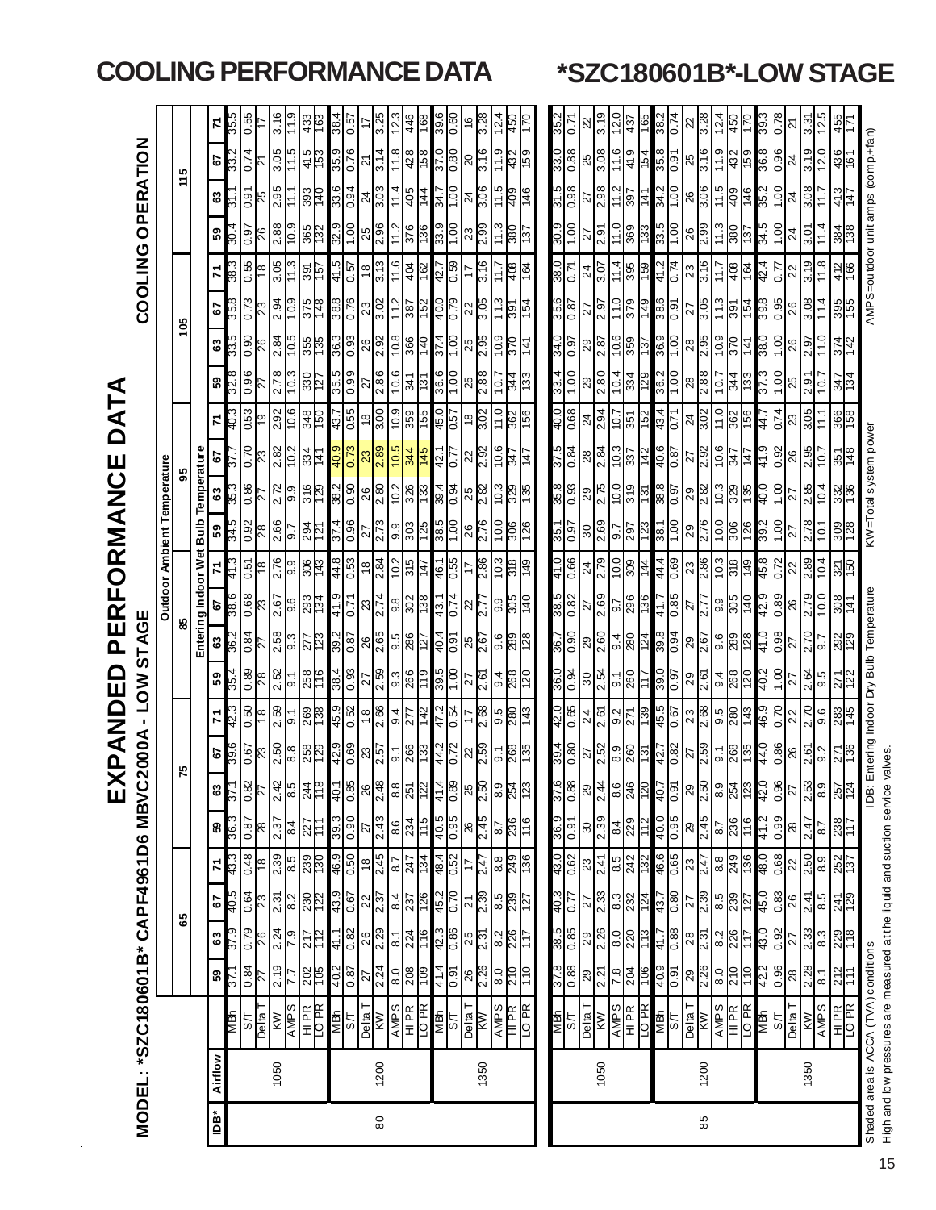# COOLING PERFORMANCE DATA

# *SZC180601B*-LOW STAGE

## EXPANDED PERFORMANCE DATA

### MODEL: *SZC180601B* CAPF4961D6 MBVC2000A - LOW STAGE

### COOLING OPERATION

| IDB* | Airflow | | 65 | | | | 75 | | | | 85 | | | | 95 | | | | 105 | | | | 115 | | | |
|---|---|---|---|---|---|---|---|---|---|---|---|---|---|---|---|---|---|---|---|---|---|---|---|---|---|---|
| | | | Entering Indoor Wet Bulb Temperature | | | | | | | | | | | | | | | | | | | | | | | |
| | | | 59 | 63 | 67 | 71 | 59 | 63 | 67 | 71 | 59 | 63 | 67 | 71 | 59 | 63 | 67 | 71 | 59 | 63 | 67 | 71 | 59 | 63 | 67 | 71 |
| 80 | 1050 | MBh | 37.1 | 37.9 | 40.5 | 43.3 | 36.3 | 37.1 | 39.6 | 42.3 | 35.4 | 36.2 | 38.6 | 41.3 | 34.5 | 35.3 | 37.7 | 40.3 | 32.8 | 33.5 | 35.8 | 38.3 | 30.4 | 31.1 | 33.2 | 35.5 |
| | | S/T | 0.84 | 0.79 | 0.64 | 0.48 | 0.87 | 0.82 | 0.67 | 0.50 | 0.89 | 0.84 | 0.68 | 0.51 | 0.92 | 0.86 | 0.70 | 0.53 | 0.96 | 0.90 | 0.73 | 0.55 | 0.97 | 0.91 | 0.74 | 0.55 |
| | | Delta T | 27 | 26 | 23 | 18 | 28 | 27 | 23 | 18 | 28 | 27 | 23 | 18 | 28 | 27 | 23 | 19 | 27 | 26 | 23 | 18 | 26 | 25 | 21 | 17 |
| | | KW | 2.19 | 2.24 | 2.31 | 2.39 | 2.37 | 2.42 | 2.50 | 2.59 | 2.52 | 2.58 | 2.67 | 2.76 | 2.66 | 2.72 | 2.82 | 2.92 | 2.78 | 2.84 | 2.94 | 3.05 | 2.88 | 2.95 | 3.05 | 3.16 |
| | | AMPS | 7.7 | 7.9 | 8.2 | 8.5 | 8.4 | 8.5 | 8.8 | 9.1 | 9.1 | 9.3 | 9.6 | 9.9 | 9.7 | 9.9 | 10.2 | 10.6 | 10.3 | 10.5 | 10.9 | 11.3 | 10.9 | 11.1 | 11.5 | 11.9 |
| | | HI PR | 202 | 217 | 230 | 239 | 227 | 244 | 258 | 269 | 258 | 277 | 293 | 306 | 294 | 316 | 334 | 348 | 330 | 355 | 375 | 391 | 365 | 393 | 415 | 433 |
| | | LO PR | 105 | 112 | 122 | 130 | 111 | 118 | 129 | 138 | 116 | 123 | 134 | 143 | 121 | 129 | 141 | 150 | 127 | 135 | 148 | 157 | 132 | 140 | 153 | 163 |
| | 1200 | MBh | 40.2 | 41.1 | 43.9 | 46.9 | 39.3 | 40.1 | 42.9 | 45.9 | 38.4 | 39.2 | 41.9 | 44.8 | 37.4 | 38.2 | 40.9 | 43.7 | 35.5 | 36.3 | 38.8 | 41.5 | 32.9 | 33.6 | 35.9 | 38.4 |
| | | S/T | 0.87 | 0.82 | 0.67 | 0.50 | 0.90 | 0.85 | 0.69 | 0.52 | 0.93 | 0.87 | 0.71 | 0.53 | 0.96 | 0.90 | 0.73 | 0.55 | 0.99 | 0.93 | 0.76 | 0.57 | 1.00 | 0.94 | 0.76 | 0.57 |
| | | Delta T | 27 | 26 | 22 | 18 | 27 | 26 | 23 | 18 | 27 | 26 | 23 | 18 | 27 | 26 | 23 | 18 | 27 | 26 | 23 | 18 | 25 | 24 | 21 | 17 |
| | | KW | 2.24 | 2.29 | 2.37 | 2.45 | 2.43 | 2.48 | 2.57 | 2.66 | 2.59 | 2.65 | 2.74 | 2.84 | 2.73 | 2.80 | 2.89 | 3.00 | 2.86 | 2.92 | 3.02 | 3.13 | 2.96 | 3.03 | 3.14 | 3.25 |
| | | AMPS | 8.0 | 8.1 | 8.4 | 8.7 | 8.6 | 8.8 | 9.1 | 9.4 | 9.3 | 9.5 | 9.8 | 10.2 | 9.9 | 10.2 | 10.5 | 10.9 | 10.6 | 10.8 | 11.2 | 11.6 | 11.2 | 11.4 | 11.8 | 12.3 |
| | | HI PR | 208 | 224 | 237 | 247 | 234 | 251 | 266 | 277 | 266 | 286 | 302 | 315 | 303 | 326 | 344 | 359 | 341 | 366 | 387 | 404 | 376 | 405 | 428 | 446 |
| | | LO PR | 109 | 116 | 126 | 134 | 115 | 122 | 133 | 142 | 119 | 127 | 138 | 147 | 125 | 133 | 145 | 155 | 131 | 140 | 152 | 162 | 136 | 144 | 158 | 168 |
| | 1350 | MBh | 41.4 | 42.3 | 45.2 | 48.4 | 40.5 | 41.4 | 44.2 | 47.2 | 39.5 | 40.4 | 43.1 | 46.1 | 38.5 | 39.4 | 42.1 | 45.0 | 36.6 | 37.4 | 40.0 | 42.7 | 33.9 | 34.7 | 37.0 | 39.6 |
| | | S/T | 0.91 | 0.86 | 0.70 | 0.52 | 0.95 | 0.89 | 0.72 | 0.54 | 1.00 | 0.91 | 0.74 | 0.55 | 1.00 | 0.94 | 0.77 | 0.57 | 1.00 | 1.00 | 0.79 | 0.59 | 1.00 | 1.00 | 0.80 | 0.60 |
| | | Delta T | 26 | 25 | 21 | 17 | 26 | 25 | 22 | 17 | 27 | 25 | 22 | 17 | 26 | 25 | 22 | 18 | 25 | 25 | 22 | 17 | 23 | 24 | 20 | 16 |
| | | KW | 2.26 | 2.31 | 2.39 | 2.47 | 2.45 | 2.50 | 2.59 | 2.68 | 2.61 | 2.67 | 2.77 | 2.86 | 2.76 | 2.82 | 2.92 | 3.02 | 2.88 | 2.95 | 3.05 | 3.16 | 2.99 | 3.06 | 3.16 | 3.28 |
| | | AMPS | 8.0 | 8.2 | 8.5 | 8.8 | 8.7 | 8.9 | 9.1 | 9.5 | 9.4 | 9.6 | 9.9 | 10.3 | 10.0 | 10.3 | 10.6 | 11.0 | 10.7 | 10.9 | 11.3 | 11.7 | 11.3 | 11.5 | 11.9 | 12.4 |
| | | HI PR | 210 | 226 | 239 | 249 | 236 | 254 | 268 | 280 | 268 | 289 | 305 | 318 | 306 | 329 | 347 | 362 | 344 | 370 | 391 | 408 | 380 | 409 | 432 | 450 |
| | | LO PR | 110 | 117 | 127 | 136 | 116 | 123 | 135 | 143 | 120 | 128 | 140 | 149 | 126 | 135 | 147 | 156 | 133 | 141 | 154 | 164 | 137 | 146 | 159 | 170 |
| 85 | 1050 | MBh | 37.8 | 38.5 | 40.3 | 43.0 | 36.9 | 37.6 | 39.4 | 42.0 | 36.0 | 36.7 | 38.5 | 41.0 | 35.1 | 35.8 | 37.5 | 40.0 | 33.4 | 34.0 | 35.6 | 38.0 | 30.9 | 31.5 | 33.0 | 35.2 |
| | | S/T | 0.88 | 0.85 | 0.77 | 0.62 | 0.91 | 0.88 | 0.80 | 0.65 | 0.94 | 0.90 | 0.82 | 0.66 | 0.97 | 0.93 | 0.84 | 0.68 | 1.00 | 0.97 | 0.87 | 0.71 | 1.00 | 0.98 | 0.88 | 0.71 |
| | | Delta T | 29 | 29 | 27 | 23 | 30 | 29 | 27 | 24 | 30 | 29 | 27 | 24 | 30 | 29 | 28 | 24 | 29 | 29 | 27 | 24 | 27 | 27 | 25 | 22 |
| | | KW | 2.21 | 2.26 | 2.33 | 2.41 | 2.39 | 2.44 | 2.52 | 2.61 | 2.54 | 2.60 | 2.69 | 2.79 | 2.69 | 2.75 | 2.84 | 2.94 | 2.80 | 2.87 | 2.97 | 3.07 | 2.91 | 2.98 | 3.08 | 3.19 |
| | | AMPS | 7.8 | 8.0 | 8.3 | 8.5 | 8.4 | 8.6 | 8.9 | 9.2 | 9.1 | 9.4 | 9.7 | 10.0 | 9.7 | 10.0 | 10.3 | 10.7 | 10.4 | 10.6 | 11.0 | 11.4 | 11.0 | 11.2 | 11.6 | 12.0 |
| | | HI PR | 204 | 220 | 232 | 242 | 229 | 246 | 260 | 271 | 260 | 280 | 296 | 309 | 297 | 319 | 337 | 351 | 334 | 359 | 379 | 395 | 369 | 397 | 419 | 437 |
| | | LO PR | 106 | 113 | 124 | 132 | 112 | 120 | 131 | 139 | 117 | 124 | 136 | 144 | 123 | 131 | 142 | 152 | 129 | 137 | 149 | 159 | 133 | 141 | 154 | 165 |
| | 1200 | MBh | 40.9 | 41.7 | 43.7 | 46.6 | 40.0 | 40.7 | 42.7 | 45.5 | 39.0 | 39.8 | 41.7 | 44.4 | 38.1 | 38.8 | 40.6 | 43.4 | 36.2 | 36.9 | 38.6 | 41.2 | 33.5 | 34.2 | 35.8 | 38.2 |
| | | S/T | 0.91 | 0.88 | 0.80 | 0.65 | 0.95 | 0.91 | 0.82 | 0.67 | 0.97 | 0.94 | 0.85 | 0.69 | 1.00 | 0.97 | 0.87 | 0.71 | 1.00 | 1.00 | 0.91 | 0.74 | 1.00 | 1.00 | 0.91 | 0.74 |
| | | Delta T | 29 | 28 | 27 | 23 | 29 | 29 | 27 | 23 | 29 | 29 | 27 | 23 | 29 | 29 | 27 | 24 | 28 | 28 | 27 | 23 | 26 | 26 | 25 | 22 |
| | | KW | 2.26 | 2.31 | 2.39 | 2.47 | 2.45 | 2.50 | 2.59 | 2.68 | 2.61 | 2.67 | 2.77 | 2.86 | 2.76 | 2.82 | 2.92 | 3.02 | 2.88 | 2.95 | 3.05 | 3.16 | 2.99 | 3.06 | 3.16 | 3.28 |
| | | AMPS | 8.0 | 8.2 | 8.5 | 8.8 | 8.7 | 8.9 | 9.1 | 9.5 | 9.4 | 9.6 | 9.9 | 10.3 | 10.0 | 10.3 | 10.6 | 11.0 | 10.7 | 10.9 | 11.3 | 11.7 | 11.3 | 11.5 | 11.9 | 12.4 |
| | | HI PR | 210 | 226 | 239 | 249 | 236 | 254 | 268 | 280 | 268 | 289 | 305 | 318 | 306 | 329 | 347 | 362 | 344 | 370 | 391 | 408 | 380 | 409 | 432 | 450 |
| | | LO PR | 110 | 117 | 127 | 136 | 116 | 123 | 135 | 143 | 120 | 128 | 140 | 149 | 126 | 135 | 147 | 156 | 133 | 141 | 154 | 164 | 137 | 146 | 159 | 170 |
| | 1350 | MBh | 42.2 | 43.0 | 45.0 | 48.0 | 41.2 | 42.0 | 44.0 | 46.9 | 40.2 | 41.0 | 42.9 | 45.8 | 39.2 | 40.0 | 41.9 | 44.7 | 37.3 | 38.0 | 39.8 | 42.4 | 34.5 | 35.2 | 36.8 | 39.3 |
| | | S/T | 0.96 | 0.92 | 0.83 | 0.68 | 0.99 | 0.96 | 0.86 | 0.70 | 1.00 | 0.98 | 0.89 | 0.72 | 1.00 | 1.00 | 0.92 | 0.74 | 1.00 | 1.00 | 0.95 | 0.77 | 1.00 | 1.00 | 0.96 | 0.78 |
| | | Delta T | 28 | 27 | 26 | 22 | 28 | 27 | 26 | 22 | 27 | 27 | 26 | 22 | 27 | 27 | 26 | 23 | 25 | 26 | 26 | 22 | 24 | 24 | 24 | 21 |
| | | KW | 2.28 | 2.33 | 2.41 | 2.50 | 2.47 | 2.53 | 2.61 | 2.70 | 2.64 | 2.70 | 2.79 | 2.89 | 2.78 | 2.85 | 2.95 | 3.05 | 2.91 | 2.97 | 3.08 | 3.19 | 3.01 | 3.08 | 3.19 | 3.31 |
| | | AMPS | 8.1 | 8.3 | 8.5 | 8.9 | 8.7 | 8.9 | 9.2 | 9.6 | 9.5 | 9.7 | 10.0 | 10.4 | 10.1 | 10.4 | 10.7 | 11.1 | 10.7 | 11.0 | 11.4 | 11.8 | 11.4 | 11.7 | 12.0 | 12.5 |
| | | HI PR | 212 | 229 | 241 | 252 | 238 | 257 | 271 | 283 | 271 | 292 | 308 | 321 | 309 | 332 | 351 | 366 | 347 | 374 | 395 | 412 | 384 | 413 | 436 | 455 |
| | | LO PR | 111 | 118 | 129 | 137 | 117 | 124 | 136 | 145 | 122 | 129 | 141 | 150 | 128 | 136 | 148 | 158 | 134 | 142 | 155 | 166 | 138 | 147 | 161 | 171 |

Shaded area is ACCA (TVA) conditions

High and low pressures are measured at the liquid and suction service valves.

IDB: Entering Indoor Dry Bulb Temperature

KW=Total system power

AMPS=outdoor unit amps (comp.+fan)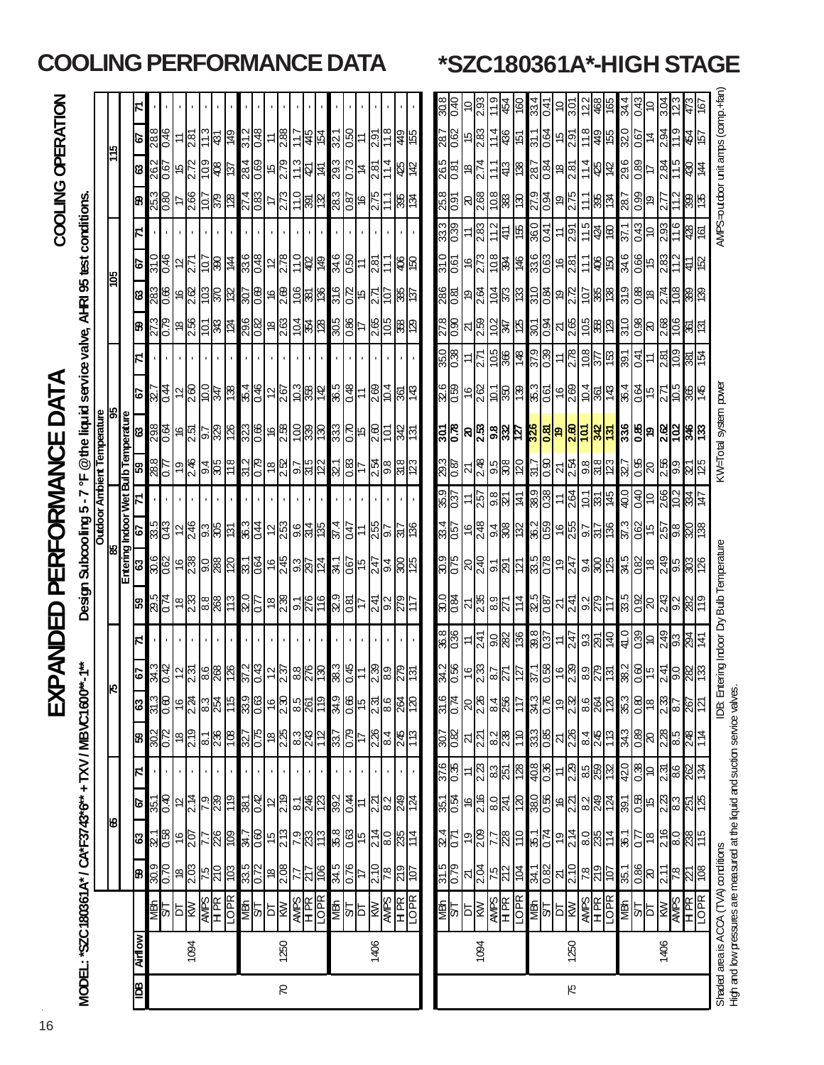# COOLING PERFORMANCE DATA

# *SZC180361A*-HIGH STAGE

## EXPANDED PERFORMANCE DATA

**COOLING OPERATION**

**MODEL: *SZC180361A* / CA*F3743*6** + TXV / MBVC1600**-1****

**Design Subcooling 5 - 7 °F @the liquid service valve, AHRI 95 test conditions.**

| IDB | Airflow | | Outdoor Ambient Temperature | | | | | | | | | | | | | | | | | | | | | | | |
|---|---|---|---|---|---|---|---|---|---|---|---|---|---|---|---|---|---|---|---|---|---|---|---|---|---|---|
| | | | 65 | | | | 75 | | | | 85 | | | | 95 | | | | 105 | | | | 115 | | | |
| | | | Entering Indoor Wet Bulb Temperature | | | | | | | | | | | | | | | | | | | | | | | |
| | | | 59 | 63 | 67 | 71 | 59 | 63 | 67 | 71 | 59 | 63 | 67 | 71 | 59 | 63 | 67 | 71 | 59 | 63 | 67 | 71 | 59 | 63 | 67 | 71 |
| 70 | 1094 | MBh | 30.9 | 32.1 | 35.1 | - | 30.2 | 31.3 | 34.3 | - | 29.5 | 30.6 | 33.5 | - | 28.8 | 29.8 | 32.7 | - | 27.3 | 28.3 | 31.0 | - | 25.3 | 26.2 | 28.8 | - |
| | | S/T | 0.70 | 0.58 | 0.40 | - | 0.72 | 0.60 | 0.42 | - | 0.74 | 0.62 | 0.43 | - | 0.77 | 0.64 | 0.44 | - | 0.79 | 0.66 | 0.46 | - | 0.80 | 0.67 | 0.46 | - |
| | | DT | 18 | 16 | 12 | - | 18 | 16 | 12 | - | 18 | 16 | 12 | - | 19 | 16 | 12 | - | 18 | 16 | 12 | - | 17 | 15 | 11 | - |
| | | kW | 2.03 | 2.07 | 2.14 | - | 2.19 | 2.24 | 2.31 | - | 2.33 | 2.38 | 2.46 | - | 2.46 | 2.51 | 2.60 | - | 2.56 | 2.62 | 2.71 | - | 2.66 | 2.72 | 2.81 | - |
| | | AMPS | 7.5 | 7.7 | 7.9 | - | 8.1 | 8.3 | 8.6 | - | 8.8 | 9.0 | 9.3 | - | 9.4 | 9.7 | 10.0 | - | 10.1 | 10.3 | 10.7 | - | 10.7 | 10.9 | 11.3 | - |
| | | HPR | 210 | 226 | 239 | - | 236 | 254 | 268 | - | 268 | 288 | 305 | - | 305 | 329 | 347 | - | 343 | 370 | 390 | - | 379 | 408 | 431 | - |
| | | LOPR | 103 | 109 | 119 | - | 108 | 115 | 126 | - | 113 | 120 | 131 | - | 118 | 126 | 138 | - | 124 | 132 | 144 | - | 128 | 137 | 149 | - |
| | 1250 | MBh | 33.5 | 34.7 | 38.1 | - | 32.7 | 33.9 | 37.2 | - | 32.0 | 33.1 | 36.3 | - | 31.2 | 32.3 | 35.4 | - | 29.6 | 30.7 | 33.6 | - | 27.4 | 28.4 | 31.2 | - |
| | | S/T | 0.72 | 0.60 | 0.42 | - | 0.75 | 0.63 | 0.43 | - | 0.77 | 0.64 | 0.44 | - | 0.79 | 0.66 | 0.46 | - | 0.82 | 0.69 | 0.48 | - | 0.83 | 0.69 | 0.48 | - |
| | | DT | 18 | 15 | 12 | - | 18 | 16 | 12 | - | 18 | 16 | 12 | - | 18 | 16 | 12 | - | 18 | 16 | 12 | - | 17 | 15 | 11 | - |
| | | kW | 2.08 | 2.13 | 2.19 | - | 2.25 | 2.30 | 2.37 | - | 2.39 | 2.45 | 2.53 | - | 2.52 | 2.58 | 2.67 | - | 2.63 | 2.69 | 2.78 | - | 2.73 | 2.79 | 2.88 | - |
| | | AMPS | 7.7 | 7.9 | 8.1 | - | 8.3 | 8.5 | 8.8 | - | 9.1 | 9.3 | 9.6 | - | 9.7 | 10.0 | 10.3 | - | 10.4 | 10.6 | 11.0 | - | 11.0 | 11.3 | 11.7 | - |
| | | HPR | 217 | 233 | 246 | - | 243 | 261 | 276 | - | 276 | 297 | 314 | - | 315 | 339 | 358 | - | 354 | 381 | 402 | - | 391 | 421 | 445 | - |
| | | LOPR | 106 | 113 | 123 | - | 112 | 119 | 130 | - | 116 | 124 | 135 | - | 122 | 130 | 142 | - | 128 | 136 | 149 | - | 132 | 141 | 154 | - |
| | 1406 | MBh | 34.5 | 35.8 | 39.2 | - | 33.7 | 34.9 | 38.3 | - | 32.9 | 34.1 | 37.4 | - | 32.1 | 33.3 | 36.5 | - | 30.5 | 31.6 | 34.6 | - | 28.3 | 29.3 | 32.1 | - |
| | | S/T | 0.76 | 0.63 | 0.44 | - | 0.79 | 0.66 | 0.45 | - | 0.81 | 0.67 | 0.47 | - | 0.83 | 0.70 | 0.48 | - | 0.86 | 0.72 | 0.50 | - | 0.87 | 0.73 | 0.50 | - |
| | | DT | 17 | 15 | 11 | - | 17 | 15 | 11 | - | 17 | 15 | 11 | - | 17 | 15 | 11 | - | 17 | 15 | 11 | - | 16 | 14 | 11 | - |
| | | kW | 2.10 | 2.14 | 2.21 | - | 2.26 | 2.31 | 2.39 | - | 2.41 | 2.47 | 2.55 | - | 2.54 | 2.60 | 2.69 | - | 2.65 | 2.71 | 2.81 | - | 2.75 | 2.81 | 2.91 | - |
| | | AMPS | 7.8 | 8.0 | 8.2 | - | 8.4 | 8.6 | 8.9 | - | 9.2 | 9.4 | 9.7 | - | 9.8 | 10.1 | 10.4 | - | 10.5 | 10.7 | 11.1 | - | 11.1 | 11.4 | 11.8 | - |
| | | HPR | 219 | 235 | 249 | - | 245 | 264 | 279 | - | 279 | 300 | 317 | - | 318 | 342 | 361 | - | 358 | 385 | 406 | - | 395 | 425 | 449 | - |
| | | LOPR | 107 | 114 | 124 | - | 113 | 120 | 131 | - | 117 | 125 | 136 | - | 123 | 131 | 143 | - | 129 | 137 | 150 | - | 134 | 142 | 155 | - |
| 75 | 1094 | MBh | 31.5 | 32.4 | 35.1 | 37.6 | 30.7 | 31.6 | 34.2 | 36.8 | 30.0 | 30.9 | 33.4 | 35.9 | 29.3 | 30.1 | 32.6 | 35.0 | 27.8 | 28.6 | 31.0 | 33.3 | 25.8 | 26.5 | 28.7 | 30.8 |
| | | S/T | 0.79 | 0.71 | 0.54 | 0.35 | 0.82 | 0.74 | 0.56 | 0.36 | 0.84 | 0.75 | 0.57 | 0.37 | 0.87 | 0.78 | 0.59 | 0.38 | 0.90 | 0.81 | 0.61 | 0.39 | 0.91 | 0.81 | 0.62 | 0.40 |
| | | DT | 21 | 19 | 16 | 11 | 21 | 20 | 16 | 11 | 21 | 20 | 16 | 11 | 21 | 20 | 16 | 11 | 21 | 19 | 16 | 11 | 20 | 18 | 15 | 10 |
| | | kW | 2.04 | 2.09 | 2.16 | 2.23 | 2.21 | 2.26 | 2.33 | 2.41 | 2.35 | 2.40 | 2.48 | 2.57 | 2.48 | 2.53 | 2.62 | 2.71 | 2.59 | 2.64 | 2.73 | 2.83 | 2.68 | 2.74 | 2.83 | 2.93 |
| | | AMPS | 7.5 | 7.7 | 8.0 | 8.3 | 8.2 | 8.4 | 8.7 | 9.0 | 8.9 | 9.1 | 9.4 | 9.8 | 9.5 | 9.8 | 10.1 | 10.5 | 10.2 | 10.4 | 10.8 | 11.2 | 10.8 | 11.1 | 11.4 | 11.9 |
| | | HPR | 212 | 228 | 241 | 251 | 238 | 256 | 271 | 282 | 271 | 291 | 308 | 321 | 308 | 332 | 350 | 366 | 347 | 373 | 394 | 411 | 383 | 413 | 436 | 454 |
| | | LOPR | 104 | 110 | 120 | 128 | 110 | 117 | 127 | 136 | 114 | 121 | 132 | 141 | 120 | 127 | 139 | 148 | 125 | 133 | 146 | 155 | 130 | 138 | 151 | 160 |
| | 1250 | MBh | 34.1 | 35.1 | 38.0 | 40.8 | 33.3 | 34.3 | 37.1 | 39.8 | 32.5 | 33.5 | 36.2 | 38.9 | 31.7 | 32.6 | 35.3 | 37.9 | 30.1 | 31.0 | 33.6 | 36.0 | 27.9 | 28.7 | 31.1 | 33.4 |
| | | S/T | 0.82 | 0.74 | 0.56 | 0.36 | 0.85 | 0.76 | 0.58 | 0.37 | 0.87 | 0.78 | 0.59 | 0.38 | 0.90 | 0.81 | 0.61 | 0.39 | 0.94 | 0.84 | 0.63 | 0.41 | 0.94 | 0.84 | 0.64 | 0.41 |
| | | DT | 21 | 19 | 16 | 11 | 21 | 19 | 16 | 11 | 21 | 19 | 16 | 11 | 21 | 19 | 16 | 11 | 21 | 19 | 16 | 11 | 19 | 18 | 15 | 10 |
| | | kW | 2.10 | 2.14 | 2.21 | 2.29 | 2.26 | 2.32 | 2.39 | 2.47 | 2.41 | 2.47 | 2.55 | 2.64 | 2.54 | 2.60 | 2.69 | 2.78 | 2.65 | 2.72 | 2.81 | 2.91 | 2.75 | 2.81 | 2.91 | 3.01 |
| | | AMPS | 7.8 | 8.0 | 8.2 | 8.5 | 8.4 | 8.6 | 8.9 | 9.3 | 9.2 | 9.4 | 9.7 | 10.1 | 9.8 | 10.1 | 10.4 | 10.8 | 10.5 | 10.7 | 11.1 | 11.5 | 11.1 | 11.4 | 11.8 | 12.2 |
| | | HPR | 219 | 235 | 249 | 259 | 245 | 264 | 279 | 291 | 279 | 300 | 317 | 331 | 318 | 342 | 361 | 377 | 358 | 385 | 406 | 424 | 395 | 425 | 449 | 468 |
| | | LOPR | 107 | 114 | 124 | 132 | 113 | 120 | 131 | 140 | 117 | 125 | 136 | 145 | 123 | 131 | 143 | 153 | 129 | 138 | 150 | 160 | 134 | 142 | 155 | 165 |
| | 1406 | MBh | 35.1 | 36.1 | 39.1 | 42.0 | 34.3 | 35.3 | 38.2 | 41.0 | 33.5 | 34.5 | 37.3 | 40.0 | 32.7 | 33.6 | 36.4 | 39.1 | 31.0 | 31.9 | 34.6 | 37.1 | 28.7 | 29.6 | 32.0 | 34.4 |
| | | S/T | 0.86 | 0.77 | 0.58 | 0.38 | 0.89 | 0.80 | 0.60 | 0.39 | 0.92 | 0.82 | 0.62 | 0.40 | 0.95 | 0.85 | 0.64 | 0.41 | 0.98 | 0.88 | 0.66 | 0.43 | 0.99 | 0.89 | 0.67 | 0.43 |
| | | DT | 20 | 18 | 15 | 10 | 20 | 18 | 15 | 10 | 20 | 18 | 15 | 10 | 20 | 19 | 15 | 11 | 20 | 18 | 15 | 10 | 19 | 17 | 14 | 10 |
| | | kW | 2.11 | 2.16 | 2.23 | 2.31 | 2.28 | 2.33 | 2.41 | 2.49 | 2.43 | 2.49 | 2.57 | 2.66 | 2.56 | 2.62 | 2.71 | 2.81 | 2.68 | 2.74 | 2.83 | 2.93 | 2.77 | 2.84 | 2.94 | 3.04 |
| | | AMPS | 7.8 | 8.0 | 8.3 | 8.6 | 8.5 | 8.7 | 9.0 | 9.3 | 9.2 | 9.5 | 9.8 | 10.2 | 9.9 | 10.2 | 10.5 | 10.9 | 10.6 | 10.8 | 11.2 | 11.6 | 11.2 | 11.5 | 11.9 | 12.3 |
| | | HPR | 221 | 238 | 251 | 262 | 248 | 267 | 282 | 294 | 282 | 303 | 320 | 334 | 321 | 346 | 365 | 381 | 361 | 389 | 411 | 428 | 399 | 430 | 454 | 473 |
| | | LOPR | 108 | 115 | 125 | 134 | 114 | 121 | 133 | 141 | 119 | 126 | 138 | 147 | 125 | 133 | 145 | 154 | 131 | 139 | 152 | 161 | 135 | 144 | 157 | 167 |

Shaded area is ACCA (TVA) conditions
High and low pressures are measured at the liquid and suction service valves.

IDB: Entering Indoor Dry Bulb Temperature

KW=Total system power

AMPS=outdoor unit amps (comp.+fan)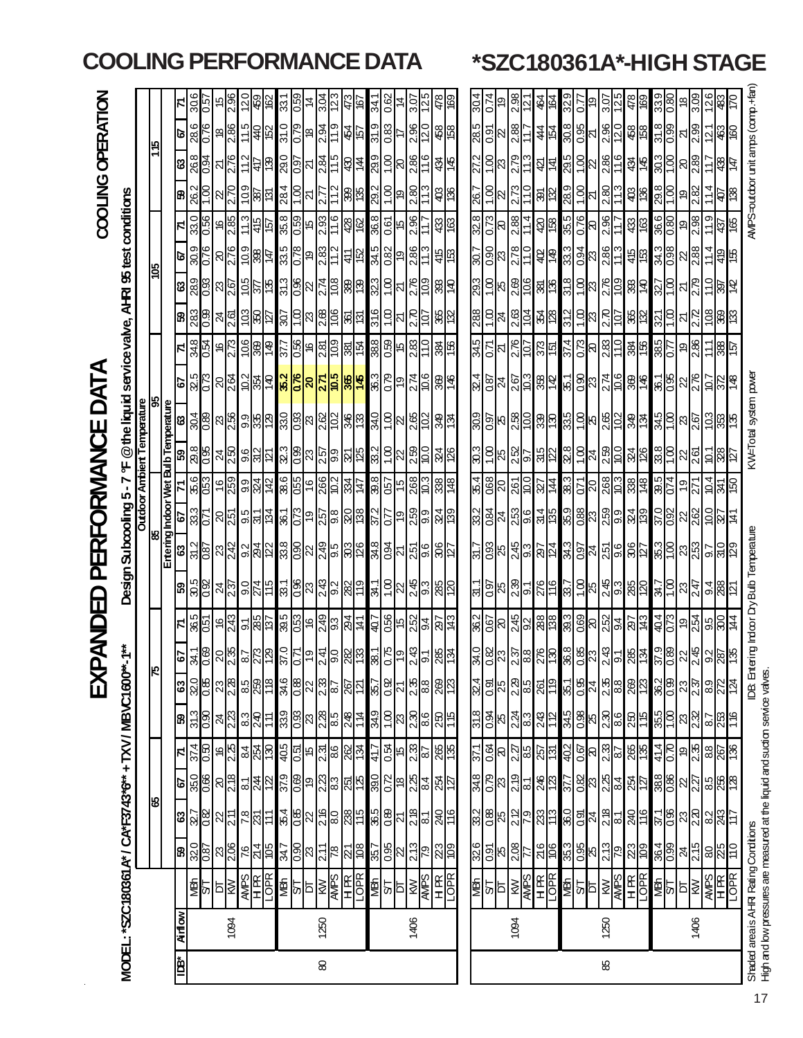# COOLING PERFORMANCE DATA

# *SZC180361A*-HIGH STAGE

## EXPANDED PERFORMANCE DATA

**COOLING OPERATION**

**MODEL: *SZC180361A* / CA*F3743*6** + TXV / MBVC1600**-1****

**Design Subcooling 5 - 7 °F @ the liquid service valve, AHRI 95 test conditions**

| IDB* | Airflow | | Outdoor Ambient Temperature | | | | | | | | | | | | | | | | | | | | | | | |
|---|---|---|---|---|---|---|---|---|---|---|---|---|---|---|---|---|---|---|---|---|---|---|---|---|---|---|
| | | | 65 | | | | 75 | | | | 85 | | | | 95 | | | | 105 | | | | 115 | | | |
| | | | Entering Indoor Wet Bulb Temperature | | | | | | | | | | | | | | | | | | | | | | | |
| | | | 59 | 63 | 67 | 71 | 59 | 63 | 67 | 71 | 59 | 63 | 67 | 71 | 59 | 63 | 67 | 71 | 59 | 63 | 67 | 71 | 59 | 63 | 67 | 71 |
| 80 | 1094 | MBh | 32.0 | 32.7 | 35.0 | 37.4 | 31.3 | 32.0 | 34.1 | 36.5 | 30.5 | 31.2 | 33.3 | 35.6 | 29.8 | 30.4 | 32.5 | 34.8 | 28.3 | 28.9 | 30.9 | 33.0 | 26.2 | 26.8 | 28.6 | 30.6 |
| | | S/T | 0.87 | 0.82 | 0.66 | 0.50 | 0.90 | 0.85 | 0.69 | 0.51 | 0.92 | 0.87 | 0.71 | 0.53 | 0.95 | 0.89 | 0.73 | 0.54 | 0.99 | 0.93 | 0.76 | 0.56 | 1.00 | 0.94 | 0.76 | 0.57 |
| | | DT | 23 | 22 | 18 | 16 | 24 | 23 | 20 | 16 | 24 | 23 | 20 | 16 | 24 | 23 | 20 | 16 | 24 | 23 | 20 | 16 | 22 | 21 | 18 | 15 |
| | | kW | 2.06 | 2.11 | 2.18 | 2.25 | 2.23 | 2.28 | 2.35 | 2.43 | 2.37 | 2.42 | 2.51 | 2.59 | 2.50 | 2.56 | 2.64 | 2.73 | 2.61 | 2.67 | 2.76 | 2.85 | 2.70 | 2.76 | 2.86 | 2.96 |
| | | AMPS | 7.6 | 7.8 | 8.1 | 8.4 | 8.3 | 8.5 | 8.7 | 9.1 | 9.0 | 9.2 | 9.5 | 9.9 | 9.6 | 9.9 | 10.2 | 10.6 | 10.3 | 10.5 | 10.9 | 11.3 | 10.9 | 11.2 | 11.5 | 12.0 |
| | | HPR | 214 | 231 | 244 | 254 | 240 | 259 | 273 | 285 | 274 | 294 | 311 | 324 | 312 | 335 | 354 | 369 | 350 | 377 | 398 | 415 | 387 | 417 | 440 | 459 |
| | | LOPR | 105 | 111 | 122 | 130 | 111 | 118 | 129 | 137 | 115 | 122 | 134 | 142 | 121 | 129 | 140 | 149 | 127 | 135 | 147 | 157 | 131 | 139 | 152 | 162 |
| | 1250 | MBh | 34.7 | 35.4 | 37.9 | 40.5 | 33.9 | 34.6 | 37.0 | 39.5 | 33.1 | 33.8 | 36.1 | 38.6 | 32.3 | 33.0 | 35.2 | 37.7 | 30.7 | 31.3 | 33.5 | 35.8 | 28.4 | 29.0 | 31.0 | 33.1 |
| | | S/T | 0.90 | 0.85 | 0.69 | 0.51 | 0.93 | 0.88 | 0.71 | 0.53 | 0.96 | 0.90 | 0.73 | 0.55 | 0.99 | 0.93 | 0.76 | 0.56 | 1.00 | 0.96 | 0.78 | 0.59 | 1.00 | 0.97 | 0.79 | 0.59 |
| | | DT | 23 | 22 | 19 | 15 | 23 | 22 | 19 | 16 | 23 | 22 | 19 | 16 | 23 | 23 | 20 | 16 | 23 | 22 | 19 | 15 | 21 | 21 | 18 | 14 |
| | | kW | 2.11 | 2.16 | 2.23 | 2.31 | 2.28 | 2.33 | 2.41 | 2.49 | 2.43 | 2.49 | 2.57 | 2.66 | 2.57 | 2.62 | 2.71 | 2.81 | 2.68 | 2.74 | 2.83 | 2.93 | 2.77 | 2.84 | 2.94 | 3.04 |
| | | AMPS | 7.8 | 8.0 | 8.3 | 8.6 | 8.5 | 8.7 | 9.0 | 9.3 | 9.2 | 9.5 | 9.8 | 10.2 | 9.9 | 10.2 | 10.5 | 10.9 | 10.6 | 10.8 | 11.2 | 11.6 | 11.2 | 11.5 | 11.9 | 12.3 |
| | | HPR | 221 | 238 | 251 | 262 | 248 | 267 | 282 | 294 | 282 | 303 | 320 | 334 | 321 | 346 | 365 | 381 | 361 | 389 | 411 | 428 | 399 | 430 | 454 | 473 |
| | | LOPR | 108 | 115 | 125 | 134 | 114 | 121 | 133 | 141 | 119 | 126 | 138 | 147 | 125 | 133 | 145 | 154 | 131 | 139 | 152 | 162 | 135 | 144 | 157 | 167 |
| | 1406 | MBh | 35.7 | 36.5 | 39.0 | 41.7 | 34.9 | 35.7 | 38.1 | 40.7 | 34.1 | 34.8 | 37.2 | 39.8 | 33.2 | 34.0 | 36.3 | 38.8 | 31.6 | 32.3 | 34.5 | 36.8 | 29.2 | 29.9 | 31.9 | 34.1 |
| | | S/T | 0.95 | 0.89 | 0.72 | 0.54 | 1.00 | 0.92 | 0.75 | 0.56 | 1.00 | 0.94 | 0.77 | 0.57 | 1.00 | 1.00 | 0.79 | 0.59 | 1.00 | 1.00 | 0.82 | 0.61 | 1.00 | 1.00 | 0.83 | 0.62 |
| | | DT | 22 | 21 | 18 | 15 | 23 | 21 | 19 | 15 | 22 | 21 | 19 | 15 | 22 | 22 | 19 | 15 | 21 | 21 | 19 | 15 | 19 | 20 | 17 | 14 |
| | | kW | 2.13 | 2.18 | 2.25 | 2.33 | 2.30 | 2.35 | 2.43 | 2.52 | 2.45 | 2.51 | 2.59 | 2.68 | 2.59 | 2.65 | 2.74 | 2.83 | 2.70 | 2.76 | 2.86 | 2.96 | 2.80 | 2.86 | 2.96 | 3.07 |
| | | AMPS | 7.9 | 8.1 | 8.4 | 8.7 | 8.6 | 8.8 | 9.1 | 9.4 | 9.3 | 9.6 | 9.9 | 10.3 | 10.0 | 10.2 | 10.6 | 11.0 | 10.7 | 10.9 | 11.3 | 11.7 | 11.3 | 11.6 | 12.0 | 12.5 |
| | | HPR | 223 | 240 | 254 | 265 | 250 | 269 | 285 | 297 | 285 | 306 | 324 | 338 | 324 | 349 | 369 | 384 | 365 | 393 | 415 | 433 | 403 | 434 | 458 | 478 |
| | | LOPR | 109 | 116 | 127 | 135 | 115 | 123 | 134 | 143 | 120 | 127 | 139 | 148 | 126 | 134 | 146 | 156 | 132 | 140 | 153 | 163 | 136 | 145 | 158 | 169 |
| 85 | 1094 | MBh | 32.6 | 33.2 | 34.8 | 37.1 | 31.8 | 32.4 | 34.0 | 36.2 | 31.1 | 31.7 | 33.2 | 35.4 | 30.3 | 30.9 | 32.4 | 34.5 | 28.8 | 29.3 | 30.7 | 32.8 | 26.7 | 27.2 | 28.5 | 30.4 |
| | | S/T | 0.91 | 0.88 | 0.79 | 0.64 | 0.94 | 0.91 | 0.82 | 0.67 | 0.97 | 0.93 | 0.84 | 0.68 | 1.00 | 0.97 | 0.87 | 0.71 | 1.00 | 1.00 | 0.90 | 0.73 | 1.00 | 1.00 | 0.91 | 0.74 |
| | | DT | 25 | 25 | 23 | 20 | 25 | 25 | 23 | 20 | 25 | 25 | 24 | 20 | 25 | 25 | 24 | 21 | 24 | 25 | 23 | 20 | 22 | 23 | 22 | 19 |
| | | kW | 2.08 | 2.12 | 2.19 | 2.27 | 2.24 | 2.29 | 2.37 | 2.45 | 2.39 | 2.45 | 2.53 | 2.61 | 2.52 | 2.58 | 2.67 | 2.76 | 2.63 | 2.69 | 2.78 | 2.88 | 2.73 | 2.79 | 2.88 | 2.98 |
| | | AMPS | 7.7 | 7.9 | 8.1 | 8.5 | 8.3 | 8.5 | 8.8 | 9.2 | 9.1 | 9.3 | 9.6 | 10.0 | 9.7 | 10.0 | 10.3 | 10.7 | 10.4 | 10.6 | 11.0 | 11.4 | 11.0 | 11.3 | 11.7 | 12.1 |
| | | HPR | 216 | 233 | 246 | 257 | 243 | 261 | 276 | 288 | 276 | 297 | 314 | 327 | 315 | 339 | 358 | 373 | 354 | 381 | 402 | 420 | 391 | 421 | 444 | 464 |
| | | LOPR | 106 | 113 | 123 | 131 | 112 | 119 | 130 | 138 | 116 | 124 | 135 | 144 | 122 | 130 | 142 | 151 | 128 | 136 | 149 | 158 | 132 | 141 | 154 | 164 |
| | 1250 | MBh | 35.3 | 36.0 | 37.7 | 40.2 | 34.5 | 35.1 | 36.8 | 39.3 | 33.7 | 34.3 | 35.9 | 38.3 | 32.8 | 33.5 | 35.1 | 37.4 | 31.2 | 31.8 | 33.3 | 35.5 | 28.9 | 29.5 | 30.8 | 32.9 |
| | | S/T | 0.95 | 0.91 | 0.82 | 0.67 | 0.98 | 0.95 | 0.85 | 0.69 | 1.00 | 0.97 | 0.88 | 0.71 | 1.00 | 1.00 | 0.90 | 0.73 | 1.00 | 1.00 | 0.94 | 0.76 | 1.00 | 1.00 | 0.95 | 0.77 |
| | | DT | 25 | 24 | 23 | 20 | 25 | 24 | 23 | 20 | 25 | 24 | 23 | 20 | 24 | 25 | 23 | 20 | 23 | 23 | 23 | 20 | 21 | 22 | 21 | 19 |
| | | kW | 2.13 | 2.18 | 2.25 | 2.33 | 2.30 | 2.35 | 2.43 | 2.52 | 2.45 | 2.51 | 2.59 | 2.68 | 2.59 | 2.65 | 2.74 | 2.83 | 2.70 | 2.76 | 2.86 | 2.96 | 2.80 | 2.86 | 2.96 | 3.07 |
| | | AMPS | 7.9 | 8.1 | 8.4 | 8.7 | 8.6 | 8.8 | 9.1 | 9.4 | 9.3 | 9.6 | 9.9 | 10.3 | 10.0 | 10.2 | 10.6 | 11.0 | 10.7 | 10.9 | 11.3 | 11.7 | 11.3 | 11.6 | 12.0 | 12.5 |
| | | HPR | 223 | 240 | 254 | 265 | 250 | 269 | 285 | 297 | 285 | 306 | 324 | 338 | 324 | 349 | 369 | 384 | 365 | 393 | 415 | 433 | 403 | 434 | 458 | 478 |
| | | LOPR | 109 | 116 | 127 | 135 | 115 | 123 | 134 | 143 | 120 | 127 | 139 | 148 | 126 | 134 | 146 | 156 | 132 | 140 | 153 | 163 | 136 | 145 | 158 | 169 |
| | 1406 | MBh | 36.4 | 37.1 | 38.8 | 41.4 | 35.5 | 36.2 | 37.9 | 40.4 | 34.7 | 35.3 | 37.0 | 39.5 | 33.8 | 34.5 | 36.1 | 38.5 | 32.1 | 32.7 | 34.3 | 36.6 | 29.8 | 30.3 | 31.8 | 33.9 |
| | | S/T | 0.99 | 0.96 | 0.86 | 0.70 | 1.00 | 0.99 | 0.89 | 0.73 | 1.00 | 1.00 | 0.92 | 0.74 | 1.00 | 1.00 | 0.95 | 0.77 | 1.00 | 1.00 | 0.98 | 0.80 | 1.00 | 1.00 | 0.99 | 0.80 |
| | | DT | 24 | 23 | 22 | 19 | 23 | 23 | 22 | 19 | 23 | 23 | 22 | 19 | 22 | 23 | 22 | 19 | 21 | 21 | 22 | 19 | 19 | 19 | 21 | 18 |
| | | kW | 2.15 | 2.20 | 2.27 | 2.35 | 2.32 | 2.37 | 2.45 | 2.54 | 2.47 | 2.53 | 2.62 | 2.71 | 2.61 | 2.67 | 2.76 | 2.86 | 2.72 | 2.79 | 2.88 | 2.98 | 2.82 | 2.89 | 2.99 | 3.09 |
| | | AMPS | 8.0 | 8.2 | 8.5 | 8.8 | 8.7 | 8.9 | 9.2 | 9.5 | 9.4 | 9.7 | 10.0 | 10.4 | 10.1 | 10.3 | 10.7 | 11.1 | 10.8 | 11.0 | 11.4 | 11.9 | 11.4 | 11.7 | 12.1 | 12.6 |
| | | HPR | 225 | 243 | 256 | 267 | 253 | 272 | 287 | 300 | 288 | 310 | 327 | 341 | 328 | 353 | 372 | 388 | 369 | 397 | 419 | 437 | 407 | 438 | 463 | 483 |
| | | LOPR | 110 | 117 | 128 | 136 | 116 | 124 | 135 | 144 | 121 | 129 | 141 | 150 | 127 | 135 | 148 | 157 | 133 | 142 | 155 | 165 | 138 | 147 | 160 | 170 |

Shaded area is AHRI Rating Conditions
High and low pressures are measured at the liquid and suction service valves.

IDB: Entering Indoor Dry Bulb Temperature

KW=Total system power

AMPS=outdoor unit amps (comp.+fan)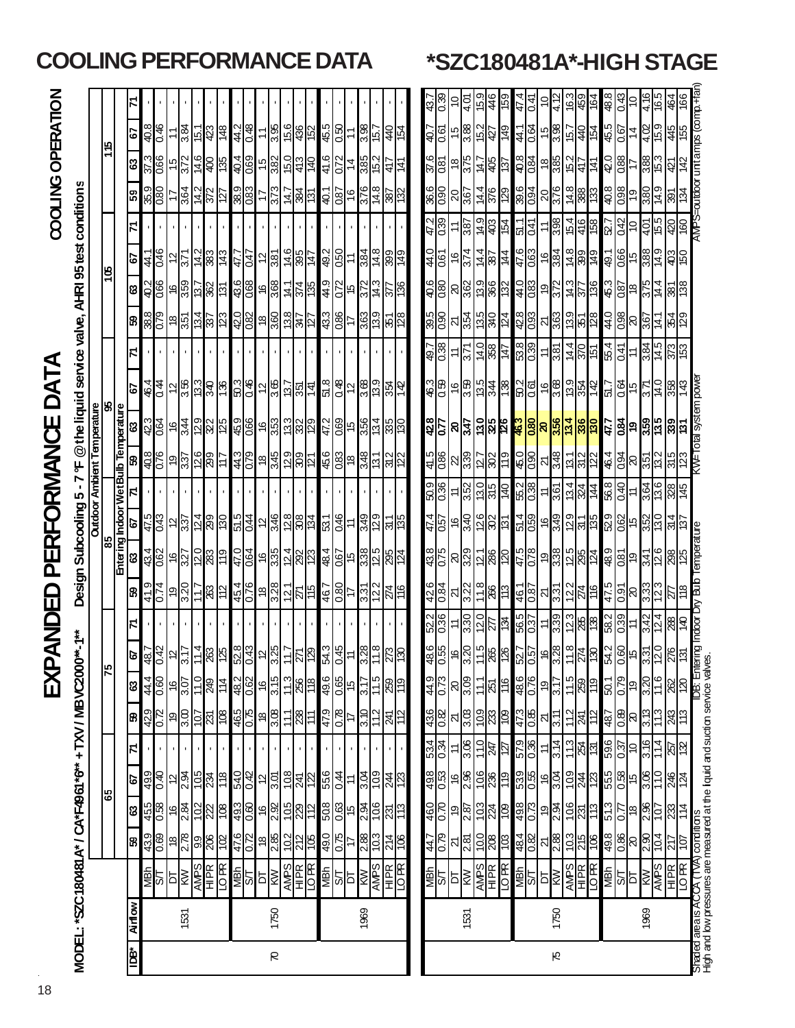# COOLING PERFORMANCE DATA

# *SZC180481A*-HIGH STAGE

## EXPANDED PERFORMANCE DATA

### COOLING OPERATION

**MODEL: *SZC180481A* / CA*F4961*6** + TXV / MBVC2000**-1****

**Design Subcooling 5 - 7 °F @ the liquid service valve, AHRI 95 test conditions**

| IDB* | Airflow | | Outdoor Ambient Temperature | | | | | | | | | | | | | | | | | | | | | | | |
|---|---|---|---|---|---|---|---|---|---|---|---|---|---|---|---|---|---|---|---|---|---|---|---|---|---|---|
| | | | 65 | | | | 75 | | | | 85 | | | | 95 | | | | 105 | | | | 115 | | | |
| | | | Entering Indoor Wet Bulb Temperature | | | | | | | | | | | | | | | | | | | | | | | |
| | | | 59 | 63 | 67 | 71 | 59 | 63 | 67 | 71 | 59 | 63 | 67 | 71 | 59 | 63 | 67 | 71 | 59 | 63 | 67 | 71 | 59 | 63 | 67 | 71 |
| 70 | 1531 | MBh | 43.9 | 45.5 | 49.9 | - | 42.9 | 44.4 | 48.7 | - | 41.9 | 43.4 | 47.5 | - | 40.8 | 42.3 | 46.4 | - | 38.8 | 40.2 | 44.1 | - | 35.9 | 37.3 | 40.8 | - |
| | | S/T | 0.69 | 0.58 | 0.40 | - | 0.72 | 0.60 | 0.42 | - | 0.74 | 0.62 | 0.43 | - | 0.76 | 0.64 | 0.44 | - | 0.79 | 0.66 | 0.46 | - | 0.80 | 0.66 | 0.46 | - |
| | | DT | 18 | 16 | 12 | - | 19 | 16 | 12 | - | 19 | 16 | 12 | - | 19 | 16 | 12 | - | 18 | 16 | 12 | - | 17 | 15 | 11 | - |
| | | KW | 2.78 | 2.84 | 2.94 | - | 3.00 | 3.07 | 3.17 | - | 3.20 | 3.27 | 3.37 | - | 3.37 | 3.44 | 3.56 | - | 3.51 | 3.59 | 3.71 | - | 3.64 | 3.72 | 3.84 | - |
| | | AMPS | 9.9 | 10.2 | 10.5 | - | 10.7 | 11.0 | 11.4 | - | 11.7 | 12.0 | 12.4 | - | 12.6 | 12.9 | 13.3 | - | 13.4 | 13.7 | 14.2 | - | 14.2 | 14.6 | 15.1 | - |
| | | HI PR | 206 | 222 | 234 | - | 231 | 249 | 263 | - | 263 | 283 | 299 | - | 299 | 322 | 340 | - | 337 | 362 | 383 | - | 372 | 400 | 423 | - |
| | | LO PR | 102 | 108 | 118 | - | 108 | 114 | 125 | - | 112 | 119 | 130 | - | 117 | 125 | 136 | - | 123 | 131 | 143 | - | 127 | 135 | 148 | - |
| | 1750 | MBh | 47.6 | 49.3 | 54.0 | - | 46.5 | 48.2 | 52.8 | - | 45.4 | 47.0 | 51.5 | - | 44.3 | 45.9 | 50.3 | - | 42.0 | 43.6 | 47.7 | - | 38.9 | 40.4 | 44.2 | - |
| | | S/T | 0.72 | 0.60 | 0.42 | - | 0.75 | 0.62 | 0.43 | - | 0.76 | 0.64 | 0.44 | - | 0.79 | 0.66 | 0.46 | - | 0.82 | 0.68 | 0.47 | - | 0.83 | 0.69 | 0.48 | - |
| | | DT | 18 | 16 | 12 | - | 18 | 16 | 12 | - | 18 | 16 | 12 | - | 18 | 16 | 12 | - | 18 | 16 | 12 | - | 17 | 15 | 11 | - |
| | | KW | 2.85 | 2.92 | 3.01 | - | 3.08 | 3.15 | 3.25 | - | 3.28 | 3.35 | 3.46 | - | 3.45 | 3.53 | 3.65 | - | 3.60 | 3.68 | 3.81 | - | 3.73 | 3.82 | 3.95 | - |
| | | AMPS | 10.2 | 10.5 | 10.8 | - | 11.1 | 11.3 | 11.7 | - | 12.1 | 12.4 | 12.8 | - | 12.9 | 13.3 | 13.7 | - | 13.8 | 14.1 | 14.6 | - | 14.7 | 15.0 | 15.6 | - |
| | | HI PR | 212 | 229 | 241 | - | 238 | 256 | 271 | - | 271 | 292 | 308 | - | 309 | 332 | 351 | - | 347 | 374 | 395 | - | 384 | 413 | 436 | - |
| | | LO PR | 105 | 112 | 122 | - | 111 | 118 | 129 | - | 115 | 123 | 134 | - | 121 | 129 | 141 | - | 127 | 135 | 147 | - | 131 | 140 | 152 | - |
| | 1969 | MBh | 49.0 | 50.8 | 55.6 | - | 47.9 | 49.6 | 54.3 | - | 46.7 | 48.4 | 53.1 | - | 45.6 | 47.2 | 51.8 | - | 43.3 | 44.9 | 49.2 | - | 40.1 | 41.6 | 45.5 | - |
| | | S/T | 0.75 | 0.63 | 0.44 | - | 0.78 | 0.65 | 0.45 | - | 0.80 | 0.67 | 0.46 | - | 0.83 | 0.69 | 0.48 | - | 0.86 | 0.72 | 0.50 | - | 0.87 | 0.72 | 0.50 | - |
| | | DT | 17 | 15 | 11 | - | 17 | 15 | 11 | - | 17 | 15 | 11 | - | 18 | 15 | 12 | - | 17 | 15 | 11 | - | 16 | 14 | 11 | - |
| | | KW | 2.88 | 2.94 | 3.04 | - | 3.10 | 3.17 | 3.28 | - | 3.31 | 3.38 | 3.49 | - | 3.48 | 3.56 | 3.68 | - | 3.63 | 3.72 | 3.84 | - | 3.76 | 3.85 | 3.98 | - |
| | | AMPS | 10.3 | 10.6 | 10.9 | - | 11.2 | 11.5 | 11.8 | - | 12.2 | 12.5 | 12.9 | - | 13.1 | 13.4 | 13.9 | - | 13.9 | 14.3 | 14.8 | - | 14.8 | 15.2 | 15.7 | - |
| | | HI PR | 214 | 231 | 244 | - | 241 | 259 | 273 | - | 274 | 295 | 311 | - | 312 | 335 | 354 | - | 351 | 377 | 399 | - | 387 | 417 | 440 | - |
| | | LO PR | 106 | 113 | 123 | - | 112 | 119 | 130 | - | 116 | 124 | 135 | - | 122 | 130 | 142 | - | 128 | 136 | 149 | - | 132 | 141 | 154 | - |
| 75 | 1531 | MBh | 44.7 | 46.0 | 49.8 | 53.4 | 43.6 | 44.9 | 48.6 | 52.2 | 42.6 | 43.8 | 47.4 | 50.9 | 41.5 | **42.8** | 46.3 | 49.7 | 39.5 | 40.6 | 44.0 | 47.2 | 36.6 | 37.6 | 40.7 | 43.7 |
| | | S/T | 0.79 | 0.70 | 0.53 | 0.34 | 0.82 | 0.73 | 0.55 | 0.36 | 0.84 | 0.75 | 0.57 | 0.36 | 0.86 | **0.77** | 0.59 | 0.38 | 0.90 | 0.80 | 0.61 | 0.39 | 0.90 | 0.81 | 0.61 | 0.39 |
| | | DT | 21 | 19 | 16 | 11 | 21 | 20 | 16 | 11 | 21 | 20 | 16 | 11 | 22 | **20** | 16 | 11 | 21 | 20 | 16 | 11 | 20 | 18 | 15 | 10 |
| | | KW | 2.81 | 2.87 | 2.96 | 3.06 | 3.03 | 3.09 | 3.20 | 3.30 | 3.22 | 3.29 | 3.40 | 3.52 | 3.39 | **3.47** | 3.59 | 3.71 | 3.54 | 3.62 | 3.74 | 3.87 | 3.67 | 3.75 | 3.88 | 4.01 |
| | | AMPS | 10.0 | 10.3 | 10.6 | 11.0 | 10.9 | 11.1 | 11.5 | 12.0 | 11.8 | 12.1 | 12.6 | 13.0 | 12.7 | **13.0** | 13.5 | 14.0 | 13.5 | 13.9 | 14.4 | 14.9 | 14.4 | 14.7 | 15.2 | 15.9 |
| | | HI PR | 208 | 224 | 236 | 247 | 233 | 251 | 265 | 277 | 266 | 286 | 302 | 315 | 302 | **325** | 344 | 358 | 340 | 366 | 387 | 403 | 376 | 405 | 427 | 446 |
| | | LO PR | 103 | 109 | 119 | 127 | 109 | 116 | 126 | 134 | 113 | 120 | 131 | 140 | 119 | **126** | 138 | 147 | 124 | 132 | 144 | 154 | 129 | 137 | 149 | 159 |
| | 1750 | MBh | 48.4 | 49.8 | 53.9 | 57.9 | 47.3 | 48.6 | 52.7 | 56.5 | 46.1 | 47.5 | 51.4 | 55.2 | 45.0 | **46.3** | 50.2 | 53.8 | 42.8 | 44.0 | 47.6 | 51.1 | 39.6 | 40.8 | 44.1 | 47.4 |
| | | S/T | 0.82 | 0.73 | 0.55 | 0.36 | 0.85 | 0.76 | 0.57 | 0.37 | 0.87 | 0.78 | 0.59 | 0.38 | 0.90 | **0.80** | 0.61 | 0.39 | 0.93 | 0.83 | 0.63 | 0.41 | 0.94 | 0.84 | 0.64 | 0.41 |
| | | DT | 21 | 19 | 16 | 11 | 21 | 19 | 16 | 11 | 21 | 19 | 16 | 11 | 21 | **20** | 16 | 11 | 21 | 19 | 16 | 11 | 20 | 18 | 15 | 10 |
| | | KW | 2.88 | 2.94 | 3.04 | 3.14 | 3.11 | 3.17 | 3.28 | 3.39 | 3.31 | 3.38 | 3.49 | 3.61 | 3.48 | **3.56** | 3.68 | 3.81 | 3.63 | 3.72 | 3.84 | 3.98 | 3.76 | 3.85 | 3.98 | 4.12 |
| | | AMPS | 10.3 | 10.6 | 10.9 | 11.3 | 11.2 | 11.5 | 11.8 | 12.3 | 12.2 | 12.5 | 12.9 | 13.4 | 13.1 | **13.4** | 13.9 | 14.4 | 13.9 | 14.3 | 14.8 | 15.4 | 14.8 | 15.2 | 15.7 | 16.3 |
| | | HI PR | 215 | 231 | 244 | 254 | 241 | 259 | 274 | 285 | 274 | 295 | 311 | 324 | 312 | **336** | 354 | 370 | 351 | 377 | 399 | 416 | 388 | 417 | 440 | 459 |
| | | LO PR | 106 | 113 | 123 | 131 | 112 | 119 | 130 | 138 | 116 | 124 | 135 | 144 | 122 | **130** | 142 | 151 | 128 | 136 | 149 | 158 | 133 | 141 | 154 | 164 |
| | 1969 | MBh | 49.8 | 51.3 | 55.5 | 59.6 | 48.7 | 50.1 | 54.2 | 58.2 | 47.5 | 48.9 | 52.9 | 56.8 | 46.4 | **47.7** | 51.7 | 55.4 | 44.0 | 45.3 | 49.1 | 52.7 | 40.8 | 42.0 | 45.5 | 48.8 |
| | | S/T | 0.86 | 0.77 | 0.58 | 0.37 | 0.89 | 0.79 | 0.60 | 0.39 | 0.91 | 0.81 | 0.62 | 0.40 | 0.94 | **0.84** | 0.64 | 0.41 | 0.98 | 0.87 | 0.66 | 0.42 | 0.98 | 0.88 | 0.67 | 0.43 |
| | | DT | 20 | 18 | 15 | 10 | 20 | 19 | 15 | 11 | 20 | 19 | 15 | 11 | 20 | **19** | 15 | 11 | 20 | 18 | 15 | 10 | 19 | 17 | 14 | 10 |
| | | KW | 2.90 | 2.96 | 3.06 | 3.16 | 3.13 | 3.20 | 3.31 | 3.42 | 3.33 | 3.41 | 3.52 | 3.64 | 3.51 | **3.59** | 3.71 | 3.84 | 3.67 | 3.75 | 3.88 | 4.01 | 3.80 | 3.88 | 4.02 | 4.16 |
| | | AMPS | 10.4 | 10.7 | 11.0 | 11.4 | 11.3 | 11.6 | 12.0 | 12.4 | 12.3 | 12.6 | 13.0 | 13.6 | 13.2 | **13.5** | 14.0 | 14.5 | 14.1 | 14.4 | 14.9 | 15.5 | 14.9 | 15.3 | 15.9 | 16.5 |
| | | HI PR | 217 | 233 | 246 | 257 | 243 | 262 | 276 | 288 | 277 | 298 | 314 | 328 | 315 | **339** | 358 | 373 | 354 | 381 | 403 | 420 | 391 | 421 | 445 | 464 |
| | | LO PR | 107 | 114 | 124 | 132 | 113 | 120 | 131 | 137 | 118 | 125 | 137 | 145 | 123 | **131** | 143 | 153 | 129 | 138 | 150 | 160 | 134 | 142 | 155 | 166 |

Shaded area is ACCA (TVA) conditions
High and low pressures are measured at the liquid and suction service valves.

IDB: Entering Indoor Dry Bulb Temperature

KW=Total system power

AMPS=outdoor unit amps (comp.+fan)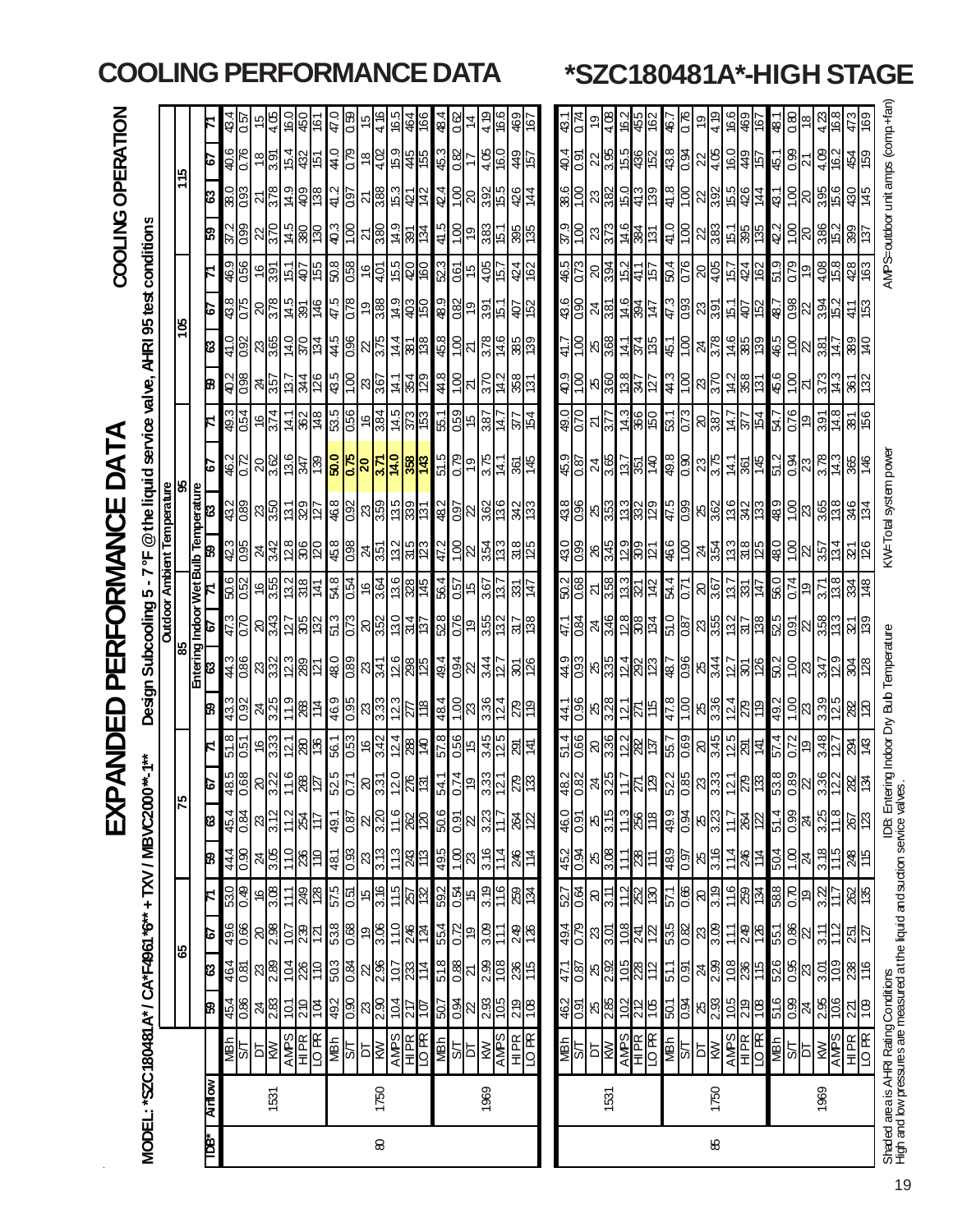# COOLING PERFORMANCE DATA

# *SZC180481A*-HIGH STAGE

## EXPANDED PERFORMANCE DATA

## COOLING OPERATION

**MODEL: *SZC180481A* / CA*F4961*6** + TXV / MBVC2000**-1****

**Design Subcooling 5 - 7 °F @ the liquid service valve, AHRI 95 test conditions**

| IDB* | Airflow | | Outdoor Ambient Temperature | | | | | | | | | | | | | | | | | | | | | |
|---|---|---|---|---|---|---|---|---|---|---|---|---|---|---|---|---|---|---|---|---|---|---|---|---|
| | | | 65 | | | | 75 | | | | 85 | | | | 95 | | | | 105 | | | | 115 | | | |
| | | | Entering Indoor Wet Bulb Temperature | | | | | | | | | | | | | | | | | | | | | | | |
| | | | 59 | 63 | 67 | 71 | 59 | 63 | 67 | 71 | 59 | 63 | 67 | 71 | 59 | 63 | 67 | 71 | 59 | 63 | 67 | 71 | 59 | 63 | 67 | 71 |
| 80 | 1531 | MBh | 45.4 | 46.4 | 49.6 | 53.0 | 44.4 | 45.4 | 48.5 | 51.8 | 43.3 | 44.3 | 47.3 | 50.6 | 42.3 | 43.2 | 46.2 | 49.3 | 40.2 | 41.0 | 43.8 | 46.9 | 37.2 | 38.0 | 40.6 | 43.4 |
| | | S/T | 0.86 | 0.81 | 0.66 | 0.49 | 0.90 | 0.84 | 0.68 | 0.51 | 0.92 | 0.86 | 0.70 | 0.52 | 0.95 | 0.89 | 0.72 | 0.54 | 0.98 | 0.92 | 0.75 | 0.56 | 0.99 | 0.93 | 0.76 | 0.57 |
| | | DT | 24 | 23 | 20 | 16 | 24 | 23 | 20 | 16 | 24 | 23 | 20 | 16 | 24 | 23 | 20 | 16 | 24 | 23 | 20 | 16 | 22 | 21 | 18 | 15 |
| | | kW | 2.83 | 2.89 | 2.98 | 3.08 | 3.05 | 3.12 | 3.22 | 3.33 | 3.25 | 3.32 | 3.43 | 3.55 | 3.42 | 3.50 | 3.62 | 3.74 | 3.57 | 3.65 | 3.78 | 3.91 | 3.70 | 3.78 | 3.91 | 4.05 |
| | | AMPS | 10.1 | 10.4 | 10.7 | 11.1 | 11.0 | 11.2 | 11.6 | 12.1 | 11.9 | 12.3 | 12.7 | 13.2 | 12.8 | 13.1 | 13.6 | 14.1 | 13.7 | 14.0 | 14.5 | 15.1 | 14.5 | 14.9 | 15.4 | 16.0 |
| | | HI PR | 210 | 226 | 239 | 249 | 236 | 254 | 268 | 280 | 268 | 289 | 305 | 318 | 306 | 329 | 347 | 362 | 344 | 370 | 391 | 407 | 380 | 409 | 432 | 450 |
| | | LO PR | 104 | 110 | 121 | 128 | 110 | 117 | 127 | 136 | 114 | 121 | 132 | 141 | 120 | 127 | 139 | 148 | 126 | 134 | 146 | 155 | 130 | 138 | 151 | 161 |
| | 1750 | MBh | 49.2 | 50.3 | 53.8 | 57.5 | 48.1 | 49.1 | 52.5 | 56.1 | 46.9 | 48.0 | 51.3 | 54.8 | 45.8 | 46.8 | **50.0** | 53.5 | 43.5 | 44.5 | 47.5 | 50.8 | 40.3 | 41.2 | 44.0 | 47.0 |
| | | S/T | 0.90 | 0.84 | 0.68 | 0.51 | 0.93 | 0.87 | 0.71 | 0.53 | 0.95 | 0.89 | 0.73 | 0.54 | 0.98 | 0.92 | **0.75** | 0.56 | 1.00 | 0.96 | 0.78 | 0.58 | 1.00 | 0.97 | 0.79 | 0.59 |
| | | DT | 23 | 22 | 19 | 15 | 23 | 22 | 20 | 16 | 23 | 23 | 20 | 16 | 24 | 23 | **20** | 16 | 23 | 22 | 19 | 16 | 21 | 21 | 18 | 15 |
| | | kW | 2.90 | 2.96 | 3.06 | 3.16 | 3.13 | 3.20 | 3.31 | 3.42 | 3.33 | 3.41 | 3.52 | 3.64 | 3.51 | 3.59 | **3.71** | 3.84 | 3.67 | 3.75 | 3.88 | 4.01 | 3.80 | 3.88 | 4.02 | 4.16 |
| | | AMPS | 10.4 | 10.7 | 11.0 | 11.5 | 11.3 | 11.6 | 12.0 | 12.4 | 12.3 | 12.6 | 13.0 | 13.6 | 13.2 | 13.5 | **14.0** | 14.5 | 14.1 | 14.4 | 14.9 | 15.5 | 14.9 | 15.3 | 15.9 | 16.5 |
| | | HI PR | 217 | 233 | 246 | 257 | 243 | 262 | 276 | 288 | 277 | 298 | 314 | 328 | 315 | 339 | **358** | 373 | 354 | 381 | 403 | 420 | 391 | 421 | 445 | 464 |
| | | LO PR | 107 | 114 | 124 | 132 | 113 | 120 | 131 | 140 | 118 | 125 | 137 | 145 | 123 | 131 | **143** | 153 | 129 | 138 | 150 | 160 | 134 | 142 | 155 | 166 |
| | 1969 | MBh | 50.7 | 51.8 | 55.4 | 59.2 | 49.5 | 50.6 | 54.1 | 57.8 | 48.4 | 49.4 | 52.8 | 56.4 | 47.2 | 48.2 | 51.5 | 55.1 | 44.8 | 45.8 | 48.9 | 52.3 | 41.5 | 42.4 | 45.3 | 48.4 |
| | | S/T | 0.94 | 0.88 | 0.72 | 0.54 | 1.00 | 0.91 | 0.74 | 0.56 | 1.00 | 0.94 | 0.76 | 0.57 | 1.00 | 0.97 | 0.79 | 0.59 | 1.00 | 1.00 | 0.82 | 0.61 | 1.00 | 1.00 | 0.82 | 0.62 |
| | | DT | 22 | 21 | 19 | 15 | 23 | 22 | 19 | 15 | 23 | 22 | 19 | 15 | 22 | 22 | 19 | 15 | 21 | 21 | 19 | 15 | 19 | 20 | 17 | 14 |
| | | kW | 2.93 | 2.99 | 3.09 | 3.19 | 3.16 | 3.23 | 3.33 | 3.45 | 3.36 | 3.44 | 3.55 | 3.67 | 3.54 | 3.62 | 3.75 | 3.87 | 3.70 | 3.78 | 3.91 | 4.05 | 3.83 | 3.92 | 4.05 | 4.19 |
| | | AMPS | 10.5 | 10.8 | 11.1 | 11.6 | 11.4 | 11.7 | 12.1 | 12.5 | 12.4 | 12.7 | 13.2 | 13.7 | 13.3 | 13.6 | 14.1 | 14.7 | 14.2 | 14.6 | 15.1 | 15.7 | 15.1 | 15.5 | 16.0 | 16.6 |
| | | HI PR | 219 | 236 | 249 | 259 | 246 | 264 | 279 | 291 | 279 | 301 | 317 | 331 | 318 | 342 | 361 | 377 | 358 | 385 | 407 | 424 | 395 | 426 | 449 | 469 |
| | | LO PR | 108 | 115 | 126 | 134 | 114 | 122 | 133 | 141 | 119 | 126 | 138 | 147 | 125 | 133 | 145 | 154 | 131 | 139 | 152 | 162 | 135 | 144 | 157 | 167 |
| 85 | 1531 | MBh | 46.2 | 47.1 | 49.4 | 52.7 | 45.2 | 46.0 | 48.2 | 51.4 | 44.1 | 44.9 | 47.1 | 50.2 | 43.0 | 43.8 | 45.9 | 49.0 | 40.9 | 41.7 | 43.6 | 46.5 | 37.9 | 38.6 | 40.4 | 43.1 |
| | | S/T | 0.91 | 0.87 | 0.79 | 0.64 | 0.94 | 0.91 | 0.82 | 0.66 | 0.96 | 0.93 | 0.84 | 0.68 | 0.99 | 0.96 | 0.87 | 0.70 | 1.00 | 1.00 | 0.90 | 0.73 | 1.00 | 1.00 | 0.91 | 0.74 |
| | | DT | 25 | 25 | 23 | 20 | 25 | 25 | 24 | 20 | 25 | 25 | 24 | 21 | 26 | 25 | 24 | 21 | 25 | 25 | 24 | 20 | 23 | 23 | 22 | 19 |
| | | kW | 2.85 | 2.92 | 3.01 | 3.11 | 3.08 | 3.15 | 3.25 | 3.36 | 3.28 | 3.35 | 3.46 | 3.58 | 3.45 | 3.53 | 3.65 | 3.77 | 3.60 | 3.68 | 3.81 | 3.94 | 3.73 | 3.82 | 3.95 | 4.08 |
| | | AMPS | 10.2 | 10.5 | 10.8 | 11.2 | 11.1 | 11.3 | 11.7 | 12.2 | 12.1 | 12.4 | 12.8 | 13.3 | 12.9 | 13.3 | 13.7 | 14.3 | 13.8 | 14.1 | 14.6 | 15.2 | 14.6 | 15.0 | 15.5 | 16.2 |
| | | HI PR | 212 | 228 | 241 | 252 | 238 | 256 | 271 | 282 | 271 | 292 | 308 | 321 | 309 | 332 | 351 | 366 | 347 | 374 | 394 | 411 | 384 | 413 | 436 | 455 |
| | | LO PR | 105 | 112 | 122 | 130 | 111 | 118 | 129 | 137 | 115 | 123 | 134 | 142 | 121 | 129 | 140 | 150 | 127 | 135 | 147 | 157 | 131 | 139 | 152 | 162 |
| | 1750 | MBh | 50.1 | 51.1 | 53.5 | 57.1 | 48.9 | 49.9 | 52.2 | 55.7 | 47.8 | 48.7 | 51.0 | 54.4 | 46.6 | 47.5 | 49.8 | 53.1 | 44.3 | 45.1 | 47.3 | 50.4 | 41.0 | 41.8 | 43.8 | 46.7 |
| | | S/T | 0.94 | 0.91 | 0.82 | 0.66 | 0.97 | 0.94 | 0.85 | 0.69 | 1.00 | 0.96 | 0.87 | 0.71 | 1.00 | 0.99 | 0.90 | 0.73 | 1.00 | 1.00 | 0.93 | 0.76 | 1.00 | 1.00 | 0.94 | 0.76 |
| | | DT | 25 | 24 | 23 | 20 | 25 | 25 | 23 | 20 | 25 | 25 | 23 | 20 | 24 | 25 | 23 | 20 | 23 | 24 | 23 | 20 | 22 | 22 | 22 | 19 |
| | | kW | 2.93 | 2.99 | 3.09 | 3.19 | 3.16 | 3.23 | 3.33 | 3.45 | 3.36 | 3.44 | 3.55 | 3.67 | 3.54 | 3.62 | 3.75 | 3.87 | 3.70 | 3.78 | 3.91 | 4.05 | 3.83 | 3.92 | 4.05 | 4.19 |
| | | AMPS | 10.5 | 10.8 | 11.1 | 11.6 | 11.4 | 11.7 | 12.1 | 12.5 | 12.4 | 12.7 | 13.2 | 13.7 | 13.3 | 13.6 | 14.1 | 14.7 | 14.2 | 14.6 | 15.1 | 15.7 | 15.1 | 15.5 | 16.0 | 16.6 |
| | | HI PR | 219 | 236 | 249 | 259 | 246 | 264 | 279 | 291 | 279 | 301 | 317 | 331 | 318 | 342 | 361 | 377 | 358 | 385 | 407 | 424 | 395 | 426 | 449 | 469 |
| | | LO PR | 108 | 115 | 126 | 134 | 114 | 122 | 133 | 141 | 119 | 126 | 138 | 147 | 125 | 133 | 145 | 154 | 131 | 139 | 152 | 162 | 135 | 144 | 157 | 167 |
| | 1969 | MBh | 51.6 | 52.6 | 55.1 | 58.8 | 50.4 | 51.4 | 53.8 | 57.4 | 49.2 | 50.2 | 52.5 | 56.0 | 48.0 | 48.9 | 51.2 | 54.7 | 45.6 | 46.5 | 48.7 | 51.9 | 42.2 | 43.1 | 45.1 | 48.1 |
| | | S/T | 0.99 | 0.95 | 0.86 | 0.70 | 1.00 | 0.99 | 0.89 | 0.72 | 1.00 | 1.00 | 0.91 | 0.74 | 1.00 | 1.00 | 0.94 | 0.76 | 1.00 | 1.00 | 0.98 | 0.79 | 1.00 | 1.00 | 0.99 | 0.80 |
| | | DT | 24 | 23 | 22 | 19 | 24 | 24 | 22 | 19 | 23 | 23 | 22 | 19 | 22 | 23 | 23 | 19 | 21 | 22 | 22 | 19 | 20 | 20 | 21 | 18 |
| | | kW | 2.95 | 3.01 | 3.11 | 3.22 | 3.18 | 3.25 | 3.36 | 3.48 | 3.39 | 3.47 | 3.58 | 3.71 | 3.57 | 3.65 | 3.78 | 3.91 | 3.73 | 3.81 | 3.94 | 4.08 | 3.86 | 3.95 | 4.09 | 4.23 |
| | | AMPS | 10.6 | 10.9 | 11.2 | 11.7 | 11.5 | 11.8 | 12.2 | 12.7 | 12.5 | 12.9 | 13.3 | 13.8 | 13.4 | 13.8 | 14.3 | 14.8 | 14.3 | 14.7 | 15.2 | 15.8 | 15.2 | 15.6 | 16.2 | 16.8 |
| | | HI PR | 221 | 238 | 251 | 262 | 248 | 267 | 282 | 294 | 282 | 304 | 321 | 334 | 321 | 346 | 365 | 381 | 361 | 389 | 411 | 428 | 399 | 430 | 454 | 473 |
| | | LO PR | 109 | 116 | 127 | 135 | 115 | 123 | 134 | 143 | 120 | 128 | 139 | 148 | 126 | 134 | 146 | 156 | 132 | 140 | 153 | 163 | 137 | 145 | 159 | 169 |

Shaded area is AHRI Rating Conditions
High and low pressures are measured at the liquid and suction service valves.

IDB: Entering Indoor Dry Bulb Temperature

KW=Total system power

AMPS=outdoor unit amps (comp.+fan)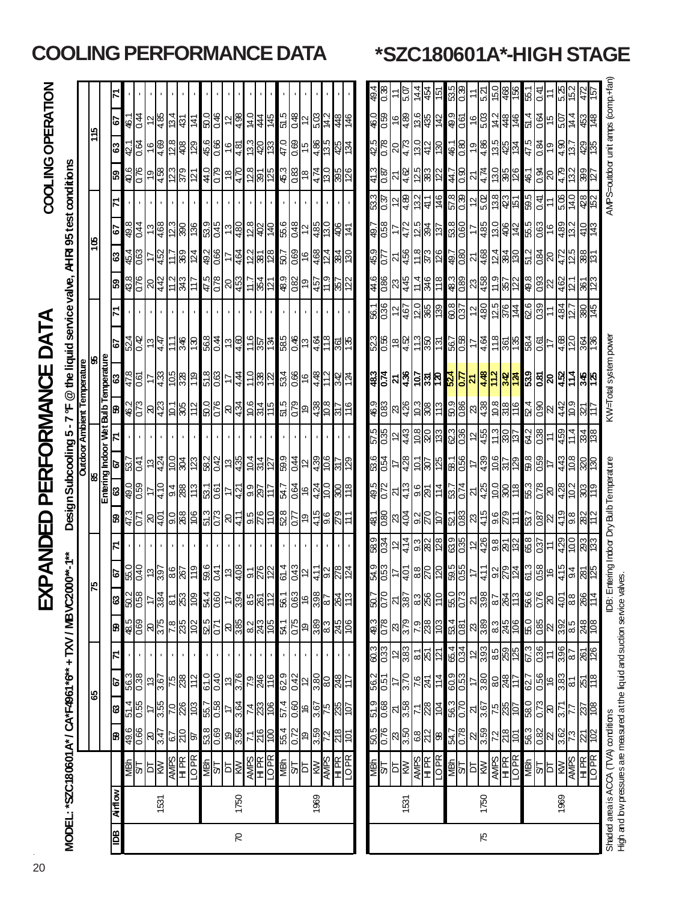# COOLING PERFORMANCE DATA

# *SZC180601A*-HIGH STAGE

## EXPANDED PERFORMANCE DATA

**COOLING OPERATION**

**MODEL: *SZC180601A* / CA*F4961*6** + TXV / MBVC2000**-1****

**Design Subcooling 5 - 7 °F @ the liquid service valve, AHRI 95 test conditions**

| | | | Outdoor Ambient Temperature | | | | | | | | | | | | | | | | | | | | | | | |
|---|---|---|---|---|---|---|---|---|---|---|---|---|---|---|---|---|---|---|---|---|---|---|---|---|---|---|
| | | | 65 | | | | 75 | | | | 85 | | | | 95 | | | | 105 | | | | 115 | | | |
| | | | Entering Indoor Wet Bulb Temperature | | | | | | | | | | | | | | | | | | | | | | | |
| IDB | Airflow | | 59 | 63 | 67 | 71 | 59 | 63 | 67 | 71 | 59 | 63 | 67 | 71 | 59 | 63 | 67 | 71 | 59 | 63 | 67 | 71 | 59 | 63 | 67 | 71 |
| 70 | 1531 | MBh | 49.6 | 51.4 | 56.3 | - | 48.5 | 50.2 | 55.0 | - | 47.3 | 49.0 | 53.7 | - | 46.2 | 47.8 | 52.4 | - | 43.8 | 45.4 | 49.8 | - | 40.6 | 42.1 | 46.1 | - |
| | | S/T | 0.66 | 0.55 | 0.38 | - | 0.69 | 0.58 | 0.40 | - | 0.71 | 0.59 | 0.41 | - | 0.73 | 0.61 | 0.42 | - | 0.76 | 0.63 | 0.44 | - | 0.76 | 0.64 | 0.44 | - |
| | | DT | 20 | 17 | 13 | - | 20 | 17 | 13 | - | 20 | 17 | 13 | - | 20 | 17 | 13 | - | 20 | 17 | 13 | - | 19 | 16 | 12 | - |
| | | KW | 3.47 | 3.55 | 3.67 | - | 3.75 | 3.84 | 3.97 | - | 4.01 | 4.10 | 4.24 | - | 4.23 | 4.33 | 4.47 | - | 4.42 | 4.52 | 4.68 | - | 4.58 | 4.69 | 4.85 | - |
| | | AMPS | 6.7 | 7.0 | 7.5 | - | 7.8 | 8.1 | 8.6 | - | 9.0 | 9.4 | 10.0 | - | 10.1 | 10.5 | 11.1 | - | 11.2 | 11.7 | 12.3 | - | 12.3 | 12.8 | 13.4 | - |
| | | HI PR | 210 | 226 | 238 | - | 235 | 253 | 267 | - | 268 | 288 | 304 | - | 305 | 328 | 346 | - | 343 | 369 | 390 | - | 379 | 408 | 431 | - |
| | | LO PR | 97 | 103 | 112 | - | 102 | 109 | 119 | - | 106 | 113 | 123 | - | 112 | 119 | 130 | - | 117 | 124 | 136 | - | 121 | 129 | 141 | - |
| | 1750 | MBh | 53.8 | 55.7 | 61.0 | - | 52.5 | 54.4 | 59.6 | - | 51.3 | 53.1 | 58.2 | - | 50.0 | 51.8 | 56.8 | - | 47.5 | 49.2 | 53.9 | - | 44.0 | 45.6 | 50.0 | - |
| | | S/T | 0.69 | 0.58 | 0.40 | - | 0.71 | 0.60 | 0.41 | - | 0.73 | 0.61 | 0.42 | - | 0.76 | 0.63 | 0.44 | - | 0.78 | 0.66 | 0.45 | - | 0.79 | 0.66 | 0.46 | - |
| | | DT | 19 | 17 | 13 | - | 20 | 17 | 13 | - | 20 | 17 | 13 | - | 20 | 17 | 13 | - | 20 | 17 | 13 | - | 18 | 16 | 12 | - |
| | | KW | 3.56 | 3.64 | 3.76 | - | 3.85 | 3.94 | 4.08 | - | 4.11 | 4.21 | 4.35 | - | 4.34 | 4.44 | 4.60 | - | 4.53 | 4.64 | 4.80 | - | 4.70 | 4.81 | 4.98 | - |
| | | AMPS | 7.1 | 7.4 | 7.9 | - | 8.2 | 8.5 | 9.1 | - | 9.5 | 9.9 | 10.4 | - | 10.6 | 11.0 | 11.6 | - | 11.7 | 12.2 | 12.8 | - | 12.8 | 13.3 | 14.0 | - |
| | | HI PR | 216 | 233 | 246 | - | 243 | 261 | 276 | - | 276 | 297 | 314 | - | 314 | 338 | 357 | - | 354 | 381 | 402 | - | 391 | 420 | 444 | - |
| | | LO PR | 100 | 106 | 116 | - | 105 | 112 | 122 | - | 110 | 117 | 127 | - | 115 | 122 | 134 | - | 121 | 128 | 140 | - | 125 | 133 | 145 | - |
| | 1969 | MBh | 55.4 | 57.4 | 62.9 | - | 54.1 | 56.1 | 61.4 | - | 52.8 | 54.7 | 59.9 | - | 51.5 | 53.4 | 58.5 | - | 48.9 | 50.7 | 55.6 | - | 45.3 | 47.0 | 51.5 | - |
| | | S/T | 0.72 | 0.60 | 0.42 | - | 0.75 | 0.63 | 0.43 | - | 0.77 | 0.64 | 0.44 | - | 0.79 | 0.66 | 0.46 | - | 0.82 | 0.69 | 0.48 | - | 0.83 | 0.69 | 0.48 | - |
| | | DT | 19 | 16 | 12 | - | 19 | 16 | 12 | - | 19 | 16 | 12 | - | 19 | 16 | 13 | - | 19 | 16 | 12 | - | 18 | 15 | 12 | - |
| | | KW | 3.59 | 3.67 | 3.80 | - | 3.89 | 3.98 | 4.11 | - | 4.15 | 4.24 | 4.39 | - | 4.38 | 4.48 | 4.64 | - | 4.57 | 4.68 | 4.85 | - | 4.74 | 4.86 | 5.03 | - |
| | | AMPS | 7.2 | 7.5 | 8.0 | - | 8.3 | 8.7 | 9.2 | - | 9.6 | 10.0 | 10.6 | - | 10.8 | 11.2 | 11.8 | - | 11.9 | 12.4 | 13.0 | - | 13.0 | 13.5 | 14.2 | - |
| | | HI PR | 218 | 235 | 248 | - | 245 | 264 | 278 | - | 279 | 300 | 317 | - | 317 | 342 | 361 | - | 357 | 384 | 406 | - | 395 | 425 | 448 | - |
| | | LO PR | 101 | 107 | 117 | - | 106 | 113 | 124 | - | 111 | 118 | 129 | - | 116 | 124 | 135 | - | 122 | 130 | 141 | - | 126 | 134 | 146 | - |
| 75 | 1531 | MBh | 50.5 | 51.9 | 56.2 | 60.3 | 49.3 | 50.7 | 54.9 | 58.9 | 48.1 | 49.5 | 53.6 | 57.5 | 46.9 | 48.3 | 52.3 | 56.1 | 44.6 | 45.9 | 49.7 | 53.3 | 41.3 | 42.5 | 46.0 | 49.4 |
| | | S/T | 0.76 | 0.68 | 0.51 | 0.33 | 0.78 | 0.70 | 0.53 | 0.34 | 0.80 | 0.72 | 0.54 | 0.35 | 0.83 | 0.74 | 0.56 | 0.36 | 0.86 | 0.77 | 0.58 | 0.37 | 0.87 | 0.78 | 0.59 | 0.38 |
| | | DT | 23 | 21 | 17 | 12 | 23 | 21 | 17 | 12 | 23 | 21 | 17 | 12 | 23 | 21 | 18 | 12 | 23 | 21 | 17 | 12 | 21 | 20 | 16 | 11 |
| | | KW | 3.50 | 3.58 | 3.70 | 3.83 | 3.79 | 3.87 | 4.01 | 4.14 | 4.04 | 4.13 | 4.28 | 4.43 | 4.26 | 4.36 | 4.52 | 4.67 | 4.45 | 4.56 | 4.72 | 4.89 | 4.62 | 4.73 | 4.89 | 5.07 |
| | | AMPS | 6.8 | 7.1 | 7.6 | 8.1 | 7.9 | 8.2 | 8.8 | 9.3 | 9.2 | 9.6 | 10.1 | 10.8 | 10.3 | 10.7 | 11.3 | 12.0 | 11.4 | 11.8 | 12.5 | 13.2 | 12.5 | 13.0 | 13.6 | 14.4 |
| | | HI PR | 212 | 228 | 241 | 251 | 238 | 256 | 270 | 282 | 270 | 291 | 307 | 320 | 308 | 331 | 350 | 365 | 346 | 373 | 394 | 411 | 383 | 412 | 435 | 454 |
| | | LO PR | 98 | 104 | 114 | 121 | 103 | 110 | 120 | 128 | 107 | 114 | 125 | 133 | 113 | 120 | 131 | 139 | 118 | 126 | 137 | 146 | 122 | 130 | 142 | 151 |
| | 1750 | MBh | 54.7 | 56.3 | 60.9 | 65.4 | 53.4 | 55.0 | 59.5 | 63.9 | 52.1 | 53.7 | 58.1 | 62.3 | 50.9 | 52.4 | 56.7 | 60.8 | 48.3 | 49.7 | 53.8 | 57.8 | 44.7 | 46.1 | 49.9 | 53.5 |
| | | S/T | 0.78 | 0.70 | 0.53 | 0.34 | 0.81 | 0.73 | 0.55 | 0.35 | 0.83 | 0.74 | 0.56 | 0.36 | 0.86 | 0.77 | 0.58 | 0.37 | 0.89 | 0.80 | 0.60 | 0.39 | 0.90 | 0.80 | 0.61 | 0.39 |
| | | DT | 22 | 21 | 17 | 12 | 23 | 21 | 17 | 12 | 23 | 21 | 17 | 12 | 23 | 21 | 17 | 12 | 23 | 21 | 17 | 12 | 21 | 19 | 16 | 11 |
| | | KW | 3.59 | 3.67 | 3.80 | 3.93 | 3.89 | 3.98 | 4.11 | 4.26 | 4.15 | 4.25 | 4.39 | 4.55 | 4.38 | 4.48 | 4.64 | 4.80 | 4.58 | 4.68 | 4.85 | 5.02 | 4.74 | 4.86 | 5.03 | 5.21 |
| | | AMPS | 7.2 | 7.5 | 8.0 | 8.5 | 8.3 | 8.7 | 9.2 | 9.8 | 9.6 | 10.0 | 10.6 | 11.3 | 10.8 | 11.2 | 11.8 | 12.5 | 11.9 | 12.4 | 13.0 | 13.8 | 13.0 | 13.5 | 14.2 | 15.0 |
| | | HI PR | 218 | 235 | 248 | 259 | 245 | 264 | 279 | 291 | 279 | 300 | 317 | 330 | 318 | 342 | 361 | 376 | 357 | 384 | 406 | 423 | 395 | 425 | 448 | 468 |
| | | LO PR | 101 | 107 | 117 | 125 | 106 | 113 | 124 | 132 | 111 | 118 | 129 | 137 | 116 | 124 | 135 | 144 | 122 | 130 | 142 | 151 | 126 | 134 | 146 | 156 |
| | 1969 | MBh | 56.3 | 58.0 | 62.7 | 67.3 | 55.0 | 56.6 | 61.3 | 65.8 | 53.7 | 55.3 | 59.8 | 64.2 | 52.4 | 53.9 | 58.4 | 62.6 | 49.8 | 51.2 | 55.5 | 59.5 | 46.1 | 47.5 | 51.4 | 55.1 |
| | | S/T | 0.82 | 0.73 | 0.56 | 0.36 | 0.85 | 0.76 | 0.58 | 0.37 | 0.87 | 0.78 | 0.59 | 0.38 | 0.90 | 0.81 | 0.61 | 0.39 | 0.93 | 0.84 | 0.63 | 0.41 | 0.94 | 0.84 | 0.64 | 0.41 |
| | | DT | 22 | 20 | 16 | 11 | 22 | 20 | 16 | 11 | 22 | 20 | 17 | 11 | 22 | 20 | 17 | 11 | 22 | 20 | 16 | 11 | 20 | 19 | 15 | 11 |
| | | KW | 3.62 | 3.71 | 3.83 | 3.96 | 3.92 | 4.01 | 4.15 | 4.29 | 4.19 | 4.28 | 4.43 | 4.59 | 4.42 | 4.52 | 4.68 | 4.84 | 4.62 | 4.72 | 4.89 | 5.06 | 4.79 | 4.90 | 5.07 | 5.25 |
| | | AMPS | 7.3 | 7.7 | 8.1 | 8.7 | 8.5 | 8.8 | 9.4 | 10.0 | 9.8 | 10.2 | 10.8 | 11.4 | 10.9 | 11.4 | 12.0 | 12.7 | 12.1 | 12.5 | 13.2 | 14.0 | 13.2 | 13.7 | 14.4 | 15.2 |
| | | HI PR | 221 | 237 | 251 | 261 | 248 | 266 | 281 | 293 | 282 | 303 | 320 | 334 | 321 | 345 | 364 | 380 | 361 | 388 | 410 | 428 | 399 | 429 | 453 | 472 |
| | | LO PR | 102 | 108 | 118 | 126 | 108 | 114 | 125 | 133 | 112 | 119 | 130 | 138 | 117 | 125 | 136 | 145 | 123 | 131 | 143 | 152 | 127 | 135 | 148 | 157 |

Shaded area is ACCA (TVA) conditions    IDB: Entering Indoor Dry Bulb Temperature    KW=Total system power    AMPS=outdoor unit amps (comp.+fan)

High and low pressures are measured at the liquid and suction service valves.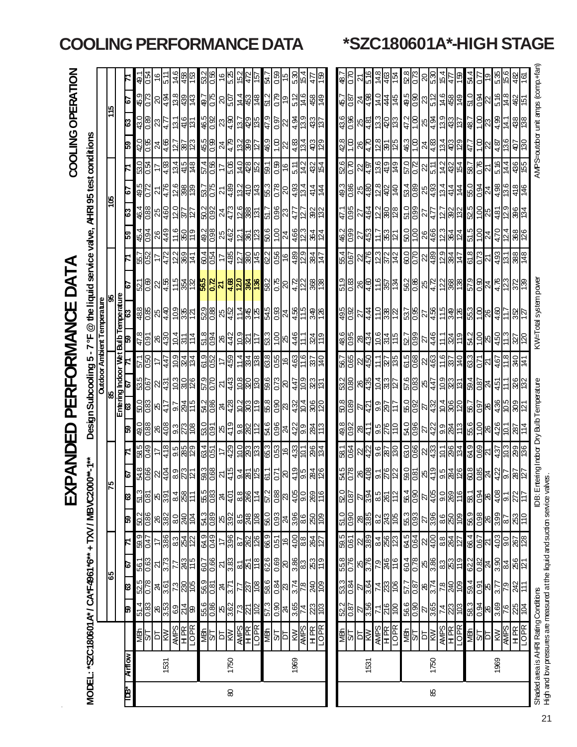# COOLING PERFORMANCE DATA — *SZC180601A*-HIGH STAGE

## EXPANDED PERFORMANCE DATA

**MODEL: *SZC180601A* / CA*F4961*6** + TXV / MBVC2000**-1****

**Design Subcooling 5 - 7 °F @ the liquid service valve, AHRI 95 test conditions**

**COOLING OPERATION**

| IDB* | Airflow | | Outdoor Ambient Temperature | | | | | | | | | | | | | | | | | | | | | | | |
|---|---|---|---|---|---|---|---|---|---|---|---|---|---|---|---|---|---|---|---|---|---|---|---|---|---|---|
| | | | 65 | | | | 75 | | | | 85 | | | | 95 | | | | 105 | | | | 115 | | | |
| | | | Entering Indoor Wet Bulb Temperature | | | | | | | | | | | | | | | | | | | | | | | |
| | | | 59 | 63 | 67 | 71 | 59 | 63 | 67 | 71 | 59 | 63 | 67 | 71 | 59 | 63 | 67 | 71 | 59 | 63 | 67 | 71 | 59 | 63 | 67 | 71 |
| 80 | 1531 | MBh | 51.4 | 52.5 | 56.1 | 59.9 | 50.2 | 51.3 | 54.8 | 58.5 | 49.0 | 50.0 | 53.5 | 57.1 | 47.8 | 48.8 | 52.1 | 55.7 | 45.4 | 46.4 | 49.5 | 53.0 | 42.0 | 43.0 | 45.9 | 49.1 |
| | | S/T | 0.83 | 0.78 | 0.63 | 0.47 | 0.86 | 0.81 | 0.66 | 0.49 | 0.88 | 0.83 | 0.67 | 0.50 | 0.91 | 0.85 | 0.69 | 0.52 | 0.94 | 0.88 | 0.72 | 0.54 | 0.95 | 0.89 | 0.73 | 0.54 |
| | | DT | 26 | 24 | 21 | 17 | 26 | 25 | 22 | 17 | 26 | 25 | 22 | 17 | 26 | 25 | 22 | 17 | 26 | 25 | 21 | 17 | 24 | 23 | 20 | 16 |
| | | KW | 3.53 | 3.61 | 3.73 | 3.86 | 3.82 | 3.91 | 4.04 | 4.18 | 4.08 | 4.17 | 4.31 | 4.47 | 4.30 | 4.40 | 4.56 | 4.72 | 4.49 | 4.60 | 4.76 | 4.93 | 4.66 | 4.77 | 4.94 | 5.11 |
| | | AMPS | 6.9 | 7.3 | 7.7 | 8.3 | 8.0 | 8.4 | 8.9 | 9.5 | 9.3 | 9.7 | 10.3 | 10.9 | 10.4 | 10.9 | 11.5 | 12.2 | 11.6 | 12.0 | 12.6 | 13.4 | 12.7 | 13.1 | 13.8 | 14.6 |
| | | HI PR | 214 | 230 | 243 | 254 | 240 | 258 | 273 | 285 | 273 | 294 | 310 | 324 | 311 | 335 | 354 | 369 | 350 | 377 | 398 | 415 | 387 | 416 | 439 | 458 |
| | | LO PR | 99 | 105 | 115 | 122 | 104 | 111 | 121 | 129 | 108 | 115 | 126 | 134 | 114 | 121 | 132 | 141 | 119 | 127 | 139 | 148 | 123 | 131 | 143 | 153 |
| | 1750 | MBh | 55.6 | 56.9 | 60.7 | 64.9 | 54.3 | 55.5 | 59.3 | 63.4 | 53.0 | 54.2 | 57.9 | 61.9 | 51.8 | 52.9 | **56.5** | 60.4 | 49.2 | 50.2 | 53.7 | 57.4 | 45.5 | 46.5 | 49.7 | 53.2 |
| | | S/T | 0.86 | 0.81 | 0.66 | 0.49 | 0.89 | 0.83 | 0.68 | 0.51 | 0.91 | 0.86 | 0.70 | 0.52 | 0.94 | 0.88 | **0.72** | 0.54 | 0.98 | 0.92 | 0.75 | 0.56 | 0.99 | 0.92 | 0.75 | 0.56 |
| | | DT | 25 | 24 | 21 | 17 | 25 | 24 | 21 | 17 | 25 | 24 | 21 | 17 | 26 | 25 | **21** | 17 | 25 | 24 | 21 | 17 | 24 | 23 | 20 | 16 |
| | | KW | 3.62 | 3.71 | 3.83 | 3.96 | 3.92 | 4.01 | 4.15 | 4.29 | 4.19 | 4.28 | 4.43 | 4.59 | 4.42 | 4.52 | **4.68** | 4.85 | 4.62 | 4.73 | 4.89 | 5.06 | 4.79 | 4.90 | 5.07 | 5.25 |
| | | AMPS | 7.3 | 7.7 | 8.1 | 8.7 | 8.5 | 8.8 | 9.4 | 10.0 | 9.8 | 10.2 | 10.8 | 11.4 | 10.9 | 11.4 | **12.0** | 12.7 | 12.1 | 12.6 | 13.2 | 14.0 | 13.2 | 13.7 | 14.4 | 15.2 |
| | | HI PR | 221 | 237 | 251 | 262 | 248 | 266 | 281 | 293 | 282 | 303 | 320 | 334 | 321 | 345 | **364** | 380 | 361 | 388 | 410 | 428 | 399 | 429 | 453 | 472 |
| | | LO PR | 102 | 108 | 118 | 126 | 108 | 114 | 125 | 133 | 112 | 119 | 130 | 138 | 117 | 125 | **136** | 145 | 123 | 131 | 143 | 152 | 127 | 135 | 148 | 157 |
| | 1969 | MBh | 57.3 | 58.6 | 62.6 | 66.9 | 56.0 | 57.2 | 61.1 | 65.3 | 54.6 | 55.8 | 59.6 | 63.8 | 53.3 | 54.5 | 58.2 | 62.2 | 50.6 | 51.7 | 55.3 | 59.1 | 46.9 | 47.9 | 51.2 | 54.7 |
| | | S/T | 0.90 | 0.84 | 0.69 | 0.51 | 0.93 | 0.88 | 0.71 | 0.53 | 0.96 | 0.90 | 0.73 | 0.55 | 1.00 | 0.93 | 0.75 | 0.56 | 1.00 | 0.96 | 0.78 | 0.59 | 1.00 | 0.97 | 0.79 | 0.59 |
| | | DT | 24 | 23 | 20 | 16 | 24 | 23 | 20 | 16 | 24 | 23 | 20 | 16 | 25 | 24 | 20 | 16 | 24 | 23 | 20 | 16 | 22 | 22 | 19 | 15 |
| | | KW | 3.65 | 3.74 | 3.86 | 4.00 | 3.96 | 4.05 | 4.19 | 4.33 | 4.22 | 4.32 | 4.47 | 4.63 | 4.46 | 4.56 | 4.72 | 4.89 | 4.66 | 4.77 | 4.93 | 5.11 | 4.83 | 4.94 | 5.12 | 5.30 |
| | | AMPS | 7.4 | 7.8 | 8.3 | 8.8 | 8.6 | 9.0 | 9.5 | 10.1 | 9.9 | 10.4 | 10.9 | 11.6 | 11.1 | 11.5 | 12.2 | 12.9 | 12.3 | 12.7 | 13.4 | 14.2 | 13.4 | 13.9 | 14.6 | 15.4 |
| | | HI PR | 223 | 240 | 253 | 264 | 250 | 269 | 284 | 296 | 284 | 306 | 323 | 337 | 324 | 349 | 368 | 384 | 364 | 392 | 414 | 432 | 403 | 433 | 458 | 477 |
| | | LO PR | 103 | 109 | 119 | 127 | 109 | 116 | 126 | 134 | 113 | 120 | 131 | 140 | 119 | 126 | 138 | 147 | 124 | 132 | 144 | 154 | 129 | 137 | 149 | 159 |
| 85 | 1531 | MBh | 52.2 | 53.3 | 55.8 | 59.5 | 51.0 | 52.0 | 54.5 | 58.1 | 49.8 | 50.8 | 53.2 | 56.7 | 48.6 | 49.5 | 51.9 | 55.4 | 46.2 | 47.1 | 49.3 | 52.6 | 42.8 | 43.6 | 45.7 | 48.7 |
| | | S/T | 0.87 | 0.84 | 0.76 | 0.61 | 0.90 | 0.87 | 0.78 | 0.64 | 0.92 | 0.89 | 0.80 | 0.65 | 0.95 | 0.92 | 0.83 | 0.67 | 0.99 | 0.95 | 0.86 | 0.70 | 1.00 | 0.96 | 0.87 | 0.70 |
| | | DT | 27 | 27 | 25 | 22 | 28 | 27 | 26 | 22 | 28 | 27 | 26 | 22 | 28 | 27 | 26 | 22 | 27 | 27 | 25 | 22 | 26 | 25 | 24 | 21 |
| | | KW | 3.56 | 3.64 | 3.76 | 3.89 | 3.85 | 3.94 | 4.08 | 4.22 | 4.11 | 4.21 | 4.35 | 4.50 | 4.34 | 4.44 | 4.60 | 4.76 | 4.53 | 4.64 | 4.80 | 4.97 | 4.70 | 4.81 | 4.98 | 5.16 |
| | | AMPS | 7.1 | 7.4 | 7.9 | 8.4 | 8.2 | 8.5 | 9.1 | 9.6 | 9.5 | 9.9 | 10.4 | 11.1 | 10.6 | 11.0 | 11.6 | 12.3 | 11.7 | 12.2 | 12.8 | 13.6 | 12.8 | 13.3 | 14.0 | 14.8 |
| | | HI PR | 216 | 233 | 246 | 256 | 243 | 261 | 276 | 287 | 276 | 297 | 313 | 327 | 314 | 338 | 357 | 372 | 353 | 380 | 402 | 419 | 391 | 420 | 444 | 463 |
| | | LO PR | 100 | 106 | 116 | 123 | 105 | 112 | 122 | 130 | 110 | 117 | 127 | 135 | 115 | 122 | 134 | 142 | 121 | 128 | 140 | 149 | 125 | 133 | 145 | 154 |
| | 1750 | MBh | 56.6 | 57.7 | 60.4 | 64.5 | 55.3 | 56.4 | 59.0 | 63.0 | 54.0 | 55.0 | 57.6 | 61.5 | 52.7 | 53.7 | 56.2 | 60.0 | 50.0 | 51.0 | 53.4 | 57.0 | 46.3 | 47.2 | 49.5 | 52.8 |
| | | S/T | 0.90 | 0.87 | 0.78 | 0.64 | 0.93 | 0.90 | 0.81 | 0.66 | 0.96 | 0.92 | 0.83 | 0.68 | 0.99 | 0.95 | 0.86 | 0.70 | 1.00 | 0.99 | 0.89 | 0.72 | 1.00 | 1.00 | 0.90 | 0.73 |
| | | DT | 27 | 26 | 25 | 22 | 27 | 27 | 25 | 22 | 27 | 27 | 25 | 22 | 27 | 27 | 25 | 22 | 26 | 27 | 25 | 22 | 24 | 25 | 23 | 20 |
| | | KW | 3.65 | 3.74 | 3.86 | 4.00 | 3.96 | 4.05 | 4.19 | 4.33 | 4.22 | 4.32 | 4.47 | 4.63 | 4.46 | 4.56 | 4.72 | 4.89 | 4.66 | 4.77 | 4.93 | 5.11 | 4.83 | 4.94 | 5.12 | 5.30 |
| | | AMPS | 7.4 | 7.8 | 8.3 | 8.8 | 8.6 | 9.0 | 9.5 | 10.1 | 9.9 | 10.4 | 10.9 | 11.6 | 11.1 | 11.5 | 12.2 | 12.9 | 12.3 | 12.7 | 13.4 | 14.2 | 13.4 | 13.9 | 14.6 | 15.4 |
| | | HI PR | 223 | 240 | 253 | 264 | 250 | 269 | 284 | 296 | 284 | 306 | 323 | 337 | 324 | 349 | 368 | 384 | 364 | 392 | 414 | 432 | 403 | 433 | 458 | 477 |
| | | LO PR | 103 | 109 | 119 | 127 | 109 | 116 | 126 | 134 | 113 | 120 | 131 | 140 | 119 | 126 | 138 | 147 | 124 | 132 | 144 | 154 | 129 | 137 | 149 | 159 |
| | 1969 | MBh | 58.3 | 59.4 | 62.2 | 66.4 | 56.9 | 58.1 | 60.8 | 64.9 | 55.6 | 56.7 | 59.4 | 63.3 | 54.2 | 55.3 | 57.9 | 61.8 | 51.5 | 52.5 | 55.0 | 58.7 | 47.7 | 48.7 | 51.0 | 54.4 |
| | | S/T | 0.94 | 0.91 | 0.82 | 0.67 | 0.98 | 0.94 | 0.85 | 0.69 | 1.00 | 0.97 | 0.87 | 0.71 | 1.00 | 1.00 | 0.90 | 0.73 | 1.00 | 1.00 | 0.94 | 0.76 | 1.00 | 1.00 | 0.94 | 0.77 |
| | | DT | 26 | 25 | 24 | 21 | 26 | 26 | 24 | 21 | 26 | 26 | 24 | 21 | 25 | 26 | 24 | 21 | 24 | 25 | 24 | 21 | 22 | 23 | 22 | 19 |
| | | KW | 3.69 | 3.77 | 3.90 | 4.03 | 3.99 | 4.08 | 4.22 | 4.37 | 4.26 | 4.36 | 4.51 | 4.67 | 4.50 | 4.60 | 4.76 | 4.93 | 4.70 | 4.81 | 4.98 | 5.16 | 4.87 | 4.99 | 5.16 | 5.35 |
| | | AMPS | 7.6 | 7.9 | 8.4 | 9.0 | 8.7 | 9.1 | 9.7 | 10.3 | 10.1 | 10.5 | 11.1 | 11.8 | 11.3 | 11.7 | 12.3 | 13.1 | 12.4 | 12.9 | 13.6 | 14.4 | 13.6 | 14.1 | 14.8 | 15.6 |
| | | HI PR | 225 | 242 | 256 | 267 | 253 | 272 | 287 | 299 | 287 | 309 | 326 | 340 | 327 | 352 | 372 | 388 | 368 | 396 | 418 | 436 | 407 | 438 | 462 | 482 |
| | | LO PR | 104 | 111 | 121 | 128 | 110 | 117 | 127 | 136 | 114 | 121 | 132 | 141 | 120 | 127 | 139 | 148 | 126 | 134 | 146 | 155 | 130 | 138 | 151 | 161 |

Shaded area is AHRI Rating Conditions
High and low pressures are measured at the liquid and suction service valves.

IDB: Entering Indoor Dry Bulb Temperature | KW=Total system power | AMPS=outdoor unit amps (comp.+fan)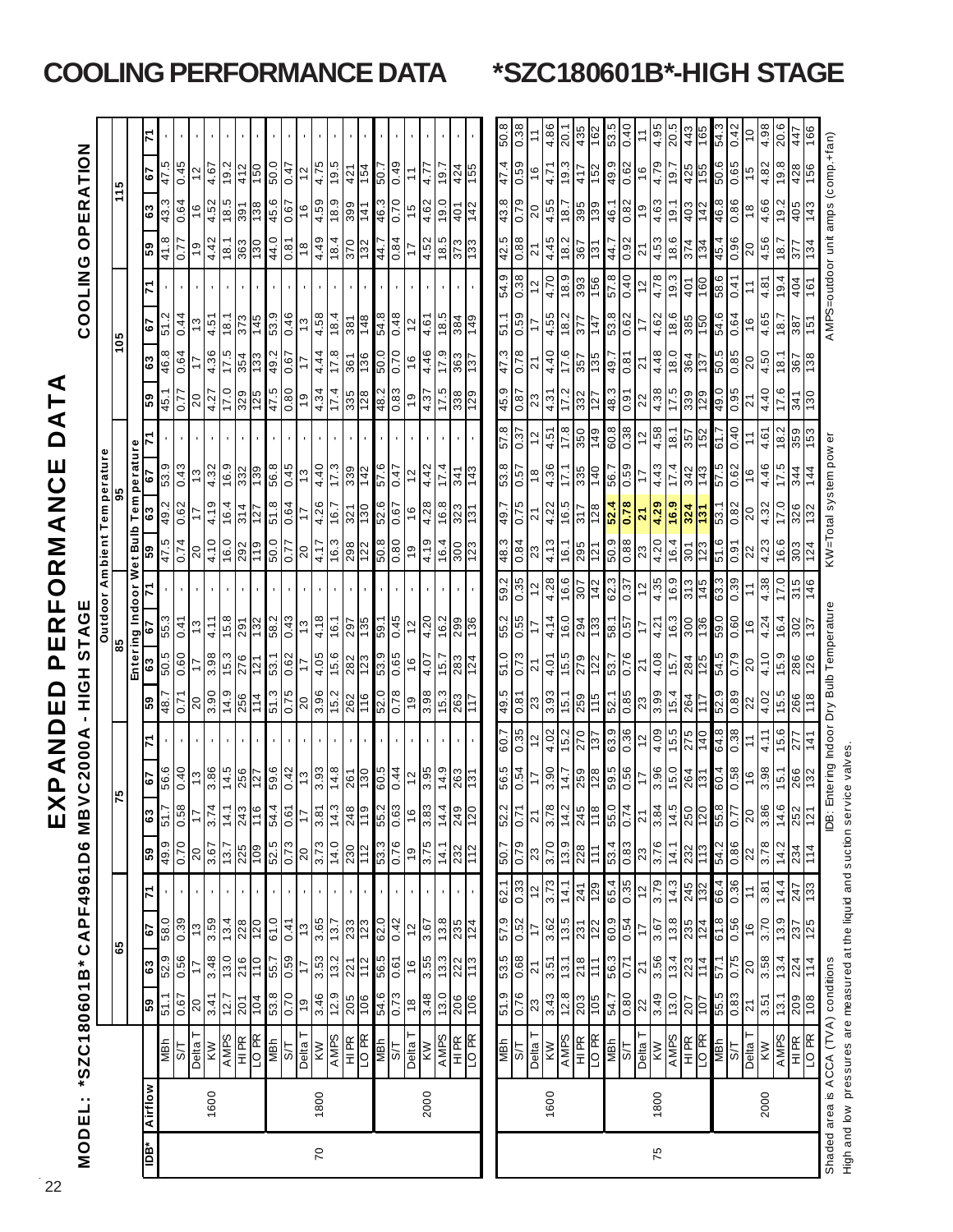| IDB* | Airflow | | 65 | | | | 75 | | | | 85 | | | | 95 | | | | 105 | | | | 115 | | | |
|---|---|---|---|---|---|---|---|---|---|---|---|---|---|---|---|---|---|---|---|---|---|---|---|---|---|---|
| | | | 59 | 63 | 67 | 71 | 59 | 63 | 67 | 71 | 59 | 63 | 67 | 71 | 59 | 63 | 67 | 71 | 59 | 63 | 67 | 71 | 59 | 63 | 67 | 71 |
| 70 | 1600 | MBh | 51.1 | 52.9 | 58.0 | - | 49.9 | 51.7 | 56.6 | - | 48.7 | 50.5 | 55.3 | - | 47.5 | 49.2 | 53.9 | - | 45.1 | 46.8 | 51.2 | - | 41.8 | 43.3 | 47.5 | - |
| | | S/T | 0.67 | 0.56 | 0.39 | - | 0.70 | 0.58 | 0.40 | - | 0.71 | 0.60 | 0.41 | - | 0.74 | 0.62 | 0.43 | - | 0.77 | 0.64 | 0.44 | - | 0.77 | 0.64 | 0.45 | - |
| | | Delta T | 20 | 17 | 13 | - | 20 | 17 | 13 | - | 20 | 17 | 13 | - | 20 | 17 | 13 | - | 20 | 17 | 13 | - | 19 | 16 | 12 | - |
| | | KW | 3.41 | 3.48 | 3.59 | - | 3.67 | 3.74 | 3.86 | - | 3.90 | 3.98 | 4.11 | - | 4.10 | 4.19 | 4.32 | - | 4.27 | 4.36 | 4.51 | - | 4.42 | 4.52 | 4.67 | - |
| | | AMPS | 12.7 | 13.0 | 13.4 | - | 13.7 | 14.1 | 14.5 | - | 14.9 | 15.3 | 15.8 | - | 16.0 | 16.4 | 16.9 | - | 17.0 | 17.5 | 18.1 | - | 18.1 | 18.5 | 19.2 | - |
| | | HI PR | 201 | 216 | 228 | - | 225 | 243 | 256 | - | 256 | 276 | 291 | - | 292 | 314 | 332 | - | 329 | 354 | 373 | - | 363 | 391 | 412 | - |
| | | LO PR | 104 | 110 | 120 | - | 109 | 116 | 127 | - | 114 | 121 | 132 | - | 119 | 127 | 139 | - | 125 | 133 | 145 | - | 130 | 138 | 150 | - |
| | 1800 | MBh | 53.8 | 55.7 | 61.0 | - | 52.5 | 54.4 | 59.6 | - | 51.3 | 53.1 | 58.2 | - | 50.0 | 51.8 | 56.8 | - | 47.5 | 49.2 | 53.9 | - | 44.0 | 45.6 | 50.0 | - |
| | | S/T | 0.70 | 0.59 | 0.41 | - | 0.73 | 0.61 | 0.42 | - | 0.75 | 0.62 | 0.43 | - | 0.77 | 0.64 | 0.45 | - | 0.80 | 0.67 | 0.46 | - | 0.81 | 0.67 | 0.47 | - |
| | | Delta T | 19 | 17 | 13 | - | 20 | 17 | 13 | - | 20 | 17 | 13 | - | 20 | 17 | 13 | - | 19 | 17 | 13 | - | 18 | 16 | 12 | - |
| | | KW | 3.46 | 3.53 | 3.65 | - | 3.73 | 3.81 | 3.93 | - | 3.96 | 4.05 | 4.18 | - | 4.17 | 4.26 | 4.40 | - | 4.34 | 4.44 | 4.58 | - | 4.49 | 4.59 | 4.75 | - |
| | | AMPS | 12.9 | 13.2 | 13.7 | - | 14.0 | 14.3 | 14.8 | - | 15.2 | 15.6 | 16.1 | - | 16.3 | 16.7 | 17.3 | - | 17.4 | 17.8 | 18.4 | - | 18.4 | 18.9 | 19.5 | - |
| | | HI PR | 205 | 221 | 233 | - | 230 | 248 | 261 | - | 262 | 282 | 297 | - | 298 | 321 | 339 | - | 335 | 361 | 381 | - | 370 | 399 | 421 | - |
| | | LO PR | 106 | 112 | 123 | - | 112 | 119 | 130 | - | 116 | 123 | 135 | - | 122 | 130 | 142 | - | 128 | 136 | 148 | - | 132 | 141 | 154 | - |
| | 2000 | MBh | 54.6 | 56.5 | 62.0 | - | 53.3 | 55.2 | 60.5 | - | 52.0 | 53.9 | 59.1 | - | 50.8 | 52.6 | 57.6 | - | 48.2 | 50.0 | 54.8 | - | 44.7 | 46.3 | 50.7 | - |
| | | S/T | 0.73 | 0.61 | 0.42 | - | 0.76 | 0.63 | 0.44 | - | 0.78 | 0.65 | 0.45 | - | 0.80 | 0.67 | 0.47 | - | 0.83 | 0.70 | 0.48 | - | 0.84 | 0.70 | 0.49 | - |
| | | Delta T | 18 | 16 | 12 | - | 19 | 16 | 12 | - | 19 | 16 | 12 | - | 19 | 16 | 12 | - | 19 | 16 | 12 | - | 17 | 15 | 11 | - |
| | | KW | 3.48 | 3.55 | 3.67 | - | 3.75 | 3.83 | 3.95 | - | 3.98 | 4.07 | 4.20 | - | 4.19 | 4.28 | 4.42 | - | 4.37 | 4.46 | 4.61 | - | 4.52 | 4.62 | 4.77 | - |
| | | AMPS | 13.0 | 13.3 | 13.8 | - | 14.1 | 14.4 | 14.9 | - | 15.3 | 15.7 | 16.2 | - | 16.4 | 16.8 | 17.4 | - | 17.5 | 17.9 | 18.5 | - | 18.5 | 19.0 | 19.7 | - |
| | | HI PR | 206 | 222 | 235 | - | 232 | 249 | 263 | - | 263 | 283 | 299 | - | 300 | 323 | 341 | - | 338 | 363 | 384 | - | 373 | 401 | 424 | - |
| | | LO PR | 106 | 113 | 124 | - | 112 | 120 | 131 | - | 117 | 124 | 136 | - | 123 | 131 | 143 | - | 129 | 137 | 149 | - | 133 | 142 | 155 | - |
| 75 | 1600 | MBh | 51.9 | 53.5 | 57.9 | 62.1 | 50.7 | 52.2 | 56.5 | 60.7 | 49.5 | 51.0 | 55.2 | 59.2 | 48.3 | 49.7 | 53.8 | 57.8 | 45.9 | 47.3 | 51.1 | 54.9 | 42.5 | 43.8 | 47.4 | 50.8 |
| | | S/T | 0.76 | 0.68 | 0.52 | 0.33 | 0.79 | 0.71 | 0.54 | 0.35 | 0.81 | 0.73 | 0.55 | 0.35 | 0.84 | 0.75 | 0.57 | 0.37 | 0.87 | 0.78 | 0.59 | 0.38 | 0.88 | 0.79 | 0.59 | 0.38 |
| | | Delta T | 23 | 21 | 17 | 12 | 23 | 21 | 17 | 12 | 23 | 21 | 17 | 12 | 23 | 21 | 18 | 12 | 23 | 21 | 17 | 12 | 21 | 20 | 16 | 11 |
| | | KW | 3.43 | 3.51 | 3.62 | 3.73 | 3.70 | 3.78 | 3.90 | 4.02 | 3.93 | 4.01 | 4.14 | 4.28 | 4.13 | 4.22 | 4.36 | 4.51 | 4.31 | 4.40 | 4.55 | 4.70 | 4.45 | 4.55 | 4.71 | 4.86 |
| | | AMPS | 12.8 | 13.1 | 13.5 | 14.1 | 13.9 | 14.2 | 14.7 | 15.2 | 15.1 | 15.5 | 16.0 | 16.6 | 16.1 | 16.5 | 17.1 | 17.8 | 17.2 | 17.6 | 18.2 | 18.9 | 18.2 | 18.7 | 19.3 | 20.1 |
| | | HI PR | 203 | 218 | 231 | 241 | 228 | 245 | 259 | 270 | 259 | 279 | 294 | 307 | 295 | 317 | 335 | 350 | 332 | 357 | 377 | 393 | 367 | 395 | 417 | 435 |
| | | LO PR | 105 | 111 | 122 | 129 | 111 | 118 | 128 | 137 | 115 | 122 | 133 | 142 | 121 | 128 | 140 | 149 | 127 | 135 | 147 | 156 | 131 | 139 | 152 | 162 |
| | 1800 | MBh | 54.7 | 56.3 | 60.9 | 65.4 | 53.4 | 55.0 | 59.5 | 63.9 | 52.1 | 53.7 | 58.1 | 62.3 | 50.9 | 52.4 | 56.7 | 60.8 | 48.3 | 49.7 | 53.8 | 57.8 | 44.7 | 46.1 | 49.9 | 53.5 |
| | | S/T | 0.80 | 0.71 | 0.54 | 0.35 | 0.83 | 0.74 | 0.56 | 0.36 | 0.85 | 0.76 | 0.57 | 0.37 | 0.88 | 0.78 | 0.59 | 0.38 | 0.91 | 0.81 | 0.62 | 0.40 | 0.92 | 0.82 | 0.62 | 0.40 |
| | | Delta T | 22 | 21 | 17 | 12 | 23 | 21 | 17 | 12 | 23 | 21 | 17 | 12 | 23 | 21 | 17 | 12 | 22 | 21 | 17 | 12 | 21 | 19 | 16 | 11 |
| | | KW | 3.49 | 3.56 | 3.67 | 3.79 | 3.76 | 3.84 | 3.96 | 4.09 | 3.99 | 4.08 | 4.21 | 4.35 | 4.20 | 4.29 | 4.43 | 4.58 | 4.38 | 4.48 | 4.62 | 4.78 | 4.53 | 4.63 | 4.79 | 4.95 |
| | | AMPS | 13.0 | 13.4 | 13.8 | 14.3 | 14.1 | 14.5 | 15.0 | 15.5 | 15.4 | 15.7 | 16.3 | 16.9 | 16.4 | 16.9 | 17.4 | 18.1 | 17.5 | 18.0 | 18.6 | 19.3 | 18.6 | 19.1 | 19.7 | 20.5 |
| | | HI PR | 207 | 223 | 235 | 245 | 232 | 250 | 264 | 275 | 264 | 284 | 300 | 313 | 301 | 324 | 342 | 357 | 339 | 364 | 385 | 401 | 374 | 403 | 425 | 443 |
| | | LO PR | 107 | 114 | 124 | 132 | 113 | 120 | 131 | 140 | 117 | 125 | 136 | 145 | 123 | 131 | 143 | 152 | 129 | 137 | 150 | 160 | 134 | 142 | 155 | 165 |
| | 2000 | MBh | 55.5 | 57.1 | 61.8 | 66.4 | 54.2 | 55.8 | 60.4 | 64.8 | 52.9 | 54.5 | 59.0 | 63.3 | 51.6 | 53.1 | 57.5 | 61.7 | 49.0 | 50.5 | 54.6 | 58.6 | 45.4 | 46.8 | 50.6 | 54.3 |
| | | S/T | 0.83 | 0.75 | 0.56 | 0.36 | 0.86 | 0.77 | 0.58 | 0.38 | 0.89 | 0.79 | 0.60 | 0.39 | 0.91 | 0.82 | 0.62 | 0.40 | 0.95 | 0.85 | 0.64 | 0.41 | 0.96 | 0.86 | 0.65 | 0.42 |
| | | Delta T | 21 | 20 | 16 | 11 | 22 | 20 | 16 | 11 | 22 | 20 | 16 | 11 | 22 | 20 | 16 | 11 | 21 | 20 | 16 | 11 | 20 | 18 | 15 | 10 |
| | | KW | 3.51 | 3.58 | 3.70 | 3.81 | 3.78 | 3.86 | 3.98 | 4.11 | 4.02 | 4.10 | 4.24 | 4.38 | 4.23 | 4.32 | 4.46 | 4.61 | 4.40 | 4.50 | 4.65 | 4.81 | 4.56 | 4.66 | 4.82 | 4.98 |
| | | AMPS | 13.1 | 13.4 | 13.9 | 14.4 | 14.2 | 14.6 | 15.1 | 15.6 | 15.5 | 15.9 | 16.4 | 17.0 | 16.6 | 17.0 | 17.6 | 18.2 | 17.6 | 18.1 | 18.7 | 19.4 | 18.7 | 19.2 | 19.8 | 20.6 |
| | | HI PR | 209 | 224 | 237 | 247 | 234 | 252 | 266 | 277 | 266 | 286 | 302 | 315 | 303 | 326 | 344 | 359 | 341 | 367 | 387 | 404 | 377 | 405 | 428 | 447 |
| | | LO PR | 108 | 114 | 125 | 133 | 114 | 121 | 132 | 141 | 118 | 126 | 137 | 146 | 124 | 132 | 144 | 153 | 130 | 138 | 151 | 161 | 134 | 143 | 156 | 166 |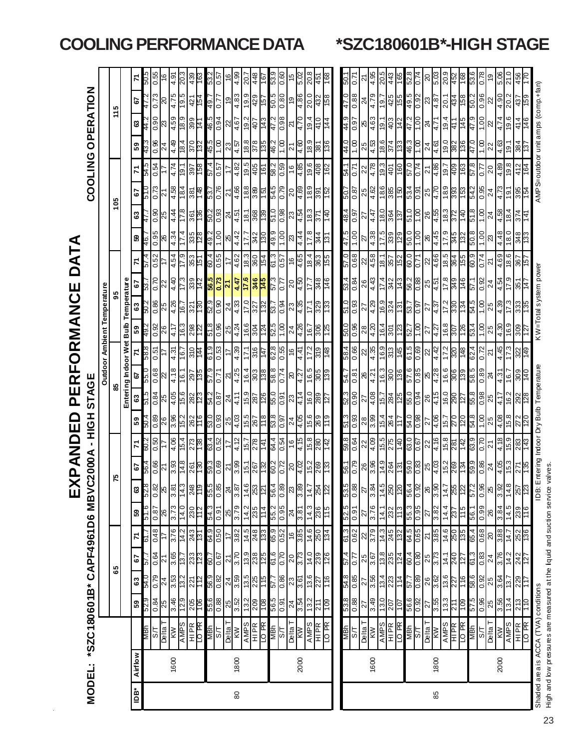# COOLING PERFORMANCE DATA — *SZC180601B*-HIGH STAGE

# EXPANDED PERFORMANCE DATA

## MODEL: *SZC180601B* CAPF4961D6 MBVC2000A - HIGH STAGE

### COOLING OPERATION

| IDB* | Airflow | | Outdoor Ambient Temperature 65 | | | | 75 | | | | 85 | | | | 95 | | | | 105 | | | | 115 | | | |
|---|---|---|---|---|---|---|---|---|---|---|---|---|---|---|---|---|---|---|---|---|---|---|---|---|---|---|
| | | | Entering Indoor Wet Bulb Temperature | | | | | | | | | | | | | | | | | | | | | | | |
| | | | 59 | 63 | 67 | 71 | 59 | 63 | 67 | 71 | 59 | 63 | 67 | 71 | 59 | 63 | 67 | 71 | 59 | 63 | 67 | 71 | 59 | 63 | 67 | 71 |
| 80 | 1600 | MBh | 52.9 | 54.0 | 57.7 | 61.7 | 51.6 | 52.8 | 58.4 | 60.2 | 50.4 | 51.5 | 55.0 | 58.8 | 49.2 | 50.2 | 53.7 | 57.4 | 46.7 | 47.7 | 51.0 | 54.5 | 43.3 | 44.2 | 47.2 | 50.5 |
| | | S/T | 0.84 | 0.79 | 0.64 | 0.48 | 0.87 | 0.82 | 0.66 | 0.50 | 0.89 | 0.84 | 0.68 | 0.51 | 0.92 | 0.86 | 0.70 | 0.52 | 0.95 | 0.90 | 0.73 | 0.54 | 0.96 | 0.90 | 0.73 | 0.55 |
| | | Delta T | 25 | 24 | 21 | 17 | 26 | 25 | 21 | 17 | 26 | 25 | 22 | 17 | 26 | 25 | 22 | 17 | 26 | 25 | 21 | 17 | 24 | 23 | 20 | 16 |
| | | KW | 3.46 | 3.53 | 3.65 | 3.76 | 3.73 | 3.81 | 3.93 | 4.06 | 3.96 | 4.05 | 4.18 | 4.31 | 4.17 | 4.26 | 4.40 | 4.54 | 4.34 | 4.44 | 4.58 | 4.74 | 4.49 | 4.59 | 4.75 | 4.91 |
| | | AMPS | 12.9 | 13.2 | 13.7 | 14.2 | 14.0 | 14.3 | 14.8 | 15.4 | 15.2 | 15.6 | 16.1 | 16.7 | 16.3 | 16.7 | 17.3 | 17.9 | 17.4 | 17.8 | 18.4 | 19.1 | 18.4 | 18.9 | 19.5 | 20.3 |
| | | HI PR | 205 | 221 | 233 | 243 | 230 | 248 | 261 | 273 | 262 | 282 | 297 | 310 | 298 | 321 | 339 | 353 | 335 | 361 | 381 | 397 | 370 | 399 | 421 | 439 |
| | | LO PR | 106 | 112 | 123 | 131 | 112 | 119 | 130 | 138 | 116 | 123 | 135 | 144 | 122 | 130 | 142 | 151 | 128 | 136 | 148 | 158 | 132 | 141 | 154 | 163 |
| | 1800 | MBh | 55.6 | 56.9 | 60.7 | 64.9 | 54.3 | 55.5 | 59.3 | 63.4 | 53.0 | 54.2 | 57.9 | 61.9 | 51.8 | 52.9 | 56.5 | 60.4 | 49.2 | 50.2 | 53.7 | 57.4 | 45.5 | 46.5 | 49.7 | 53.2 |
| | | S/T | 0.88 | 0.82 | 0.67 | 0.50 | 0.91 | 0.85 | 0.69 | 0.52 | 0.93 | 0.87 | 0.71 | 0.53 | 0.96 | 0.90 | 0.73 | 0.55 | 1.00 | 0.93 | 0.76 | 0.57 | 1.00 | 0.94 | 0.77 | 0.57 |
| | | Delta T | 25 | 24 | 21 | 17 | 25 | 24 | 21 | 17 | 25 | 24 | 21 | 17 | 25 | 24 | 21 | 17 | 25 | 24 | 21 | 17 | 23 | 22 | 19 | 16 |
| | | KW | 3.52 | 3.59 | 3.70 | 3.82 | 3.79 | 3.87 | 3.99 | 4.12 | 4.03 | 4.11 | 4.25 | 4.39 | 4.24 | 4.33 | 4.47 | 4.62 | 4.42 | 4.51 | 4.66 | 4.82 | 4.57 | 4.67 | 4.83 | 4.99 |
| | | AMPS | 13.2 | 13.5 | 13.9 | 14.5 | 14.2 | 14.6 | 15.1 | 15.7 | 15.5 | 15.9 | 16.4 | 17.1 | 16.6 | 17.0 | 17.6 | 18.3 | 17.7 | 18.1 | 18.8 | 19.5 | 18.8 | 19.2 | 19.9 | 20.7 |
| | | HI PR | 209 | 225 | 238 | 248 | 235 | 253 | 267 | 278 | 267 | 287 | 303 | 316 | 304 | 327 | 346 | 360 | 342 | 368 | 389 | 405 | 378 | 407 | 429 | 448 |
| | | LO PR | 108 | 115 | 125 | 133 | 114 | 121 | 132 | 141 | 118 | 126 | 138 | 147 | 124 | 132 | 145 | 154 | 130 | 139 | 151 | 161 | 135 | 143 | 157 | 167 |
| | 2000 | MBh | 56.5 | 57.7 | 61.6 | 65.9 | 55.2 | 56.4 | 60.2 | 64.4 | 53.8 | 55.0 | 58.8 | 62.8 | 52.5 | 53.7 | 57.3 | 61.3 | 49.9 | 51.0 | 54.5 | 58.2 | 46.2 | 47.2 | 50.5 | 53.9 |
| | | S/T | 0.91 | 0.86 | 0.70 | 0.52 | 0.95 | 0.89 | 0.72 | 0.54 | 0.97 | 0.91 | 0.74 | 0.55 | 1.00 | 0.94 | 0.77 | 0.57 | 1.00 | 0.98 | 0.79 | 0.59 | 1.00 | 0.98 | 0.80 | 0.60 |
| | | Delta T | 24 | 23 | 20 | 16 | 24 | 23 | 20 | 16 | 24 | 23 | 20 | 16 | 24 | 23 | 20 | 16 | 23 | 23 | 20 | 16 | 21 | 21 | 19 | 15 |
| | | KW | 3.54 | 3.61 | 3.73 | 3.85 | 3.81 | 3.89 | 4.02 | 4.15 | 4.05 | 4.14 | 4.27 | 4.41 | 4.26 | 4.35 | 4.50 | 4.65 | 4.44 | 4.54 | 4.69 | 4.85 | 4.60 | 4.70 | 4.86 | 5.02 |
| | | AMPS | 13.2 | 13.6 | 14.0 | 14.6 | 14.3 | 14.7 | 15.2 | 15.8 | 15.6 | 16.0 | 16.5 | 17.2 | 16.7 | 17.1 | 17.7 | 18.4 | 17.8 | 18.3 | 18.9 | 19.6 | 18.9 | 19.4 | 20.0 | 20.8 |
| | | HI PR | 211 | 227 | 239 | 250 | 236 | 254 | 269 | 280 | 269 | 289 | 305 | 319 | 306 | 329 | 348 | 363 | 344 | 371 | 391 | 408 | 381 | 410 | 432 | 451 |
| | | LO PR | 109 | 116 | 126 | 134 | 115 | 122 | 133 | 142 | 119 | 127 | 139 | 148 | 125 | 133 | 146 | 155 | 131 | 140 | 152 | 162 | 136 | 144 | 158 | 168 |
| 85 | 1600 | MBh | 53.8 | 54.8 | 57.4 | 61.3 | 52.5 | 53.5 | 56.1 | 59.8 | 51.3 | 52.3 | 54.7 | 58.4 | 50.0 | 51.0 | 53.4 | 57.0 | 47.5 | 48.4 | 50.7 | 54.1 | 44.0 | 44.9 | 47.0 | 50.1 |
| | | S/T | 0.88 | 0.85 | 0.77 | 0.62 | 0.91 | 0.88 | 0.79 | 0.64 | 0.93 | 0.90 | 0.81 | 0.66 | 0.96 | 0.93 | 0.84 | 0.68 | 1.00 | 0.97 | 0.87 | 0.71 | 1.00 | 0.97 | 0.88 | 0.71 |
| | | Delta T | 27 | 27 | 25 | 22 | 27 | 27 | 26 | 22 | 28 | 27 | 26 | 22 | 28 | 27 | 26 | 22 | 27 | 27 | 25 | 22 | 25 | 25 | 24 | 21 |
| | | KW | 3.49 | 3.56 | 3.67 | 3.79 | 3.76 | 3.84 | 3.96 | 4.09 | 3.99 | 4.08 | 4.21 | 4.35 | 4.20 | 4.29 | 4.43 | 4.58 | 4.38 | 4.47 | 4.62 | 4.78 | 4.53 | 4.63 | 4.79 | 4.95 |
| | | AMPS | 13.0 | 13.4 | 13.8 | 14.3 | 14.1 | 14.5 | 14.9 | 15.5 | 15.4 | 15.7 | 16.3 | 16.9 | 16.4 | 16.9 | 17.4 | 18.1 | 17.5 | 18.0 | 18.6 | 19.3 | 18.6 | 19.1 | 19.7 | 20.5 |
| | | HI PR | 207 | 223 | 235 | 245 | 232 | 250 | 264 | 275 | 264 | 284 | 300 | 313 | 301 | 324 | 342 | 357 | 339 | 364 | 385 | 401 | 374 | 403 | 425 | 443 |
| | | LO PR | 107 | 114 | 124 | 132 | 113 | 120 | 131 | 140 | 117 | 125 | 136 | 145 | 123 | 131 | 143 | 152 | 129 | 137 | 150 | 160 | 133 | 142 | 155 | 165 |
| | 1800 | MBh | 56.6 | 57.7 | 60.4 | 64.5 | 55.3 | 56.4 | 59.0 | 63.0 | 54.0 | 55.0 | 57.6 | 61.5 | 52.7 | 53.7 | 56.2 | 60.0 | 50.0 | 51.0 | 53.4 | 57.0 | 46.3 | 47.2 | 49.5 | 52.8 |
| | | S/T | 0.92 | 0.89 | 0.80 | 0.65 | 0.95 | 0.92 | 0.83 | 0.67 | 0.98 | 0.94 | 0.85 | 0.69 | 1.00 | 0.97 | 0.88 | 0.71 | 1.00 | 1.00 | 0.91 | 0.74 | 1.00 | 1.00 | 0.92 | 0.74 |
| | | Delta T | 27 | 26 | 25 | 21 | 27 | 26 | 25 | 22 | 27 | 26 | 25 | 22 | 27 | 27 | 25 | 22 | 26 | 26 | 25 | 21 | 24 | 24 | 23 | 20 |
| | | KW | 3.55 | 3.62 | 3.73 | 3.85 | 3.82 | 3.90 | 4.03 | 4.16 | 4.06 | 4.15 | 4.28 | 4.42 | 4.27 | 4.37 | 4.51 | 4.66 | 4.45 | 4.55 | 4.70 | 4.86 | 4.61 | 4.71 | 4.87 | 5.03 |
| | | AMPS | 13.3 | 13.6 | 14.1 | 14.6 | 14.4 | 14.7 | 15.2 | 15.8 | 15.7 | 16.0 | 16.6 | 17.2 | 16.8 | 17.2 | 17.8 | 18.5 | 17.9 | 18.3 | 18.9 | 19.7 | 19.0 | 19.4 | 20.1 | 20.9 |
| | | HI PR | 211 | 227 | 240 | 250 | 237 | 255 | 269 | 281 | 270 | 290 | 306 | 320 | 307 | 330 | 349 | 364 | 345 | 372 | 393 | 409 | 382 | 411 | 434 | 452 |
| | | LO PR | 109 | 116 | 127 | 135 | 115 | 122 | 134 | 142 | 120 | 127 | 139 | 148 | 126 | 134 | 146 | 155 | 132 | 140 | 153 | 163 | 136 | 145 | 158 | 168 |
| | 2000 | MBh | 57.5 | 58.6 | 61.3 | 65.4 | 56.1 | 57.2 | 59.9 | 63.9 | 54.8 | 55.8 | 58.5 | 62.4 | 53.4 | 54.5 | 57.1 | 60.9 | 50.8 | 51.8 | 54.2 | 57.8 | 47.0 | 47.9 | 50.2 | 53.6 |
| | | S/T | 0.96 | 0.92 | 0.83 | 0.68 | 0.99 | 0.96 | 0.86 | 0.70 | 1.00 | 0.98 | 0.89 | 0.72 | 1.00 | 1.00 | 0.92 | 0.74 | 1.00 | 1.00 | 0.95 | 0.77 | 1.00 | 1.00 | 0.96 | 0.78 |
| | | Delta T | 25 | 25 | 24 | 20 | 26 | 25 | 24 | 21 | 25 | 25 | 24 | 21 | 25 | 25 | 24 | 21 | 23 | 24 | 24 | 20 | 22 | 22 | 22 | 19 |
| | | KW | 3.56 | 3.64 | 3.76 | 3.88 | 3.84 | 3.92 | 4.05 | 4.18 | 4.08 | 4.17 | 4.31 | 4.45 | 4.30 | 4.39 | 4.54 | 4.69 | 4.48 | 4.58 | 4.73 | 4.89 | 4.63 | 4.74 | 4.90 | 5.06 |
| | | AMPS | 13.4 | 13.7 | 14.2 | 14.7 | 14.5 | 14.8 | 15.3 | 15.9 | 15.8 | 16.2 | 16.7 | 17.3 | 16.9 | 17.3 | 17.9 | 18.6 | 18.0 | 18.4 | 19.1 | 19.8 | 19.1 | 19.6 | 20.2 | 21.0 |
| | | HI PR | 213 | 229 | 242 | 252 | 239 | 257 | 271 | 283 | 272 | 292 | 309 | 322 | 309 | 333 | 351 | 367 | 348 | 374 | 395 | 412 | 384 | 414 | 437 | 456 |
| | | LO PR | 110 | 117 | 127 | 136 | 116 | 123 | 135 | 143 | 120 | 128 | 140 | 149 | 127 | 135 | 147 | 157 | 133 | 141 | 154 | 164 | 137 | 146 | 159 | 170 |

Shaded area is ACCA (TVA) conditions
High and low pressures are measured at the liquid and suction service valves.

IDB: Entering Indoor Dry Bulb Temperature
KW=Total system power
AMPS=outdoor unit amps (comp.+fan)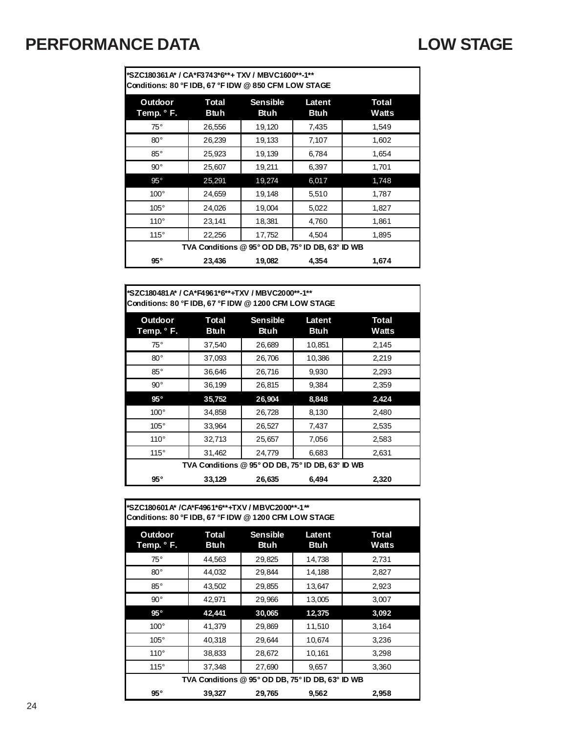# PERFORMANCE DATA LOW STAGE

| *SZC180361A* / CA*F3743*6**+ TXV / MBVC1600**-1** Conditions: 80 °F IDB, 67 °F IDW @ 850 CFM LOW STAGE | | | | |
|---|---|---|---|---|
| **Outdoor Temp. ° F.** | **Total Btuh** | **Sensible Btuh** | **Latent Btuh** | **Total Watts** |
| 75° | 26,556 | 19,120 | 7,435 | 1,549 |
| 80° | 26,239 | 19,133 | 7,107 | 1,602 |
| 85° | 25,923 | 19,139 | 6,784 | 1,654 |
| 90° | 25,607 | 19,211 | 6,397 | 1,701 |
| 95° | 25,291 | 19,274 | 6,017 | 1,748 |
| 100° | 24,659 | 19,148 | 5,510 | 1,787 |
| 105° | 24,026 | 19,004 | 5,022 | 1,827 |
| 110° | 23,141 | 18,381 | 4,760 | 1,861 |
| 115° | 22,256 | 17,752 | 4,504 | 1,895 |
| **TVA Conditions @ 95° OD DB, 75° ID DB, 63° ID WB** | | | | |
| **95°** | **23,436** | **19,082** | **4,354** | **1,674** |

| *SZC180481A* / CA*F4961*6**+TXV / MBVC2000**-1** Conditions: 80 °F IDB, 67 °F IDW @ 1200 CFM LOW STAGE | | | | |
|---|---|---|---|---|
| **Outdoor Temp. ° F.** | **Total Btuh** | **Sensible Btuh** | **Latent Btuh** | **Total Watts** |
| 75° | 37,540 | 26,689 | 10,851 | 2,145 |
| 80° | 37,093 | 26,706 | 10,386 | 2,219 |
| 85° | 36,646 | 26,716 | 9,930 | 2,293 |
| 90° | 36,199 | 26,815 | 9,384 | 2,359 |
| **95°** | **35,752** | **26,904** | **8,848** | **2,424** |
| 100° | 34,858 | 26,728 | 8,130 | 2,480 |
| 105° | 33,964 | 26,527 | 7,437 | 2,535 |
| 110° | 32,713 | 25,657 | 7,056 | 2,583 |
| 115° | 31,462 | 24,779 | 6,683 | 2,631 |
| **TVA Conditions @ 95° OD DB, 75° ID DB, 63° ID WB** | | | | |
| **95°** | **33,129** | **26,635** | **6,494** | **2,320** |

| *SZC180601A* /CA*F4961*6**+TXV / MBVC2000**-1** Conditions: 80 °F IDB, 67 °F IDW @ 1200 CFM LOW STAGE | | | | |
|---|---|---|---|---|
| **Outdoor Temp. ° F.** | **Total Btuh** | **Sensible Btuh** | **Latent Btuh** | **Total Watts** |
| 75° | 44,563 | 29,825 | 14,738 | 2,731 |
| 80° | 44,032 | 29,844 | 14,188 | 2,827 |
| 85° | 43,502 | 29,855 | 13,647 | 2,923 |
| 90° | 42,971 | 29,966 | 13,005 | 3,007 |
| **95°** | **42,441** | **30,065** | **12,375** | **3,092** |
| 100° | 41,379 | 29,869 | 11,510 | 3,164 |
| 105° | 40,318 | 29,644 | 10,674 | 3,236 |
| 110° | 38,833 | 28,672 | 10,161 | 3,298 |
| 115° | 37,348 | 27,690 | 9,657 | 3,360 |
| **TVA Conditions @ 95° OD DB, 75° ID DB, 63° ID WB** | | | | |
| **95°** | **39,327** | **29,765** | **9,562** | **2,958** |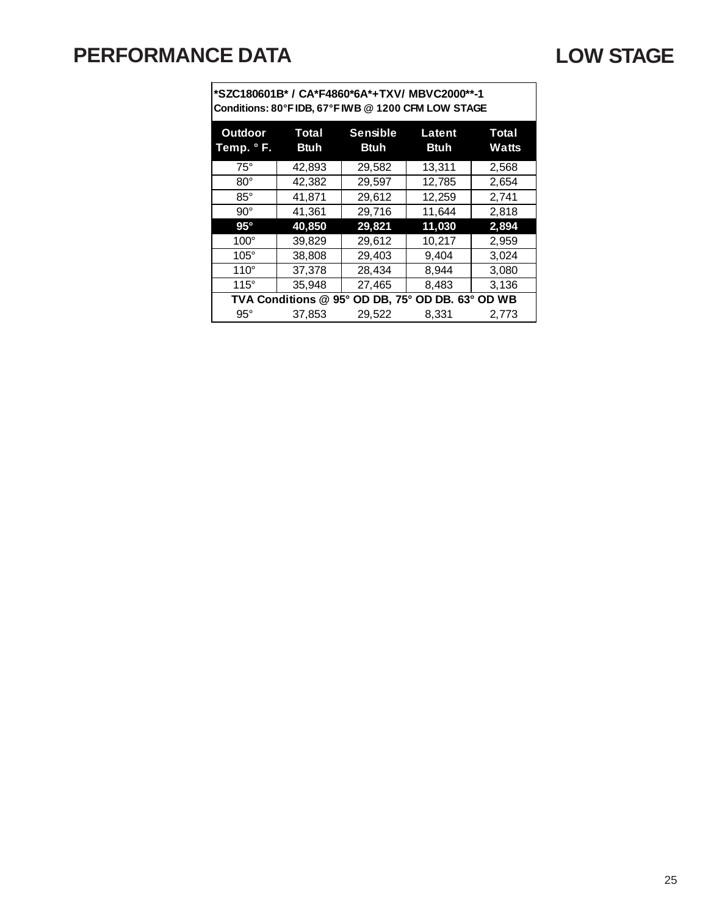# PERFORMANCE DATA

# LOW STAGE

| *SZC180601B* / CA*F4860*6A*+TXV/ MBVC2000**-1<br>Conditions: 80°F IDB, 67°F IWB @ 1200 CFM LOW STAGE | | | | |
|---|---|---|---|---|
| **Outdoor Temp. ° F.** | **Total Btuh** | **Sensible Btuh** | **Latent Btuh** | **Total Watts** |
| 75° | 42,893 | 29,582 | 13,311 | 2,568 |
| 80° | 42,382 | 29,597 | 12,785 | 2,654 |
| 85° | 41,871 | 29,612 | 12,259 | 2,741 |
| 90° | 41,361 | 29,716 | 11,644 | 2,818 |
| **95°** | **40,850** | **29,821** | **11,030** | **2,894** |
| 100° | 39,829 | 29,612 | 10,217 | 2,959 |
| 105° | 38,808 | 29,403 | 9,404 | 3,024 |
| 110° | 37,378 | 28,434 | 8,944 | 3,080 |
| 115° | 35,948 | 27,465 | 8,483 | 3,136 |
| **TVA Conditions @ 95° OD DB, 75° OD DB. 63° OD WB** | | | | |
| 95° | 37,853 | 29,522 | 8,331 | 2,773 |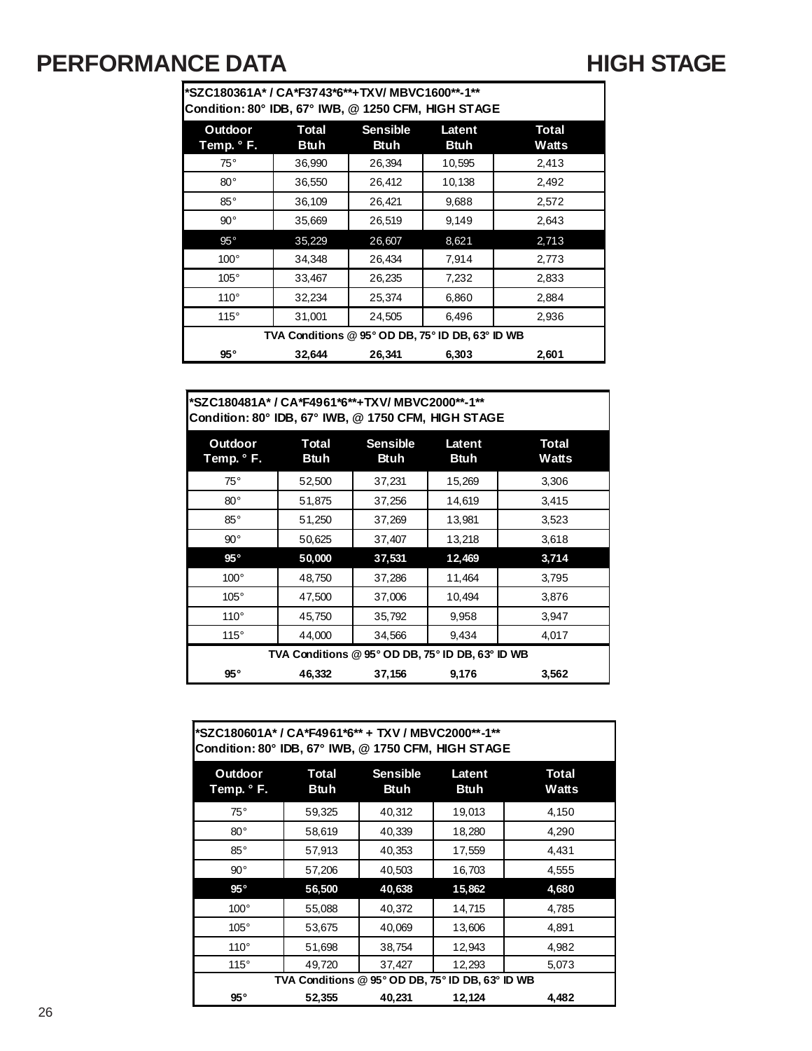# PERFORMANCE DATA

# HIGH STAGE

**\*SZC180361A\* / CA\*F3743\*6\*\*+TXV/ MBVC1600\*\*-1\*\***
**Condition: 80° IDB, 67° IWB, @ 1250 CFM, HIGH STAGE**

| Outdoor Temp. ° F. | Total Btuh | Sensible Btuh | Latent Btuh | Total Watts |
|---|---|---|---|---|
| 75° | 36,990 | 26,394 | 10,595 | 2,413 |
| 80° | 36,550 | 26,412 | 10,138 | 2,492 |
| 85° | 36,109 | 26,421 | 9,688 | 2,572 |
| 90° | 35,669 | 26,519 | 9,149 | 2,643 |
| 95° | 35,229 | 26,607 | 8,621 | 2,713 |
| 100° | 34,348 | 26,434 | 7,914 | 2,773 |
| 105° | 33,467 | 26,235 | 7,232 | 2,833 |
| 110° | 32,234 | 25,374 | 6,860 | 2,884 |
| 115° | 31,001 | 24,505 | 6,496 | 2,936 |
| **TVA Conditions @ 95° OD DB, 75° ID DB, 63° ID WB** | | | | |
| **95°** | **32,644** | **26,341** | **6,303** | **2,601** |

**\*SZC180481A\* / CA\*F4961\*6\*\*+TXV/ MBVC2000\*\*-1\*\***
**Condition: 80° IDB, 67° IWB, @ 1750 CFM, HIGH STAGE**

| Outdoor Temp. ° F. | Total Btuh | Sensible Btuh | Latent Btuh | Total Watts |
|---|---|---|---|---|
| 75° | 52,500 | 37,231 | 15,269 | 3,306 |
| 80° | 51,875 | 37,256 | 14,619 | 3,415 |
| 85° | 51,250 | 37,269 | 13,981 | 3,523 |
| 90° | 50,625 | 37,407 | 13,218 | 3,618 |
| **95°** | **50,000** | **37,531** | **12,469** | **3,714** |
| 100° | 48,750 | 37,286 | 11,464 | 3,795 |
| 105° | 47,500 | 37,006 | 10,494 | 3,876 |
| 110° | 45,750 | 35,792 | 9,958 | 3,947 |
| 115° | 44,000 | 34,566 | 9,434 | 4,017 |
| **TVA Conditions @ 95° OD DB, 75° ID DB, 63° ID WB** | | | | |
| **95°** | **46,332** | **37,156** | **9,176** | **3,562** |

**\*SZC180601A\* / CA\*F4961\*6\*\* + TXV / MBVC2000\*\*-1\*\***
**Condition: 80° IDB, 67° IWB, @ 1750 CFM, HIGH STAGE**

| Outdoor Temp. ° F. | Total Btuh | Sensible Btuh | Latent Btuh | Total Watts |
|---|---|---|---|---|
| 75° | 59,325 | 40,312 | 19,013 | 4,150 |
| 80° | 58,619 | 40,339 | 18,280 | 4,290 |
| 85° | 57,913 | 40,353 | 17,559 | 4,431 |
| 90° | 57,206 | 40,503 | 16,703 | 4,555 |
| **95°** | **56,500** | **40,638** | **15,862** | **4,680** |
| 100° | 55,088 | 40,372 | 14,715 | 4,785 |
| 105° | 53,675 | 40,069 | 13,606 | 4,891 |
| 110° | 51,698 | 38,754 | 12,943 | 4,982 |
| 115° | 49,720 | 37,427 | 12,293 | 5,073 |
| **TVA Conditions @ 95° OD DB, 75° ID DB, 63° ID WB** | | | | |
| **95°** | **52,355** | **40,231** | **12,124** | **4,482** |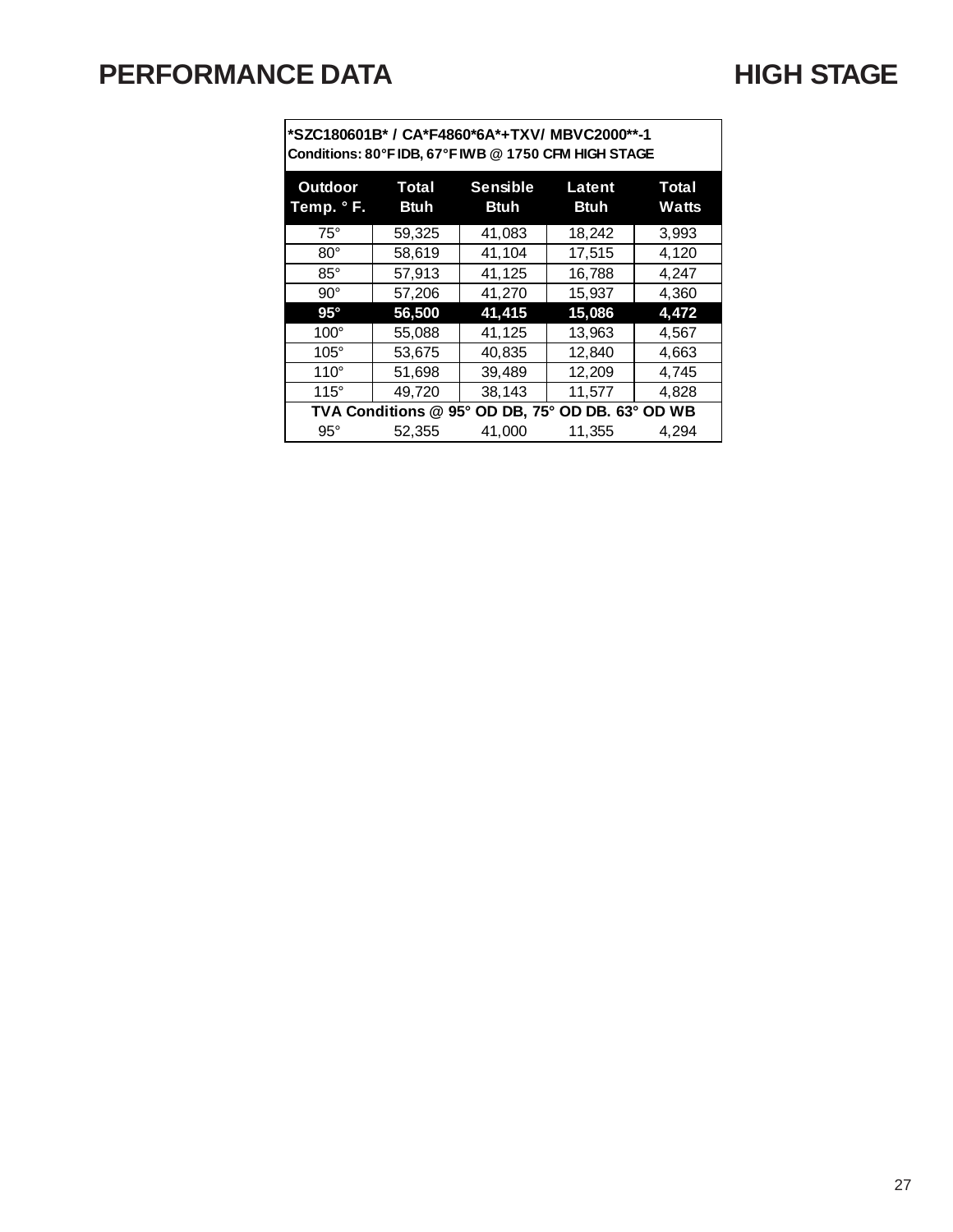# PERFORMANCE DATA HIGH STAGE

| *SZC180601B* / CA*F4860*6A*+TXV/ MBVC2000**-1<br>Conditions: 80°F IDB, 67°F IWB @ 1750 CFM HIGH STAGE | | | | |
|---|---|---|---|---|
| **Outdoor Temp. ° F.** | **Total Btuh** | **Sensible Btuh** | **Latent Btuh** | **Total Watts** |
| 75° | 59,325 | 41,083 | 18,242 | 3,993 |
| 80° | 58,619 | 41,104 | 17,515 | 4,120 |
| 85° | 57,913 | 41,125 | 16,788 | 4,247 |
| 90° | 57,206 | 41,270 | 15,937 | 4,360 |
| **95°** | **56,500** | **41,415** | **15,086** | **4,472** |
| 100° | 55,088 | 41,125 | 13,963 | 4,567 |
| 105° | 53,675 | 40,835 | 12,840 | 4,663 |
| 110° | 51,698 | 39,489 | 12,209 | 4,745 |
| 115° | 49,720 | 38,143 | 11,577 | 4,828 |
| **TVA Conditions @ 95° OD DB, 75° OD DB. 63° OD WB** | | | | |
| 95° | 52,355 | 41,000 | 11,355 | 4,294 |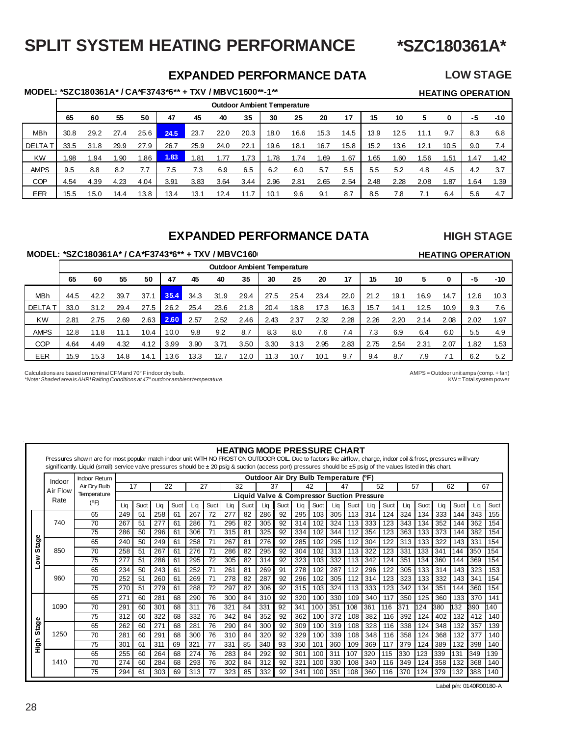// Model-supplied interpretation: Line 4 of the brief states that "AHRI Raiting" is printed with this misspelling on the page.
# SPLIT SYSTEM HEATING PERFORMANCE *SZC180361A*

## EXPANDED PERFORMANCE DATA — LOW STAGE

**MODEL: *SZC180361A* / CA*F3743*6** + TXV / MBVC1600**-1****

**HEATING OPERATION**

| | Outdoor Ambient Temperature | | | | | | | | | | | | | | | | | |
|---|---|---|---|---|---|---|---|---|---|---|---|---|---|---|---|---|---|---|
| | 65 | 60 | 55 | 50 | 47 | 45 | 40 | 35 | 30 | 25 | 20 | 17 | 15 | 10 | 5 | 0 | -5 | -10 |
| MBh | 30.8 | 29.2 | 27.4 | 25.6 | **24.5** | 23.7 | 22.0 | 20.3 | 18.0 | 16.6 | 15.3 | 14.5 | 13.9 | 12.5 | 11.1 | 9.7 | 8.3 | 6.8 |
| DELTA T | 33.5 | 31.8 | 29.9 | 27.9 | 26.7 | 25.9 | 24.0 | 22.1 | 19.6 | 18.1 | 16.7 | 15.8 | 15.2 | 13.6 | 12.1 | 10.5 | 9.0 | 7.4 |
| KW | 1.98 | 1.94 | 1.90 | 1.86 | **1.83** | 1.81 | 1.77 | 1.73 | 1.78 | 1.74 | 1.69 | 1.67 | 1.65 | 1.60 | 1.56 | 1.51 | 1.47 | 1.42 |
| AMPS | 9.5 | 8.8 | 8.2 | 7.7 | 7.5 | 7.3 | 6.9 | 6.5 | 6.2 | 6.0 | 5.7 | 5.5 | 5.5 | 5.2 | 4.8 | 4.5 | 4.2 | 3.7 |
| COP | 4.54 | 4.39 | 4.23 | 4.04 | 3.91 | 3.83 | 3.64 | 3.44 | 2.96 | 2.81 | 2.65 | 2.54 | 2.48 | 2.28 | 2.08 | 1.87 | 1.64 | 1.39 |
| EER | 15.5 | 15.0 | 14.4 | 13.8 | 13.4 | 13.1 | 12.4 | 11.7 | 10.1 | 9.6 | 9.1 | 8.7 | 8.5 | 7.8 | 7.1 | 6.4 | 5.6 | 4.7 |

## EXPANDED PERFORMANCE DATA — HIGH STAGE

**MODEL: *SZC180361A* / CA*F3743*6** + TXV / MBVC160**

**HEATING OPERATION**

| | Outdoor Ambient Temperature | | | | | | | | | | | | | | | | | |
|---|---|---|---|---|---|---|---|---|---|---|---|---|---|---|---|---|---|---|
| | 65 | 60 | 55 | 50 | 47 | 45 | 40 | 35 | 30 | 25 | 20 | 17 | 15 | 10 | 5 | 0 | -5 | -10 |
| MBh | 44.5 | 42.2 | 39.7 | 37.1 | **35.4** | 34.3 | 31.9 | 29.4 | 27.5 | 25.4 | 23.4 | 22.0 | 21.2 | 19.1 | 16.9 | 14.7 | 12.6 | 10.3 |
| DELTA T | 33.0 | 31.2 | 29.4 | 27.5 | 26.2 | 25.4 | 23.6 | 21.8 | 20.4 | 18.8 | 17.3 | 16.3 | 15.7 | 14.1 | 12.5 | 10.9 | 9.3 | 7.6 |
| KW | 2.81 | 2.75 | 2.69 | 2.63 | **2.60** | 2.57 | 2.52 | 2.46 | 2.43 | 2.37 | 2.32 | 2.28 | 2.26 | 2.20 | 2.14 | 2.08 | 2.02 | 1.97 |
| AMPS | 12.8 | 11.8 | 11.1 | 10.4 | 10.0 | 9.8 | 9.2 | 8.7 | 8.3 | 8.0 | 7.6 | 7.4 | 7.3 | 6.9 | 6.4 | 6.0 | 5.5 | 4.9 |
| COP | 4.64 | 4.49 | 4.32 | 4.12 | 3.99 | 3.90 | 3.71 | 3.50 | 3.30 | 3.13 | 2.95 | 2.83 | 2.75 | 2.54 | 2.31 | 2.07 | 1.82 | 1.53 |
| EER | 15.9 | 15.3 | 14.8 | 14.1 | 13.6 | 13.3 | 12.7 | 12.0 | 11.3 | 10.7 | 10.1 | 9.7 | 9.4 | 8.7 | 7.9 | 7.1 | 6.2 | 5.2 |

Calculations are based on nominal CFM and 70° F indoor dry bulb.
*Note: Shaded area is AHRI Raiting Conditions at 47° outdoor ambient temperature.*

AMPS = Outdoor unit amps (comp. + fan)
KW = Total system power

## HEATING MODE PRESSURE CHART

Pressures shown are for most popular match indoor unit WITH NO FROST ON OUTDOOR COIL. Due to factors like airflow, charge, indoor coil & frost, pressures will vary significantly. Liquid (small) service valve pressures should be ± 20 psig & suction (access port) pressures should be ±5 psig of the values listed in the chart.

| | Indoor Air Flow Rate | Indoor Return Air Dry Bulb Temperature (°F) | Outdoor Air Dry Bulb Temperature (°F) | | | | | | | | | | | | | | | | | | | | | |
|---|---|---|---|---|---|---|---|---|---|---|---|---|---|---|---|---|---|---|---|---|---|---|---|---|
| | | | 17 | | 22 | | 27 | | 32 | | 37 | | 42 | | 47 | | 52 | | 57 | | 62 | | 67 | |
| | | | Liquid Valve & Compressor Suction Pressure | | | | | | | | | | | | | | | | | | | | | |
| | | | Liq | Suct | Liq | Suct | Liq | Suct | Liq | Suct | Liq | Suct | Liq | Suct | Liq | Suct | Liq | Suct | Liq | Suct | Liq | Suct | Liq | Suct |
| Low Stage | 740 | 65 | 249 | 51 | 258 | 61 | 267 | 72 | 277 | 82 | 286 | 92 | 295 | 103 | 305 | 113 | 314 | 124 | 324 | 134 | 333 | 144 | 343 | 155 |
| | | 70 | 267 | 51 | 277 | 61 | 286 | 71 | 295 | 82 | 305 | 92 | 314 | 102 | 324 | 113 | 333 | 123 | 343 | 134 | 352 | 144 | 362 | 154 |
| | | 75 | 286 | 50 | 296 | 61 | 306 | 71 | 315 | 81 | 325 | 92 | 334 | 102 | 344 | 112 | 354 | 123 | 363 | 133 | 373 | 144 | 382 | 154 |
| | 850 | 65 | 240 | 50 | 249 | 61 | 258 | 71 | 267 | 81 | 276 | 92 | 285 | 102 | 295 | 112 | 304 | 122 | 313 | 133 | 322 | 143 | 331 | 154 |
| | | 70 | 258 | 51 | 267 | 61 | 276 | 71 | 286 | 82 | 295 | 92 | 304 | 102 | 313 | 113 | 322 | 123 | 331 | 133 | 341 | 144 | 350 | 154 |
| | | 75 | 277 | 51 | 286 | 61 | 295 | 72 | 305 | 82 | 314 | 92 | 323 | 103 | 332 | 113 | 342 | 124 | 351 | 134 | 360 | 144 | 369 | 154 |
| | 960 | 65 | 234 | 50 | 243 | 61 | 252 | 71 | 261 | 81 | 269 | 91 | 278 | 102 | 287 | 112 | 296 | 122 | 305 | 133 | 314 | 143 | 323 | 153 |
| | | 70 | 252 | 51 | 260 | 61 | 269 | 71 | 278 | 82 | 287 | 92 | 296 | 102 | 305 | 112 | 314 | 123 | 323 | 133 | 332 | 143 | 341 | 154 |
| | | 75 | 270 | 51 | 279 | 61 | 288 | 72 | 297 | 82 | 306 | 92 | 315 | 103 | 324 | 113 | 333 | 123 | 342 | 134 | 351 | 144 | 360 | 154 |
| High Stage | 1090 | 65 | 271 | 60 | 281 | 68 | 290 | 76 | 300 | 84 | 310 | 92 | 320 | 100 | 330 | 109 | 340 | 117 | 350 | 125 | 360 | 133 | 370 | 141 |
| | | 70 | 291 | 60 | 301 | 68 | 311 | 76 | 321 | 84 | 331 | 92 | 341 | 100 | 351 | 108 | 361 | 116 | 371 | 124 | 380 | 132 | 390 | 140 |
| | | 75 | 312 | 60 | 322 | 68 | 332 | 76 | 342 | 84 | 352 | 92 | 362 | 100 | 372 | 108 | 382 | 116 | 392 | 124 | 402 | 132 | 412 | 140 |
| | 1250 | 65 | 262 | 60 | 271 | 68 | 281 | 76 | 290 | 84 | 300 | 92 | 309 | 100 | 319 | 108 | 328 | 116 | 338 | 124 | 348 | 132 | 357 | 139 |
| | | 70 | 281 | 60 | 291 | 68 | 300 | 76 | 310 | 84 | 320 | 92 | 329 | 100 | 339 | 108 | 348 | 116 | 358 | 124 | 368 | 132 | 377 | 140 |
| | | 75 | 301 | 61 | 311 | 69 | 321 | 77 | 331 | 85 | 340 | 93 | 350 | 101 | 360 | 109 | 369 | 117 | 379 | 124 | 389 | 132 | 398 | 140 |
| | 1410 | 65 | 255 | 60 | 264 | 68 | 274 | 76 | 283 | 84 | 292 | 92 | 301 | 100 | 311 | 107 | 320 | 115 | 330 | 123 | 339 | 131 | 349 | 139 |
| | | 70 | 274 | 60 | 284 | 68 | 293 | 76 | 302 | 84 | 312 | 92 | 321 | 100 | 330 | 108 | 340 | 116 | 349 | 124 | 358 | 132 | 368 | 140 |
| | | 75 | 294 | 61 | 303 | 69 | 313 | 77 | 323 | 85 | 332 | 92 | 341 | 100 | 351 | 108 | 360 | 116 | 370 | 124 | 379 | 132 | 388 | 140 |

Label p/n: 0140R00180-A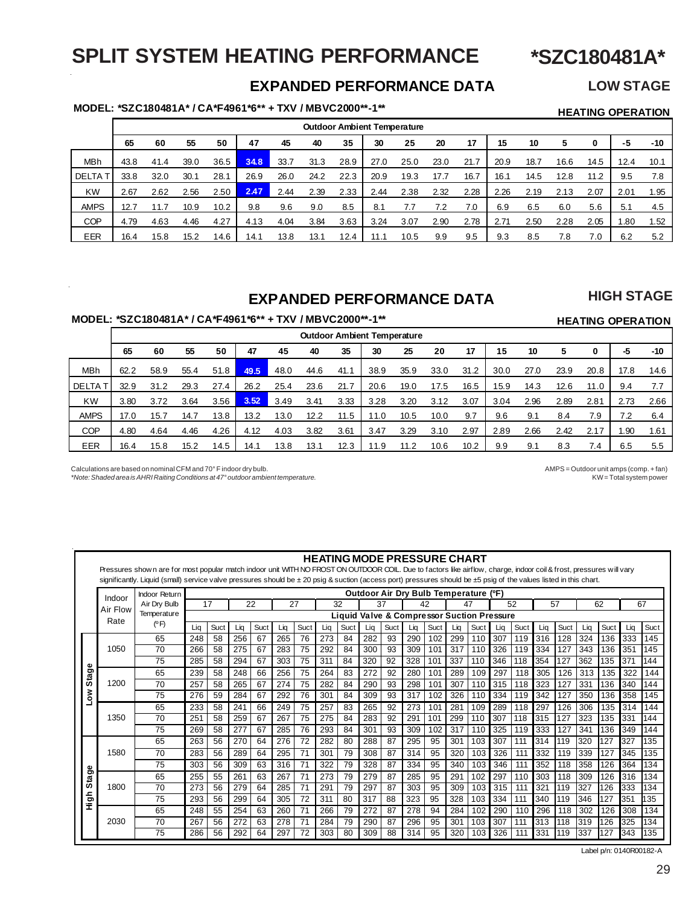# SPLIT SYSTEM HEATING PERFORMANCE

# *SZC180481A*

## EXPANDED PERFORMANCE DATA

### LOW STAGE

**MODEL: *SZC180481A* / CA*F4961*6** + TXV / MBVC2000**-1****

**HEATING OPERATION**

| | Outdoor Ambient Temperature | | | | | | | | | | | | | | | | | |
|---|---|---|---|---|---|---|---|---|---|---|---|---|---|---|---|---|---|---|
| | 65 | 60 | 55 | 50 | 47 | 45 | 40 | 35 | 30 | 25 | 20 | 17 | 15 | 10 | 5 | 0 | -5 | -10 |
| MBh | 43.8 | 41.4 | 39.0 | 36.5 | 34.8 | 33.7 | 31.3 | 28.9 | 27.0 | 25.0 | 23.0 | 21.7 | 20.9 | 18.7 | 16.6 | 14.5 | 12.4 | 10.1 |
| DELTA T | 33.8 | 32.0 | 30.1 | 28.1 | 26.9 | 26.0 | 24.2 | 22.3 | 20.9 | 19.3 | 17.7 | 16.7 | 16.1 | 14.5 | 12.8 | 11.2 | 9.5 | 7.8 |
| KW | 2.67 | 2.62 | 2.56 | 2.50 | 2.47 | 2.44 | 2.39 | 2.33 | 2.44 | 2.38 | 2.32 | 2.28 | 2.26 | 2.19 | 2.13 | 2.07 | 2.01 | 1.95 |
| AMPS | 12.7 | 11.7 | 10.9 | 10.2 | 9.8 | 9.6 | 9.0 | 8.5 | 8.1 | 7.7 | 7.2 | 7.0 | 6.9 | 6.5 | 6.0 | 5.6 | 5.1 | 4.5 |
| COP | 4.79 | 4.63 | 4.46 | 4.27 | 4.13 | 4.04 | 3.84 | 3.63 | 3.24 | 3.07 | 2.90 | 2.78 | 2.71 | 2.50 | 2.28 | 2.05 | 1.80 | 1.52 |
| EER | 16.4 | 15.8 | 15.2 | 14.6 | 14.1 | 13.8 | 13.1 | 12.4 | 11.1 | 10.5 | 9.9 | 9.5 | 9.3 | 8.5 | 7.8 | 7.0 | 6.2 | 5.2 |

## EXPANDED PERFORMANCE DATA

### HIGH STAGE

**MODEL: *SZC180481A* / CA*F4961*6** + TXV / MBVC2000**-1****

**HEATING OPERATION**

| | Outdoor Ambient Temperature | | | | | | | | | | | | | | | | | |
|---|---|---|---|---|---|---|---|---|---|---|---|---|---|---|---|---|---|---|
| | 65 | 60 | 55 | 50 | 47 | 45 | 40 | 35 | 30 | 25 | 20 | 17 | 15 | 10 | 5 | 0 | -5 | -10 |
| MBh | 62.2 | 58.9 | 55.4 | 51.8 | 49.5 | 48.0 | 44.6 | 41.1 | 38.9 | 35.9 | 33.0 | 31.2 | 30.0 | 27.0 | 23.9 | 20.8 | 17.8 | 14.6 |
| DELTA T | 32.9 | 31.2 | 29.3 | 27.4 | 26.2 | 25.4 | 23.6 | 21.7 | 20.6 | 19.0 | 17.5 | 16.5 | 15.9 | 14.3 | 12.6 | 11.0 | 9.4 | 7.7 |
| KW | 3.80 | 3.72 | 3.64 | 3.56 | 3.52 | 3.49 | 3.41 | 3.33 | 3.28 | 3.20 | 3.12 | 3.07 | 3.04 | 2.96 | 2.89 | 2.81 | 2.73 | 2.66 |
| AMPS | 17.0 | 15.7 | 14.7 | 13.8 | 13.2 | 13.0 | 12.2 | 11.5 | 11.0 | 10.5 | 10.0 | 9.7 | 9.6 | 9.1 | 8.4 | 7.9 | 7.2 | 6.4 |
| COP | 4.80 | 4.64 | 4.46 | 4.26 | 4.12 | 4.03 | 3.82 | 3.61 | 3.47 | 3.29 | 3.10 | 2.97 | 2.89 | 2.66 | 2.42 | 2.17 | 1.90 | 1.61 |
| EER | 16.4 | 15.8 | 15.2 | 14.5 | 14.1 | 13.8 | 13.1 | 12.3 | 11.9 | 11.2 | 10.6 | 10.2 | 9.9 | 9.1 | 8.3 | 7.4 | 6.5 | 5.5 |

Calculations are based on nominal CFM and 70° F indoor dry bulb.
*Note: Shaded area is AHRI Raiting Conditions at 47° outdoor ambient temperature.*

AMPS = Outdoor unit amps (comp. + fan)
KW = Total system power

## HEATING MODE PRESSURE CHART

Pressures shown are for most popular match indoor unit WITH NO FROST ON OUTDOOR COIL. Due to factors like airflow, charge, indoor coil & frost, pressures will vary significantly. Liquid (small) service valve pressures should be ± 20 psig & suction (access port) pressures should be ±5 psig of the values listed in this chart.

| | Indoor Air Flow Rate | Indoor Return Air Dry Bulb Temperature (°F) | Outdoor Air Dry Bulb Temperature (°F) | | | | | | | | | | | | | | | | | | | | | |
|---|---|---|---|---|---|---|---|---|---|---|---|---|---|---|---|---|---|---|---|---|---|---|---|---|
| | | | 17 | | 22 | | 27 | | 32 | | 37 | | 42 | | 47 | | 52 | | 57 | | 62 | | 67 | |
| | | | Liquid Valve & Compressor Suction Pressure | | | | | | | | | | | | | | | | | | | | | |
| | | | Liq | Suct | Liq | Suct | Liq | Suct | Liq | Suct | Liq | Suct | Liq | Suct | Liq | Suct | Liq | Suct | Liq | Suct | Liq | Suct | Liq | Suct |
| Low Stage | 1050 | 65 | 248 | 58 | 256 | 67 | 265 | 76 | 273 | 84 | 282 | 93 | 290 | 102 | 299 | 110 | 307 | 119 | 316 | 128 | 324 | 136 | 333 | 145 |
| | | 70 | 266 | 58 | 275 | 67 | 283 | 75 | 292 | 84 | 300 | 93 | 309 | 101 | 317 | 110 | 326 | 119 | 334 | 127 | 343 | 136 | 351 | 145 |
| | | 75 | 285 | 58 | 294 | 67 | 303 | 75 | 311 | 84 | 320 | 92 | 328 | 101 | 337 | 110 | 346 | 118 | 354 | 127 | 362 | 135 | 371 | 144 |
| | 1200 | 65 | 239 | 58 | 248 | 66 | 256 | 75 | 264 | 83 | 272 | 92 | 280 | 101 | 289 | 109 | 297 | 118 | 305 | 126 | 313 | 135 | 322 | 144 |
| | | 70 | 257 | 58 | 265 | 67 | 274 | 75 | 282 | 84 | 290 | 93 | 298 | 101 | 307 | 110 | 315 | 118 | 323 | 127 | 331 | 136 | 340 | 144 |
| | | 75 | 276 | 59 | 284 | 67 | 292 | 76 | 301 | 84 | 309 | 93 | 317 | 102 | 326 | 110 | 334 | 119 | 342 | 127 | 350 | 136 | 358 | 145 |
| | 1350 | 65 | 233 | 58 | 241 | 66 | 249 | 75 | 257 | 83 | 265 | 92 | 273 | 101 | 281 | 109 | 289 | 118 | 297 | 126 | 306 | 135 | 314 | 144 |
| | | 70 | 251 | 58 | 259 | 67 | 267 | 75 | 275 | 84 | 283 | 92 | 291 | 101 | 299 | 110 | 307 | 118 | 315 | 127 | 323 | 135 | 331 | 144 |
| | | 75 | 269 | 58 | 277 | 67 | 285 | 76 | 293 | 84 | 301 | 93 | 309 | 102 | 317 | 110 | 325 | 119 | 333 | 127 | 341 | 136 | 349 | 144 |
| High Stage | 1580 | 65 | 263 | 56 | 270 | 64 | 276 | 72 | 282 | 80 | 288 | 87 | 295 | 95 | 301 | 103 | 307 | 111 | 314 | 119 | 320 | 127 | 327 | 135 |
| | | 70 | 283 | 56 | 289 | 64 | 295 | 71 | 301 | 79 | 308 | 87 | 314 | 95 | 320 | 103 | 326 | 111 | 332 | 119 | 339 | 127 | 345 | 135 |
| | | 75 | 303 | 56 | 309 | 63 | 316 | 71 | 322 | 79 | 328 | 87 | 334 | 95 | 340 | 103 | 346 | 111 | 352 | 118 | 358 | 126 | 364 | 134 |
| | 1800 | 65 | 255 | 55 | 261 | 63 | 267 | 71 | 273 | 79 | 279 | 87 | 285 | 95 | 291 | 102 | 297 | 110 | 303 | 118 | 309 | 126 | 316 | 134 |
| | | 70 | 273 | 56 | 279 | 64 | 285 | 71 | 291 | 79 | 297 | 87 | 303 | 95 | 309 | 103 | 315 | 111 | 321 | 119 | 327 | 126 | 333 | 134 |
| | | 75 | 293 | 56 | 299 | 64 | 305 | 72 | 311 | 80 | 317 | 88 | 323 | 95 | 328 | 103 | 334 | 111 | 340 | 119 | 346 | 127 | 351 | 135 |
| | 2030 | 65 | 248 | 55 | 254 | 63 | 260 | 71 | 266 | 79 | 272 | 87 | 278 | 94 | 284 | 102 | 290 | 110 | 296 | 118 | 302 | 126 | 308 | 134 |
| | | 70 | 267 | 56 | 272 | 63 | 278 | 71 | 284 | 79 | 290 | 87 | 296 | 95 | 301 | 103 | 307 | 111 | 313 | 118 | 319 | 126 | 325 | 134 |
| | | 75 | 286 | 56 | 292 | 64 | 297 | 72 | 303 | 80 | 309 | 88 | 314 | 95 | 320 | 103 | 326 | 111 | 331 | 119 | 337 | 127 | 343 | 135 |

Label p/n: 0140R00182-A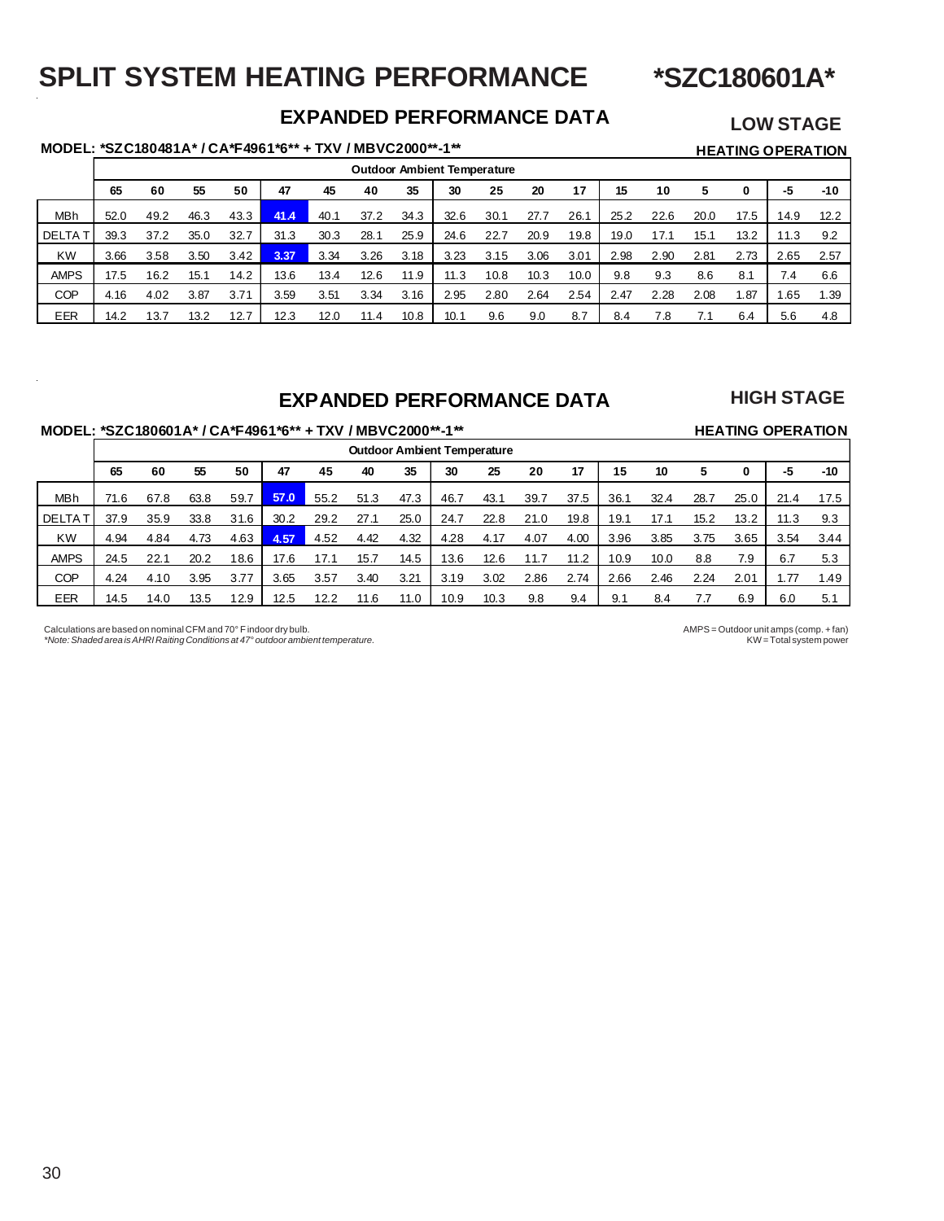# SPLIT SYSTEM HEATING PERFORMANCE *SZC180601A*

## EXPANDED PERFORMANCE DATA

**LOW STAGE**

**MODEL: *SZC180481A* / CA*F4961*6** + TXV / MBVC2000**-1****

**HEATING OPERATION**

| | Outdoor Ambient Temperature | | | | | | | | | | | | | | | | | |
|---|---|---|---|---|---|---|---|---|---|---|---|---|---|---|---|---|---|---|
| | 65 | 60 | 55 | 50 | 47 | 45 | 40 | 35 | 30 | 25 | 20 | 17 | 15 | 10 | 5 | 0 | -5 | -10 |
| MBh | 52.0 | 49.2 | 46.3 | 43.3 | 41.4 | 40.1 | 37.2 | 34.3 | 32.6 | 30.1 | 27.7 | 26.1 | 25.2 | 22.6 | 20.0 | 17.5 | 14.9 | 12.2 |
| DELTA T | 39.3 | 37.2 | 35.0 | 32.7 | 31.3 | 30.3 | 28.1 | 25.9 | 24.6 | 22.7 | 20.9 | 19.8 | 19.0 | 17.1 | 15.1 | 13.2 | 11.3 | 9.2 |
| KW | 3.66 | 3.58 | 3.50 | 3.42 | 3.37 | 3.34 | 3.26 | 3.18 | 3.23 | 3.15 | 3.06 | 3.01 | 2.98 | 2.90 | 2.81 | 2.73 | 2.65 | 2.57 |
| AMPS | 17.5 | 16.2 | 15.1 | 14.2 | 13.6 | 13.4 | 12.6 | 11.9 | 11.3 | 10.8 | 10.3 | 10.0 | 9.8 | 9.3 | 8.6 | 8.1 | 7.4 | 6.6 |
| COP | 4.16 | 4.02 | 3.87 | 3.71 | 3.59 | 3.51 | 3.34 | 3.16 | 2.95 | 2.80 | 2.64 | 2.54 | 2.47 | 2.28 | 2.08 | 1.87 | 1.65 | 1.39 |
| EER | 14.2 | 13.7 | 13.2 | 12.7 | 12.3 | 12.0 | 11.4 | 10.8 | 10.1 | 9.6 | 9.0 | 8.7 | 8.4 | 7.8 | 7.1 | 6.4 | 5.6 | 4.8 |

## EXPANDED PERFORMANCE DATA

**HIGH STAGE**

**MODEL: *SZC180601A* / CA*F4961*6** + TXV / MBVC2000**-1****

**HEATING OPERATION**

| | Outdoor Ambient Temperature | | | | | | | | | | | | | | | | | |
|---|---|---|---|---|---|---|---|---|---|---|---|---|---|---|---|---|---|---|
| | 65 | 60 | 55 | 50 | 47 | 45 | 40 | 35 | 30 | 25 | 20 | 17 | 15 | 10 | 5 | 0 | -5 | -10 |
| MBh | 71.6 | 67.8 | 63.8 | 59.7 | 57.0 | 55.2 | 51.3 | 47.3 | 46.7 | 43.1 | 39.7 | 37.5 | 36.1 | 32.4 | 28.7 | 25.0 | 21.4 | 17.5 |
| DELTA T | 37.9 | 35.9 | 33.8 | 31.6 | 30.2 | 29.2 | 27.1 | 25.0 | 24.7 | 22.8 | 21.0 | 19.8 | 19.1 | 17.1 | 15.2 | 13.2 | 11.3 | 9.3 |
| KW | 4.94 | 4.84 | 4.73 | 4.63 | 4.57 | 4.52 | 4.42 | 4.32 | 4.28 | 4.17 | 4.07 | 4.00 | 3.96 | 3.85 | 3.75 | 3.65 | 3.54 | 3.44 |
| AMPS | 24.5 | 22.1 | 20.2 | 18.6 | 17.6 | 17.1 | 15.7 | 14.5 | 13.6 | 12.6 | 11.7 | 11.2 | 10.9 | 10.0 | 8.8 | 7.9 | 6.7 | 5.3 |
| COP | 4.24 | 4.10 | 3.95 | 3.77 | 3.65 | 3.57 | 3.40 | 3.21 | 3.19 | 3.02 | 2.86 | 2.74 | 2.66 | 2.46 | 2.24 | 2.01 | 1.77 | 1.49 |
| EER | 14.5 | 14.0 | 13.5 | 12.9 | 12.5 | 12.2 | 11.6 | 11.0 | 10.9 | 10.3 | 9.8 | 9.4 | 9.1 | 8.4 | 7.7 | 6.9 | 6.0 | 5.1 |

Calculations are based on nominal CFM and 70° F indoor dry bulb.
*\*Note: Shaded area is AHRI Raiting Conditions at 47° outdoor ambient temperature.*

AMPS = Outdoor unit amps (comp. + fan)
KW = Total system power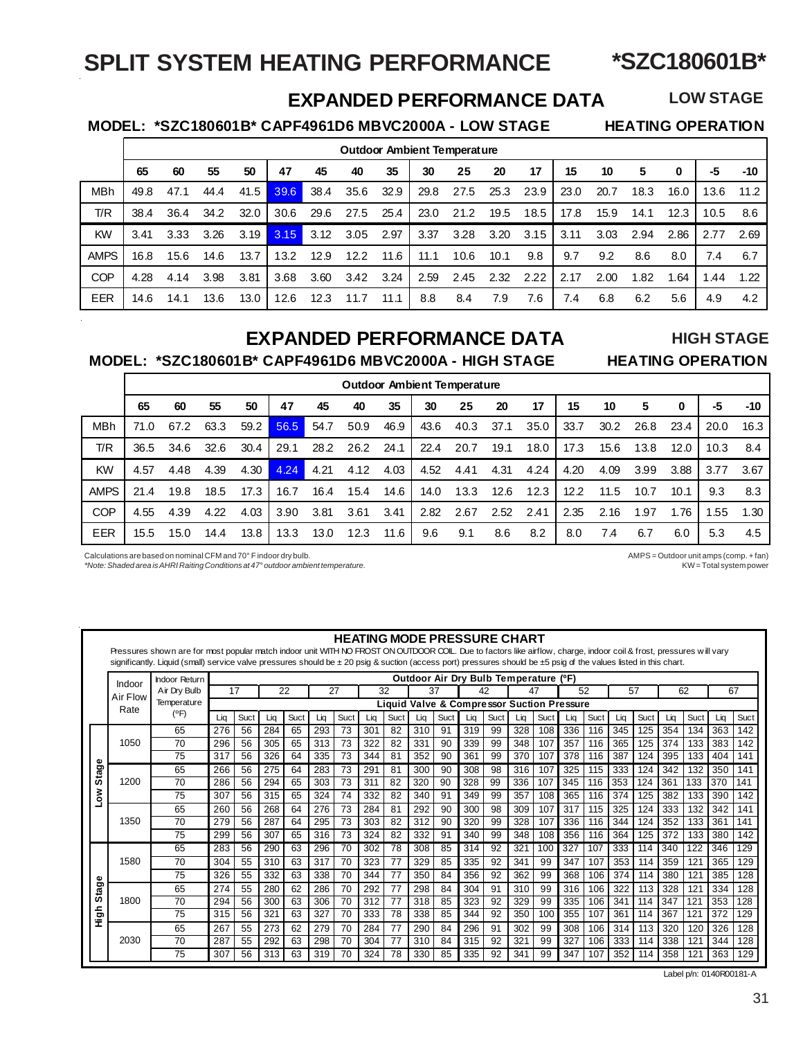# SPLIT SYSTEM HEATING PERFORMANCE *SZC180601B*

## EXPANDED PERFORMANCE DATA — LOW STAGE

### MODEL: *SZC180601B* CAPF4961D6 MBVC2000A - LOW STAGE — HEATING OPERATION

| | Outdoor Ambient Temperature | | | | | | | | | | | | | | | | | |
|---|---|---|---|---|---|---|---|---|---|---|---|---|---|---|---|---|---|---|
| | 65 | 60 | 55 | 50 | 47 | 45 | 40 | 35 | 30 | 25 | 20 | 17 | 15 | 10 | 5 | 0 | -5 | -10 |
| MBh | 49.8 | 47.1 | 44.4 | 41.5 | 39.6 | 38.4 | 35.6 | 32.9 | 29.8 | 27.5 | 25.3 | 23.9 | 23.0 | 20.7 | 18.3 | 16.0 | 13.6 | 11.2 |
| T/R | 38.4 | 36.4 | 34.2 | 32.0 | 30.6 | 29.6 | 27.5 | 25.4 | 23.0 | 21.2 | 19.5 | 18.5 | 17.8 | 15.9 | 14.1 | 12.3 | 10.5 | 8.6 |
| KW | 3.41 | 3.33 | 3.26 | 3.19 | 3.15 | 3.12 | 3.05 | 2.97 | 3.37 | 3.28 | 3.20 | 3.15 | 3.11 | 3.03 | 2.94 | 2.86 | 2.77 | 2.69 |
| AMPS | 16.8 | 15.6 | 14.6 | 13.7 | 13.2 | 12.9 | 12.2 | 11.6 | 11.1 | 10.6 | 10.1 | 9.8 | 9.7 | 9.2 | 8.6 | 8.0 | 7.4 | 6.7 |
| COP | 4.28 | 4.14 | 3.98 | 3.81 | 3.68 | 3.60 | 3.42 | 3.24 | 2.59 | 2.45 | 2.32 | 2.22 | 2.17 | 2.00 | 1.82 | 1.64 | 1.44 | 1.22 |
| EER | 14.6 | 14.1 | 13.6 | 13.0 | 12.6 | 12.3 | 11.7 | 11.1 | 8.8 | 8.4 | 7.9 | 7.6 | 7.4 | 6.8 | 6.2 | 5.6 | 4.9 | 4.2 |

## EXPANDED PERFORMANCE DATA — HIGH STAGE

### MODEL: *SZC180601B* CAPF4961D6 MBVC2000A - HIGH STAGE — HEATING OPERATION

| | Outdoor Ambient Temperature | | | | | | | | | | | | | | | | | |
|---|---|---|---|---|---|---|---|---|---|---|---|---|---|---|---|---|---|---|
| | 65 | 60 | 55 | 50 | 47 | 45 | 40 | 35 | 30 | 25 | 20 | 17 | 15 | 10 | 5 | 0 | -5 | -10 |
| MBh | 71.0 | 67.2 | 63.3 | 59.2 | 56.5 | 54.7 | 50.9 | 46.9 | 43.6 | 40.3 | 37.1 | 35.0 | 33.7 | 30.2 | 26.8 | 23.4 | 20.0 | 16.3 |
| T/R | 36.5 | 34.6 | 32.6 | 30.4 | 29.1 | 28.2 | 26.2 | 24.1 | 22.4 | 20.7 | 19.1 | 18.0 | 17.3 | 15.6 | 13.8 | 12.0 | 10.3 | 8.4 |
| KW | 4.57 | 4.48 | 4.39 | 4.30 | 4.24 | 4.21 | 4.12 | 4.03 | 4.52 | 4.41 | 4.31 | 4.24 | 4.20 | 4.09 | 3.99 | 3.88 | 3.77 | 3.67 |
| AMPS | 21.4 | 19.8 | 18.5 | 17.3 | 16.7 | 16.4 | 15.4 | 14.6 | 14.0 | 13.3 | 12.6 | 12.3 | 12.2 | 11.5 | 10.7 | 10.1 | 9.3 | 8.3 |
| COP | 4.55 | 4.39 | 4.22 | 4.03 | 3.90 | 3.81 | 3.61 | 3.41 | 2.82 | 2.67 | 2.52 | 2.41 | 2.35 | 2.16 | 1.97 | 1.76 | 1.55 | 1.30 |
| EER | 15.5 | 15.0 | 14.4 | 13.8 | 13.3 | 13.0 | 12.3 | 11.6 | 9.6 | 9.1 | 8.6 | 8.2 | 8.0 | 7.4 | 6.7 | 6.0 | 5.3 | 4.5 |

Calculations are based on nominal CFM and 70° F indoor dry bulb.

*Note: Shaded area is AHRI Raiting Conditions at 47° outdoor ambient temperature.*

AMPS = Outdoor unit amps (comp. + fan)

KW = Total system power

## HEATING MODE PRESSURE CHART

Pressures shown are for most popular match indoor unit WITH NO FROST ON OUTDOOR COIL. Due to factors like airflow, charge, indoor coil & frost, pressures will vary significantly. Liquid (small) service valve pressures should be ± 20 psig & suction (access port) pressures should be ±5 psig of the values listed in this chart.

| | Indoor Air Flow Rate | Indoor Return Air Dry Bulb Temperature (°F) | Outdoor Air Dry Bulb Temperature (°F) | | | | | | | | | | | | | | | | | | | | | |
|---|---|---|---|---|---|---|---|---|---|---|---|---|---|---|---|---|---|---|---|---|---|---|---|---|
| | | | 17 | | 22 | | 27 | | 32 | | 37 | | 42 | | 47 | | 52 | | 57 | | 62 | | 67 | |
| | | | Liquid Valve & Compressor Suction Pressure | | | | | | | | | | | | | | | | | | | | | |
| | | | Liq | Suct | Liq | Suct | Liq | Suct | Liq | Suct | Liq | Suct | Liq | Suct | Liq | Suct | Liq | Suct | Liq | Suct | Liq | Suct | Liq | Suct |
| Low Stage | 1050 | 65 | 276 | 56 | 284 | 65 | 293 | 73 | 301 | 82 | 310 | 91 | 319 | 99 | 328 | 108 | 336 | 116 | 345 | 125 | 354 | 134 | 363 | 142 |
| | | 70 | 296 | 56 | 305 | 65 | 313 | 73 | 322 | 82 | 331 | 90 | 339 | 99 | 348 | 107 | 357 | 116 | 365 | 125 | 374 | 133 | 383 | 142 |
| | | 75 | 317 | 56 | 326 | 64 | 335 | 73 | 344 | 81 | 352 | 90 | 361 | 99 | 370 | 107 | 378 | 116 | 387 | 124 | 395 | 133 | 404 | 141 |
| | 1200 | 65 | 266 | 56 | 275 | 64 | 283 | 73 | 291 | 81 | 300 | 90 | 308 | 98 | 316 | 107 | 325 | 115 | 333 | 124 | 342 | 132 | 350 | 141 |
| | | 70 | 286 | 56 | 294 | 65 | 303 | 73 | 311 | 82 | 320 | 90 | 328 | 99 | 336 | 107 | 345 | 116 | 353 | 124 | 361 | 133 | 370 | 141 |
| | | 75 | 307 | 56 | 315 | 65 | 324 | 74 | 332 | 82 | 340 | 91 | 349 | 99 | 357 | 108 | 365 | 116 | 374 | 125 | 382 | 133 | 390 | 142 |
| | 1350 | 65 | 260 | 56 | 268 | 64 | 276 | 73 | 284 | 81 | 292 | 90 | 300 | 98 | 309 | 107 | 317 | 115 | 325 | 124 | 333 | 132 | 342 | 141 |
| | | 70 | 279 | 56 | 287 | 64 | 295 | 73 | 303 | 82 | 312 | 90 | 320 | 99 | 328 | 107 | 336 | 116 | 344 | 124 | 352 | 133 | 361 | 141 |
| | | 75 | 299 | 56 | 307 | 65 | 316 | 73 | 324 | 82 | 332 | 91 | 340 | 99 | 348 | 108 | 356 | 116 | 364 | 125 | 372 | 133 | 380 | 142 |
| High Stage | 1580 | 65 | 283 | 56 | 290 | 63 | 296 | 70 | 302 | 78 | 308 | 85 | 314 | 92 | 321 | 100 | 327 | 107 | 333 | 114 | 340 | 122 | 346 | 129 |
| | | 70 | 304 | 55 | 310 | 63 | 317 | 70 | 323 | 77 | 329 | 85 | 335 | 92 | 341 | 99 | 347 | 107 | 353 | 114 | 359 | 121 | 365 | 129 |
| | | 75 | 326 | 55 | 332 | 63 | 338 | 70 | 344 | 77 | 350 | 84 | 356 | 92 | 362 | 99 | 368 | 106 | 374 | 114 | 380 | 121 | 385 | 128 |
| | 1800 | 65 | 274 | 55 | 280 | 62 | 286 | 70 | 292 | 77 | 298 | 84 | 304 | 91 | 310 | 99 | 316 | 106 | 322 | 113 | 328 | 121 | 334 | 128 |
| | | 70 | 294 | 56 | 300 | 63 | 306 | 70 | 312 | 77 | 318 | 85 | 323 | 92 | 329 | 99 | 335 | 106 | 341 | 114 | 347 | 121 | 353 | 128 |
| | | 75 | 315 | 56 | 321 | 63 | 327 | 70 | 333 | 78 | 338 | 85 | 344 | 92 | 350 | 100 | 355 | 107 | 361 | 114 | 367 | 121 | 372 | 129 |
| | 2030 | 65 | 267 | 55 | 273 | 62 | 279 | 70 | 284 | 77 | 290 | 84 | 296 | 91 | 302 | 99 | 308 | 106 | 314 | 113 | 320 | 120 | 326 | 128 |
| | | 70 | 287 | 55 | 292 | 63 | 298 | 70 | 304 | 77 | 310 | 84 | 315 | 92 | 321 | 99 | 327 | 106 | 333 | 114 | 338 | 121 | 344 | 128 |
| | | 75 | 307 | 56 | 313 | 63 | 319 | 70 | 324 | 78 | 330 | 85 | 335 | 92 | 341 | 99 | 347 | 107 | 352 | 114 | 358 | 121 | 363 | 129 |

Label p/n: 0140R00181-A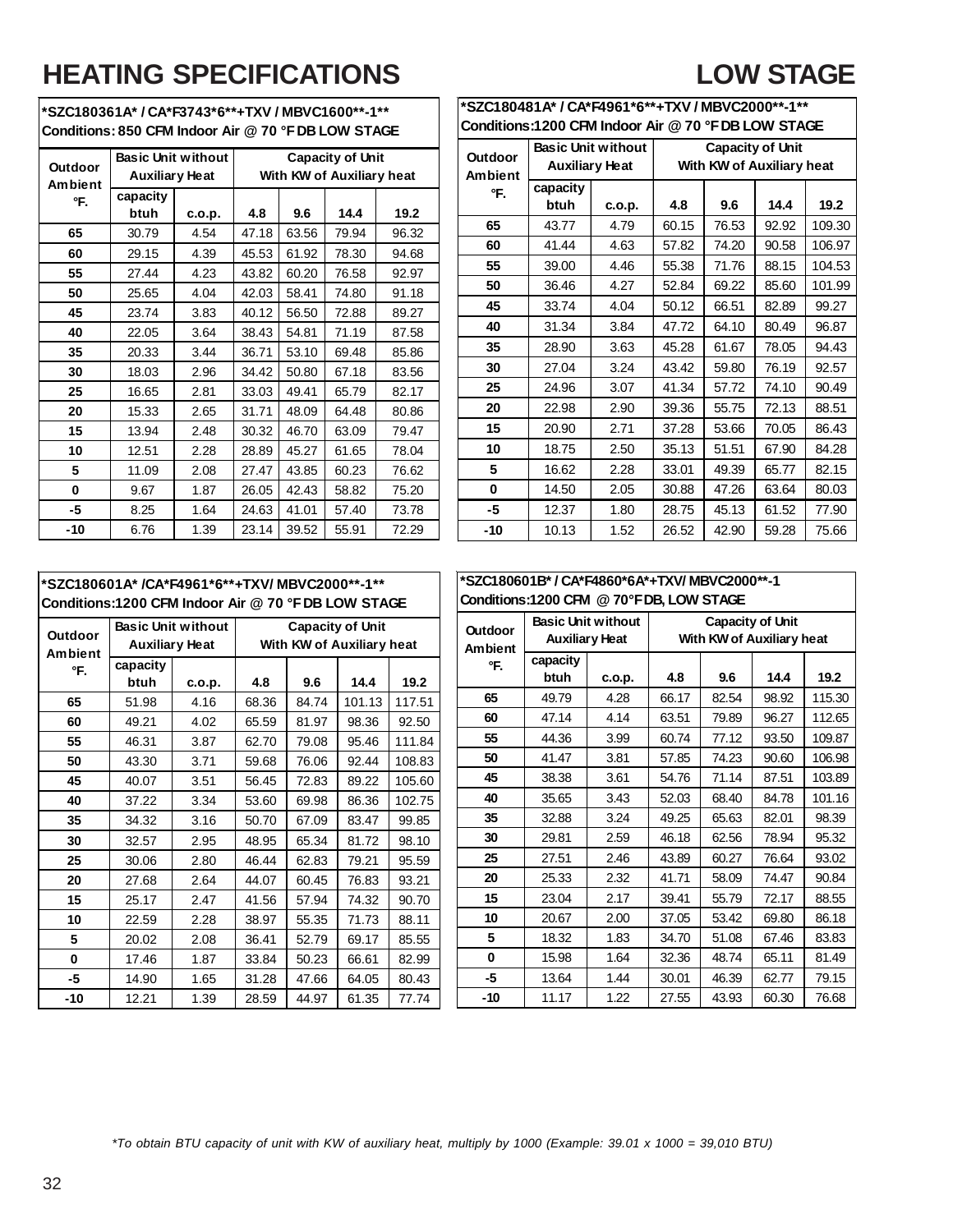# HEATING SPECIFICATIONS

# LOW STAGE

**\*SZC180361A\* / CA\*F3743\*6\*\*+TXV / MBVC1600\*\*-1\*\***
**Conditions: 850 CFM Indoor Air @ 70 °F DB LOW STAGE**

| Outdoor Ambient °F. | Basic Unit without Auxiliary Heat | | Capacity of Unit With KW of Auxiliary heat | | | |
|---|---|---|---|---|---|---|
| | capacity btuh | c.o.p. | 4.8 | 9.6 | 14.4 | 19.2 |
| 65 | 30.79 | 4.54 | 47.18 | 63.56 | 79.94 | 96.32 |
| 60 | 29.15 | 4.39 | 45.53 | 61.92 | 78.30 | 94.68 |
| 55 | 27.44 | 4.23 | 43.82 | 60.20 | 76.58 | 92.97 |
| 50 | 25.65 | 4.04 | 42.03 | 58.41 | 74.80 | 91.18 |
| 45 | 23.74 | 3.83 | 40.12 | 56.50 | 72.88 | 89.27 |
| 40 | 22.05 | 3.64 | 38.43 | 54.81 | 71.19 | 87.58 |
| 35 | 20.33 | 3.44 | 36.71 | 53.10 | 69.48 | 85.86 |
| 30 | 18.03 | 2.96 | 34.42 | 50.80 | 67.18 | 83.56 |
| 25 | 16.65 | 2.81 | 33.03 | 49.41 | 65.79 | 82.17 |
| 20 | 15.33 | 2.65 | 31.71 | 48.09 | 64.48 | 80.86 |
| 15 | 13.94 | 2.48 | 30.32 | 46.70 | 63.09 | 79.47 |
| 10 | 12.51 | 2.28 | 28.89 | 45.27 | 61.65 | 78.04 |
| 5 | 11.09 | 2.08 | 27.47 | 43.85 | 60.23 | 76.62 |
| 0 | 9.67 | 1.87 | 26.05 | 42.43 | 58.82 | 75.20 |
| -5 | 8.25 | 1.64 | 24.63 | 41.01 | 57.40 | 73.78 |
| -10 | 6.76 | 1.39 | 23.14 | 39.52 | 55.91 | 72.29 |

**\*SZC180481A\* / CA\*F4961\*6\*\*+TXV / MBVC2000\*\*-1\*\***
**Conditions:1200 CFM Indoor Air @ 70 °F DB LOW STAGE**

| Outdoor Ambient °F. | Basic Unit without Auxiliary Heat | | Capacity of Unit With KW of Auxiliary heat | | | |
|---|---|---|---|---|---|---|
| | capacity btuh | c.o.p. | 4.8 | 9.6 | 14.4 | 19.2 |
| 65 | 43.77 | 4.79 | 60.15 | 76.53 | 92.92 | 109.30 |
| 60 | 41.44 | 4.63 | 57.82 | 74.20 | 90.58 | 106.97 |
| 55 | 39.00 | 4.46 | 55.38 | 71.76 | 88.15 | 104.53 |
| 50 | 36.46 | 4.27 | 52.84 | 69.22 | 85.60 | 101.99 |
| 45 | 33.74 | 4.04 | 50.12 | 66.51 | 82.89 | 99.27 |
| 40 | 31.34 | 3.84 | 47.72 | 64.10 | 80.49 | 96.87 |
| 35 | 28.90 | 3.63 | 45.28 | 61.67 | 78.05 | 94.43 |
| 30 | 27.04 | 3.24 | 43.42 | 59.80 | 76.19 | 92.57 |
| 25 | 24.96 | 3.07 | 41.34 | 57.72 | 74.10 | 90.49 |
| 20 | 22.98 | 2.90 | 39.36 | 55.75 | 72.13 | 88.51 |
| 15 | 20.90 | 2.71 | 37.28 | 53.66 | 70.05 | 86.43 |
| 10 | 18.75 | 2.50 | 35.13 | 51.51 | 67.90 | 84.28 |
| 5 | 16.62 | 2.28 | 33.01 | 49.39 | 65.77 | 82.15 |
| 0 | 14.50 | 2.05 | 30.88 | 47.26 | 63.64 | 80.03 |
| -5 | 12.37 | 1.80 | 28.75 | 45.13 | 61.52 | 77.90 |
| -10 | 10.13 | 1.52 | 26.52 | 42.90 | 59.28 | 75.66 |

**\*SZC180601A\* /CA\*F4961\*6\*\*+TXV/ MBVC2000\*\*-1\*\***
**Conditions:1200 CFM Indoor Air @ 70 °F DB LOW STAGE**

| Outdoor Ambient °F. | Basic Unit without Auxiliary Heat | | Capacity of Unit With KW of Auxiliary heat | | | |
|---|---|---|---|---|---|---|
| | capacity btuh | c.o.p. | 4.8 | 9.6 | 14.4 | 19.2 |
| 65 | 51.98 | 4.16 | 68.36 | 84.74 | 101.13 | 117.51 |
| 60 | 49.21 | 4.02 | 65.59 | 81.97 | 98.36 | 92.50 |
| 55 | 46.31 | 3.87 | 62.70 | 79.08 | 95.46 | 111.84 |
| 50 | 43.30 | 3.71 | 59.68 | 76.06 | 92.44 | 108.83 |
| 45 | 40.07 | 3.51 | 56.45 | 72.83 | 89.22 | 105.60 |
| 40 | 37.22 | 3.34 | 53.60 | 69.98 | 86.36 | 102.75 |
| 35 | 34.32 | 3.16 | 50.70 | 67.09 | 83.47 | 99.85 |
| 30 | 32.57 | 2.95 | 48.95 | 65.34 | 81.72 | 98.10 |
| 25 | 30.06 | 2.80 | 46.44 | 62.83 | 79.21 | 95.59 |
| 20 | 27.68 | 2.64 | 44.07 | 60.45 | 76.83 | 93.21 |
| 15 | 25.17 | 2.47 | 41.56 | 57.94 | 74.32 | 90.70 |
| 10 | 22.59 | 2.28 | 38.97 | 55.35 | 71.73 | 88.11 |
| 5 | 20.02 | 2.08 | 36.41 | 52.79 | 69.17 | 85.55 |
| 0 | 17.46 | 1.87 | 33.84 | 50.23 | 66.61 | 82.99 |
| -5 | 14.90 | 1.65 | 31.28 | 47.66 | 64.05 | 80.43 |
| -10 | 12.21 | 1.39 | 28.59 | 44.97 | 61.35 | 77.74 |

**\*SZC180601B\* / CA\*F4860\*6A\*+TXV/ MBVC2000\*\*-1**
**Conditions:1200 CFM @ 70°F DB, LOW STAGE**

| Outdoor Ambient °F. | Basic Unit without Auxiliary Heat | | Capacity of Unit With KW of Auxiliary heat | | | |
|---|---|---|---|---|---|---|
| | capacity btuh | c.o.p. | 4.8 | 9.6 | 14.4 | 19.2 |
| 65 | 49.79 | 4.28 | 66.17 | 82.54 | 98.92 | 115.30 |
| 60 | 47.14 | 4.14 | 63.51 | 79.89 | 96.27 | 112.65 |
| 55 | 44.36 | 3.99 | 60.74 | 77.12 | 93.50 | 109.87 |
| 50 | 41.47 | 3.81 | 57.85 | 74.23 | 90.60 | 106.98 |
| 45 | 38.38 | 3.61 | 54.76 | 71.14 | 87.51 | 103.89 |
| 40 | 35.65 | 3.43 | 52.03 | 68.40 | 84.78 | 101.16 |
| 35 | 32.88 | 3.24 | 49.25 | 65.63 | 82.01 | 98.39 |
| 30 | 29.81 | 2.59 | 46.18 | 62.56 | 78.94 | 95.32 |
| 25 | 27.51 | 2.46 | 43.89 | 60.27 | 76.64 | 93.02 |
| 20 | 25.33 | 2.32 | 41.71 | 58.09 | 74.47 | 90.84 |
| 15 | 23.04 | 2.17 | 39.41 | 55.79 | 72.17 | 88.55 |
| 10 | 20.67 | 2.00 | 37.05 | 53.42 | 69.80 | 86.18 |
| 5 | 18.32 | 1.83 | 34.70 | 51.08 | 67.46 | 83.83 |
| 0 | 15.98 | 1.64 | 32.36 | 48.74 | 65.11 | 81.49 |
| -5 | 13.64 | 1.44 | 30.01 | 46.39 | 62.77 | 79.15 |
| -10 | 11.17 | 1.22 | 27.55 | 43.93 | 60.30 | 76.68 |

*\*To obtain BTU capacity of unit with KW of auxiliary heat, multiply by 1000 (Example: 39.01 x 1000 = 39,010 BTU)*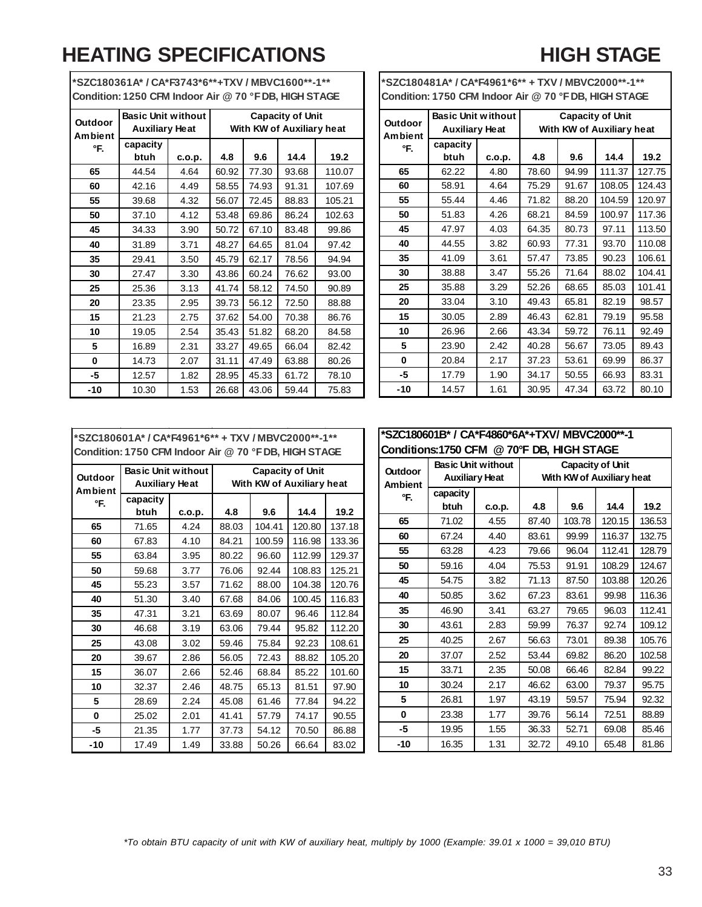# HEATING SPECIFICATIONS HIGH STAGE

| *SZC180361A* / CA*F3743*6**+TXV / MBVC1600**-1** Condition: 1250 CFM Indoor Air @ 70 °F DB, HIGH STAGE | | | | | | |
|---|---|---|---|---|---|---|
| Outdoor Ambient °F. | Basic Unit without Auxiliary Heat | | Capacity of Unit With KW of Auxiliary heat | | | |
| | capacity btuh | c.o.p. | 4.8 | 9.6 | 14.4 | 19.2 |
| 65 | 44.54 | 4.64 | 60.92 | 77.30 | 93.68 | 110.07 |
| 60 | 42.16 | 4.49 | 58.55 | 74.93 | 91.31 | 107.69 |
| 55 | 39.68 | 4.32 | 56.07 | 72.45 | 88.83 | 105.21 |
| 50 | 37.10 | 4.12 | 53.48 | 69.86 | 86.24 | 102.63 |
| 45 | 34.33 | 3.90 | 50.72 | 67.10 | 83.48 | 99.86 |
| 40 | 31.89 | 3.71 | 48.27 | 64.65 | 81.04 | 97.42 |
| 35 | 29.41 | 3.50 | 45.79 | 62.17 | 78.56 | 94.94 |
| 30 | 27.47 | 3.30 | 43.86 | 60.24 | 76.62 | 93.00 |
| 25 | 25.36 | 3.13 | 41.74 | 58.12 | 74.50 | 90.89 |
| 20 | 23.35 | 2.95 | 39.73 | 56.12 | 72.50 | 88.88 |
| 15 | 21.23 | 2.75 | 37.62 | 54.00 | 70.38 | 86.76 |
| 10 | 19.05 | 2.54 | 35.43 | 51.82 | 68.20 | 84.58 |
| 5 | 16.89 | 2.31 | 33.27 | 49.65 | 66.04 | 82.42 |
| 0 | 14.73 | 2.07 | 31.11 | 47.49 | 63.88 | 80.26 |
| -5 | 12.57 | 1.82 | 28.95 | 45.33 | 61.72 | 78.10 |
| -10 | 10.30 | 1.53 | 26.68 | 43.06 | 59.44 | 75.83 |

| *SZC180481A* / CA*F4961*6** + TXV / MBVC2000**-1** Condition: 1750 CFM Indoor Air @ 70 °F DB, HIGH STAGE | | | | | | |
|---|---|---|---|---|---|---|
| Outdoor Ambient °F. | Basic Unit without Auxiliary Heat | | Capacity of Unit With KW of Auxiliary heat | | | |
| | capacity btuh | c.o.p. | 4.8 | 9.6 | 14.4 | 19.2 |
| 65 | 62.22 | 4.80 | 78.60 | 94.99 | 111.37 | 127.75 |
| 60 | 58.91 | 4.64 | 75.29 | 91.67 | 108.05 | 124.43 |
| 55 | 55.44 | 4.46 | 71.82 | 88.20 | 104.59 | 120.97 |
| 50 | 51.83 | 4.26 | 68.21 | 84.59 | 100.97 | 117.36 |
| 45 | 47.97 | 4.03 | 64.35 | 80.73 | 97.11 | 113.50 |
| 40 | 44.55 | 3.82 | 60.93 | 77.31 | 93.70 | 110.08 |
| 35 | 41.09 | 3.61 | 57.47 | 73.85 | 90.23 | 106.61 |
| 30 | 38.88 | 3.47 | 55.26 | 71.64 | 88.02 | 104.41 |
| 25 | 35.88 | 3.29 | 52.26 | 68.65 | 85.03 | 101.41 |
| 20 | 33.04 | 3.10 | 49.43 | 65.81 | 82.19 | 98.57 |
| 15 | 30.05 | 2.89 | 46.43 | 62.81 | 79.19 | 95.58 |
| 10 | 26.96 | 2.66 | 43.34 | 59.72 | 76.11 | 92.49 |
| 5 | 23.90 | 2.42 | 40.28 | 56.67 | 73.05 | 89.43 |
| 0 | 20.84 | 2.17 | 37.23 | 53.61 | 69.99 | 86.37 |
| -5 | 17.79 | 1.90 | 34.17 | 50.55 | 66.93 | 83.31 |
| -10 | 14.57 | 1.61 | 30.95 | 47.34 | 63.72 | 80.10 |

| *SZC180601A* / CA*F4961*6** + TXV / MBVC2000**-1** Condition: 1750 CFM Indoor Air @ 70 °F DB, HIGH STAGE | | | | | | |
|---|---|---|---|---|---|---|
| Outdoor Ambient °F. | Basic Unit without Auxiliary Heat | | Capacity of Unit With KW of Auxiliary heat | | | |
| | capacity btuh | c.o.p. | 4.8 | 9.6 | 14.4 | 19.2 |
| 65 | 71.65 | 4.24 | 88.03 | 104.41 | 120.80 | 137.18 |
| 60 | 67.83 | 4.10 | 84.21 | 100.59 | 116.98 | 133.36 |
| 55 | 63.84 | 3.95 | 80.22 | 96.60 | 112.99 | 129.37 |
| 50 | 59.68 | 3.77 | 76.06 | 92.44 | 108.83 | 125.21 |
| 45 | 55.23 | 3.57 | 71.62 | 88.00 | 104.38 | 120.76 |
| 40 | 51.30 | 3.40 | 67.68 | 84.06 | 100.45 | 116.83 |
| 35 | 47.31 | 3.21 | 63.69 | 80.07 | 96.46 | 112.84 |
| 30 | 46.68 | 3.19 | 63.06 | 79.44 | 95.82 | 112.20 |
| 25 | 43.08 | 3.02 | 59.46 | 75.84 | 92.23 | 108.61 |
| 20 | 39.67 | 2.86 | 56.05 | 72.43 | 88.82 | 105.20 |
| 15 | 36.07 | 2.66 | 52.46 | 68.84 | 85.22 | 101.60 |
| 10 | 32.37 | 2.46 | 48.75 | 65.13 | 81.51 | 97.90 |
| 5 | 28.69 | 2.24 | 45.08 | 61.46 | 77.84 | 94.22 |
| 0 | 25.02 | 2.01 | 41.41 | 57.79 | 74.17 | 90.55 |
| -5 | 21.35 | 1.77 | 37.73 | 54.12 | 70.50 | 86.88 |
| -10 | 17.49 | 1.49 | 33.88 | 50.26 | 66.64 | 83.02 |

| *SZC180601B* / CA*F4860*6A*+TXV/ MBVC2000**-1 Conditions:1750 CFM @ 70°F DB, HIGH STAGE | | | | | | |
|---|---|---|---|---|---|---|
| Outdoor Ambient °F. | Basic Unit without Auxiliary Heat | | Capacity of Unit With KW of Auxiliary heat | | | |
| | capacity btuh | c.o.p. | 4.8 | 9.6 | 14.4 | 19.2 |
| 65 | 71.02 | 4.55 | 87.40 | 103.78 | 120.15 | 136.53 |
| 60 | 67.24 | 4.40 | 83.61 | 99.99 | 116.37 | 132.75 |
| 55 | 63.28 | 4.23 | 79.66 | 96.04 | 112.41 | 128.79 |
| 50 | 59.16 | 4.04 | 75.53 | 91.91 | 108.29 | 124.67 |
| 45 | 54.75 | 3.82 | 71.13 | 87.50 | 103.88 | 120.26 |
| 40 | 50.85 | 3.62 | 67.23 | 83.61 | 99.98 | 116.36 |
| 35 | 46.90 | 3.41 | 63.27 | 79.65 | 96.03 | 112.41 |
| 30 | 43.61 | 2.83 | 59.99 | 76.37 | 92.74 | 109.12 |
| 25 | 40.25 | 2.67 | 56.63 | 73.01 | 89.38 | 105.76 |
| 20 | 37.07 | 2.52 | 53.44 | 69.82 | 86.20 | 102.58 |
| 15 | 33.71 | 2.35 | 50.08 | 66.46 | 82.84 | 99.22 |
| 10 | 30.24 | 2.17 | 46.62 | 63.00 | 79.37 | 95.75 |
| 5 | 26.81 | 1.97 | 43.19 | 59.57 | 75.94 | 92.32 |
| 0 | 23.38 | 1.77 | 39.76 | 56.14 | 72.51 | 88.89 |
| -5 | 19.95 | 1.55 | 36.33 | 52.71 | 69.08 | 85.46 |
| -10 | 16.35 | 1.31 | 32.72 | 49.10 | 65.48 | 81.86 |

*\*To obtain BTU capacity of unit with KW of auxiliary heat, multiply by 1000 (Example: 39.01 x 1000 = 39,010 BTU)*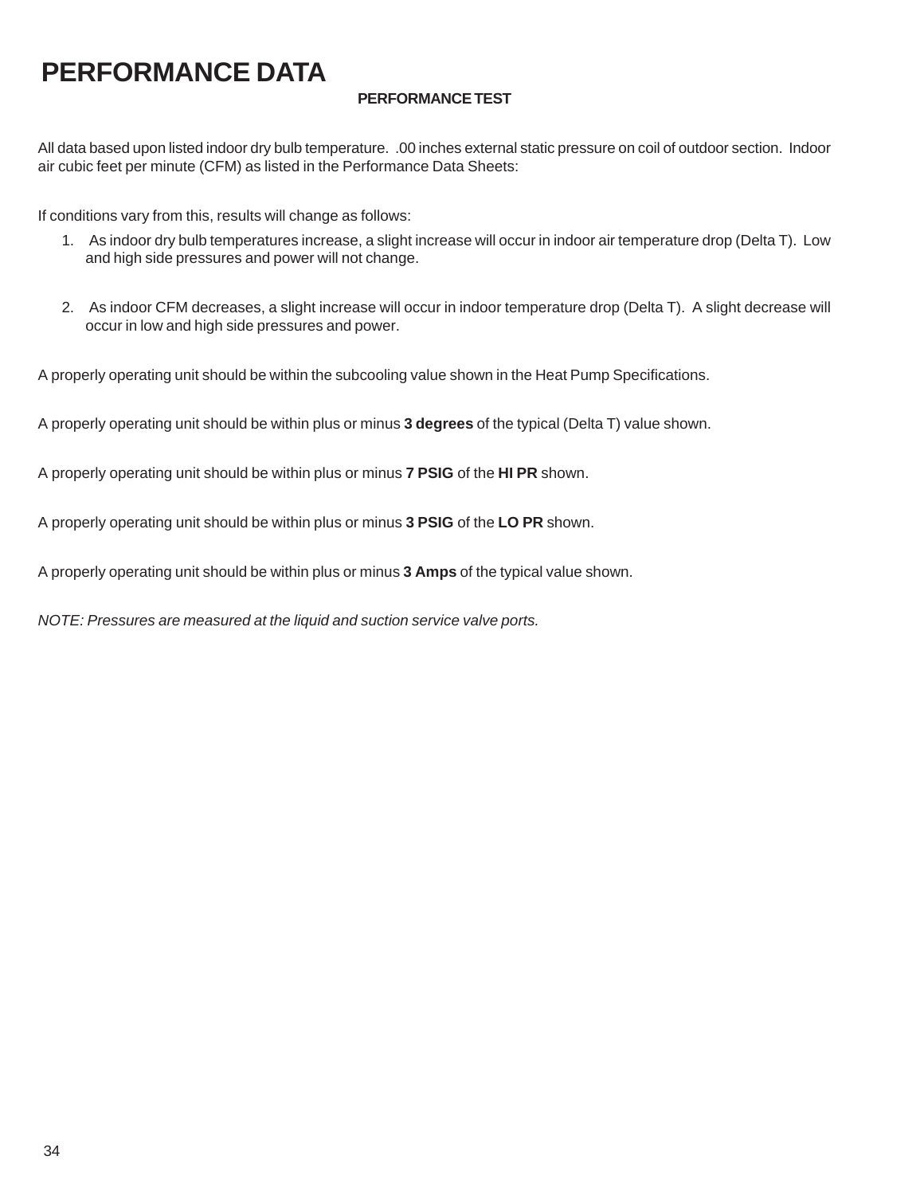# PERFORMANCE DATA

### PERFORMANCE TEST

All data based upon listed indoor dry bulb temperature. .00 inches external static pressure on coil of outdoor section. Indoor air cubic feet per minute (CFM) as listed in the Performance Data Sheets:

If conditions vary from this, results will change as follows:

1. As indoor dry bulb temperatures increase, a slight increase will occur in indoor air temperature drop (Delta T). Low and high side pressures and power will not change.

2. As indoor CFM decreases, a slight increase will occur in indoor temperature drop (Delta T). A slight decrease will occur in low and high side pressures and power.

A properly operating unit should be within the subcooling value shown in the Heat Pump Specifications.

A properly operating unit should be within plus or minus **3 degrees** of the typical (Delta T) value shown.

A properly operating unit should be within plus or minus **7 PSIG** of the **HI PR** shown.

A properly operating unit should be within plus or minus **3 PSIG** of the **LO PR** shown.

A properly operating unit should be within plus or minus **3 Amps** of the typical value shown.

*NOTE: Pressures are measured at the liquid and suction service valve ports.*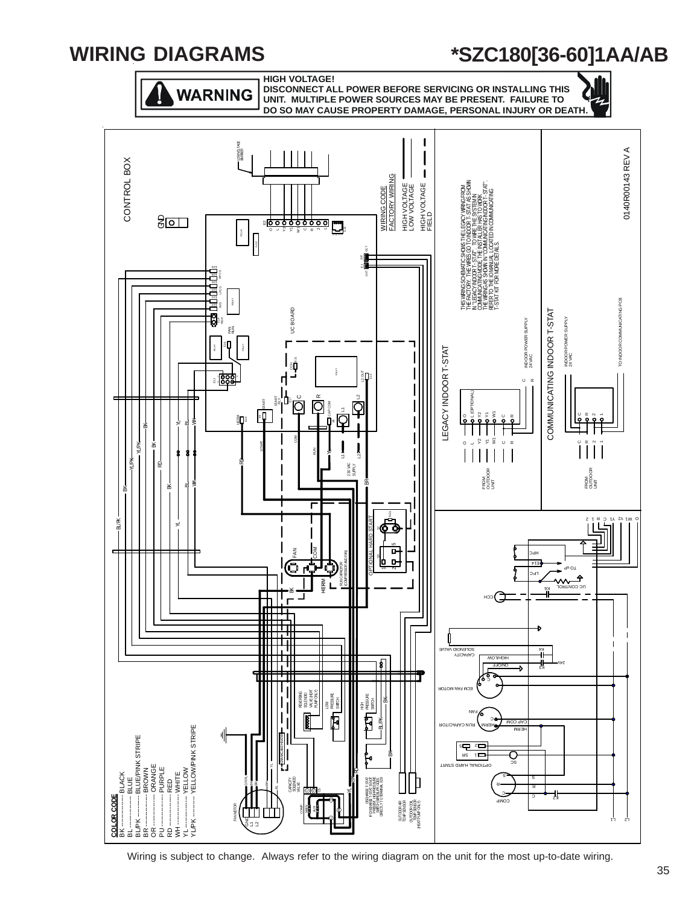# WIRING DIAGRAMS

# *SZC180[36-60]1AA/AB

**WARNING**

**HIGH VOLTAGE!**
**DISCONNECT ALL POWER BEFORE SERVICING OR INSTALLING THIS UNIT. MULTIPLE POWER SOURCES MAY BE PRESENT. FAILURE TO DO SO MAY CAUSE PROPERTY DAMAGE, PERSONAL INJURY OR DEATH.**

CONTROL BOX

UC BOARD

LEGACY INDOOR T-STAT

COMMUNICATING INDOOR T-STAT

THIS WIRING SCHEMATIC SHOWS THE LEGACY WIRING FROM THE FACTORY. THE WIRES GO TO INDOOR T-STAT AS SHOWN IN "LEGACY INDOOR T-STAT". TO WIRE THE SYSTEM IN COMMUNICATING MODE THE INSTALLER HAS TO WORK THE WIRING AS SHOWN IN "COMMUNICATING INDOOR T-STAT". REFER TO THE IO MANUAL LOCATED IN COMMUNICATING T-STAT KIT FOR MORE DETAILS.

WIRING CODE
FACTORY WIRING
HIGH VOLTAGE
LOW VOLTAGE
HIGH VOLTAGE FIELD

0140R00143 REV A

OPTIONAL HARD START

COLOR CODE
BK ------------ BLACK
BL ------------ BLUE
BL/PK -------- BLUE/PINK STRIPE
BR ------------ BROWN
OR ------------ ORANGE
PU ------------ PURPLE
RD ------------ RED
WH ------------ WHITE
YL ------------ YELLOW
YL/PK -------- YELLOW/PINK STRIPE

Wiring is subject to change. Always refer to the wiring diagram on the unit for the most up-to-date wiring.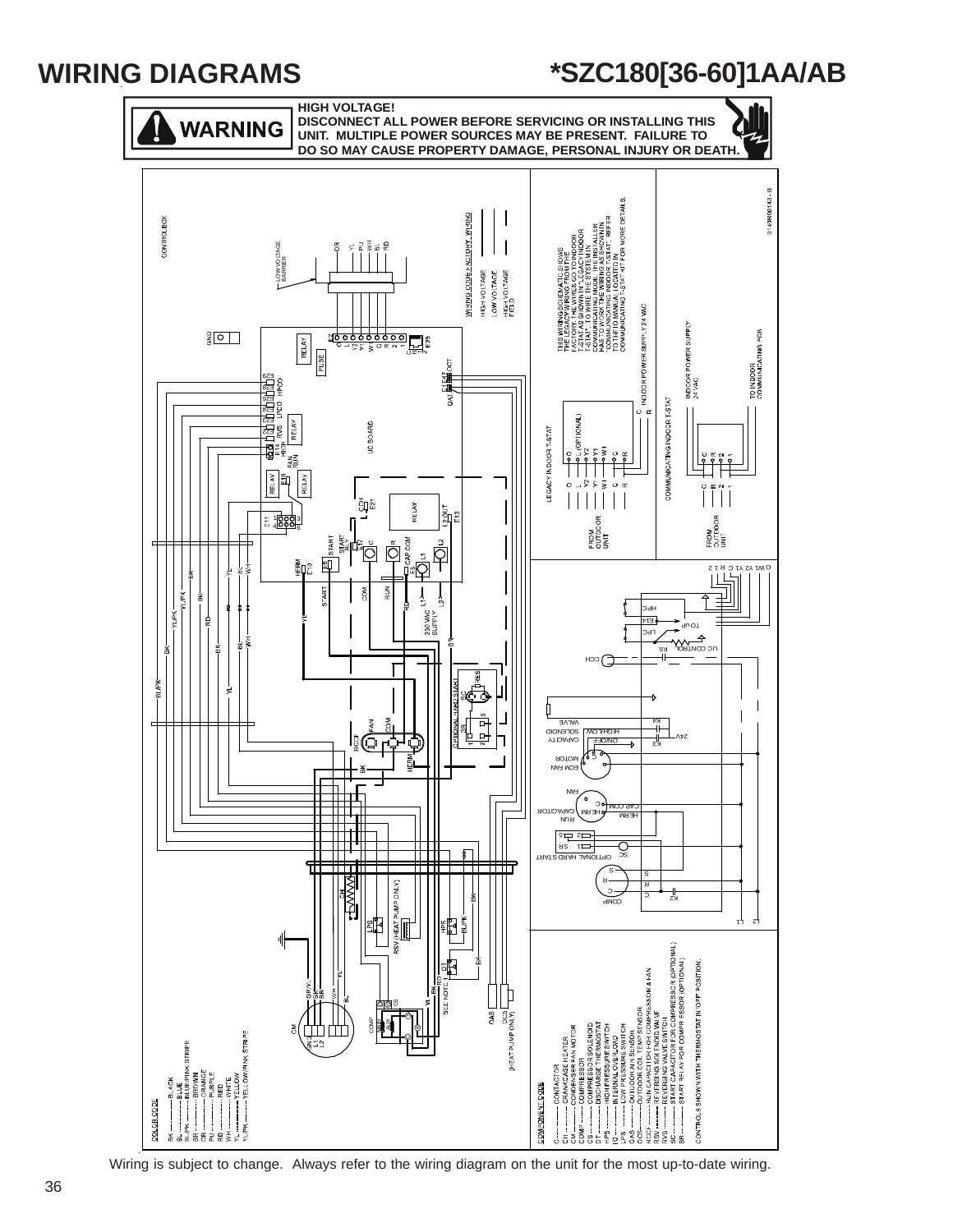# WIRING DIAGRAMS

## *SZC180[36-60]1AA/AB

**WARNING**

**HIGH VOLTAGE!**
**DISCONNECT ALL POWER BEFORE SERVICING OR INSTALLING THIS UNIT. MULTIPLE POWER SOURCES MAY BE PRESENT. FAILURE TO DO SO MAY CAUSE PROPERTY DAMAGE, PERSONAL INJURY OR DEATH.**

**COLOR CODE**

- BK ........... BLACK
- BL ........... BLUE
- BL/PK ....... BLUE/PINK STRIPE
- BR ........... BROWN
- OR ........... ORANGE
- PU ........... PURPLE
- RD ........... RED
- WH ........... WHITE
- YL ........... YELLOW
- YL/PK ....... YELLOW/PINK STRIPE

**COMPONENT CODE**

- C ........... CONTACTOR
- CH ........... CRANKCASE HEATER
- CM ........... CONDENSER FAN MOTOR
- COMP ....... COMPRESSOR
- CS ........... COMPRESSOR SOLENOID
- DT ........... DISCHARGE THERMOSTAT
- HPS ......... HIGH PRESSURE SWITCH
- IO ........... INTERNAL OVERLOAD
- LPS ......... LOW PRESSURE SWITCH
- OAS ......... OUTDOOR AIR SENSOR
- OCS ......... OUTDOOR COIL TEMP SENSOR
- RCCF ....... RUN CAPACITOR FOR COMPRESSOR & FAN
- RSV ......... REVERSING SOLENOID VALVE
- RVS ......... REVERSING VALVE SWITCH
- SC ........... START CAPACITOR FOR COMPRESSOR (OPTIONAL)
- SR ........... START RELAY FOR COMPRESSOR (OPTIONAL)

CONTROLS SHOWN WITH THERMOSTAT IN "OFF" POSITION.

**WIRING CODE FACTORY WIRING**

- HIGH VOLTAGE
- LOW VOLTAGE
- HIGH VOLTAGE FIELD

THIS WIRING SCHEMATIC SHOWS THE LEGACY WIRING FROM THE FACTORY. THE WIRES GO TO INDOOR T-STAT AS SHOWN IN "LEGACY INDOOR T-STAT". TO WIRE THE SYSTEM IN COMMUNICATING MODE, THE INSTALLER HAS TO WORK THE WIRING AS SHOWN IN "COMMUNICATING INDOOR T-STAT". REFER TO THE IO MANUAL LOCATED IN COMMUNICATING T-STAT KIT FOR MORE DETAILS.

0140N00143-B

Wiring is subject to change. Always refer to the wiring diagram on the unit for the most up-to-date wiring.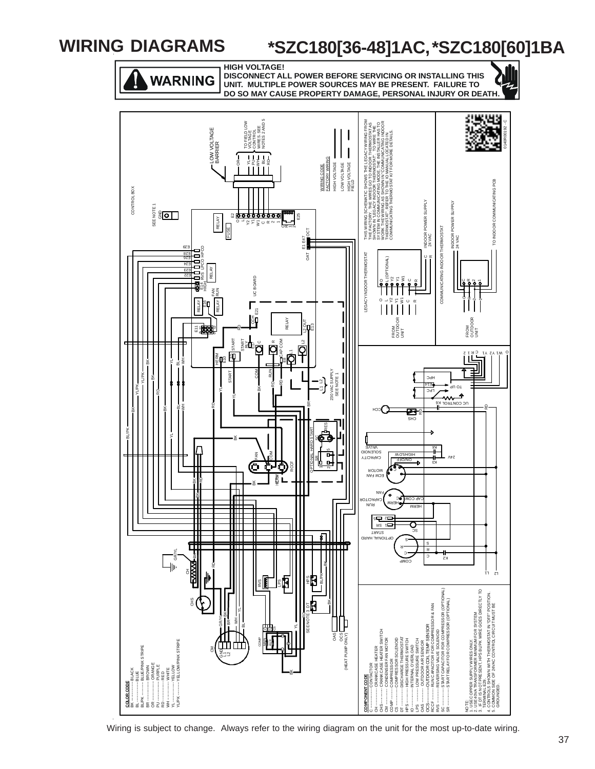# WIRING DIAGRAMS

# *SZC180[36-48]1AC, *SZC180[60]1BA

**WARNING**

**HIGH VOLTAGE!**
**DISCONNECT ALL POWER BEFORE SERVICING OR INSTALLING THIS UNIT. MULTIPLE POWER SOURCES MAY BE PRESENT. FAILURE TO DO SO MAY CAUSE PROPERTY DAMAGE, PERSONAL INJURY OR DEATH.**

COLOR CODE
BK ---------- BLACK
BL ---------- BLUE
BL/PK ------- BLUE/PINK STRIPE
BR ---------- BROWN
OR ---------- ORANGE
PU ---------- PURPLE
RD ---------- RED
WH ---------- WHITE
YL ---------- YELLOW
YL/PK ------- YELLOW/PINK STRIPE

COMPONENT CODE
C ---------- CONTACTOR
CH --------- CRANKCASE HEATER
CHS -------- CRANKCASE HEATER SWITCH
CM --------- CONDENSER FAN MOTOR
COMP ------- COMPRESSOR
CS --------- COMPRESSOR SOLENOID
DT --------- DISCHARGE THERMOSTAT
HPS -------- HIGH PRESSURE SWITCH
IO --------- INTERNAL OVERLOAD
LPS -------- LOW PRESSURE SWITCH
OAS -------- OUTDOOR AIR SENSOR
OCS -------- OUTDOOR COIL TEMP SENSOR
RCCF ------- RUN CAPACITOR FOR COMPRESSOR & FAN
RVS -------- REVERSING VALVE SOLENOID
SC --------- START CAPACITOR FOR COMPRESSOR (OPTIONAL)
SR --------- START RELAY FOR COMPRESSOR (OPTIONAL)

NOTE:
1. USE COPPER SUPPLY WIRES ONLY.
2. USE 40VA TRANSFORMER MINIMUM FOR SYSTEM.
3. IF DT IS NOT PRESENT, HPS BL/PK WIRE GOES DIRECTLY TO TERMINAL E29.
4. CONTROLS SHOWN WITH THERMOSTAT IN "OFF" POSITION.
5. COMMON SIDE OF 24VAC CONTROL CIRCUIT MUST BE GROUNDED.

WIRING CODE
FACTORY WIRING
HIGH VOLTAGE
LOW VOLTAGE
HIGH VOLTAGE
FIELD

THIS WIRING SCHEMATIC SHOWS THE LEGACY WIRING FROM THE FACTORY. THE WIRES GO TO INDOOR THERMOSTAT AS SHOWN IN LEGACY INDOOR THERMOSTAT. TO WIRE THE SYSTEM IN COMMUNICATING MODE, THE INSTALLER HAS TO WORK THE WIRING AS SHOWN IN "COMMUNICATING INDOOR THERMOSTAT". REFER TO THE IO MANUAL LOCATED IN COMMUNICATING THERMOSTAT KIT FOR MORE DETAILS.

LEGACY INDOOR THERMOSTAT
FROM OUTDOOR UNIT
O L Y2 Y1 W1 C R (OPTIONAL)
INDOOR POWER SUPPLY 24 VAC

COMMUNICATING INDOOR THERMOSTAT
FROM OUTDOOR UNIT
C R 2 1
INDOOR POWER SUPPLY 24 VAC
TO INDOOR COMMUNICATING PCB

LOW VOLTAGE BARRIER
TO FIELD LOW VOLTAGE CONTROL WIRES. SEE NOTES 2 AND 5

CONTROL BOX
SEE NOTE 1
GND
UC BOARD
230 VAC SUPPLY SEE NOTE 1
L1 L2
OPTIONAL HARD START
SEE NOTE 3 DT
OAS OCS (HEAT PUMP ONLY)

0140R00192 - C

Wiring is subject to change. Always refer to the wiring diagram on the unit for the most up-to-date wiring.